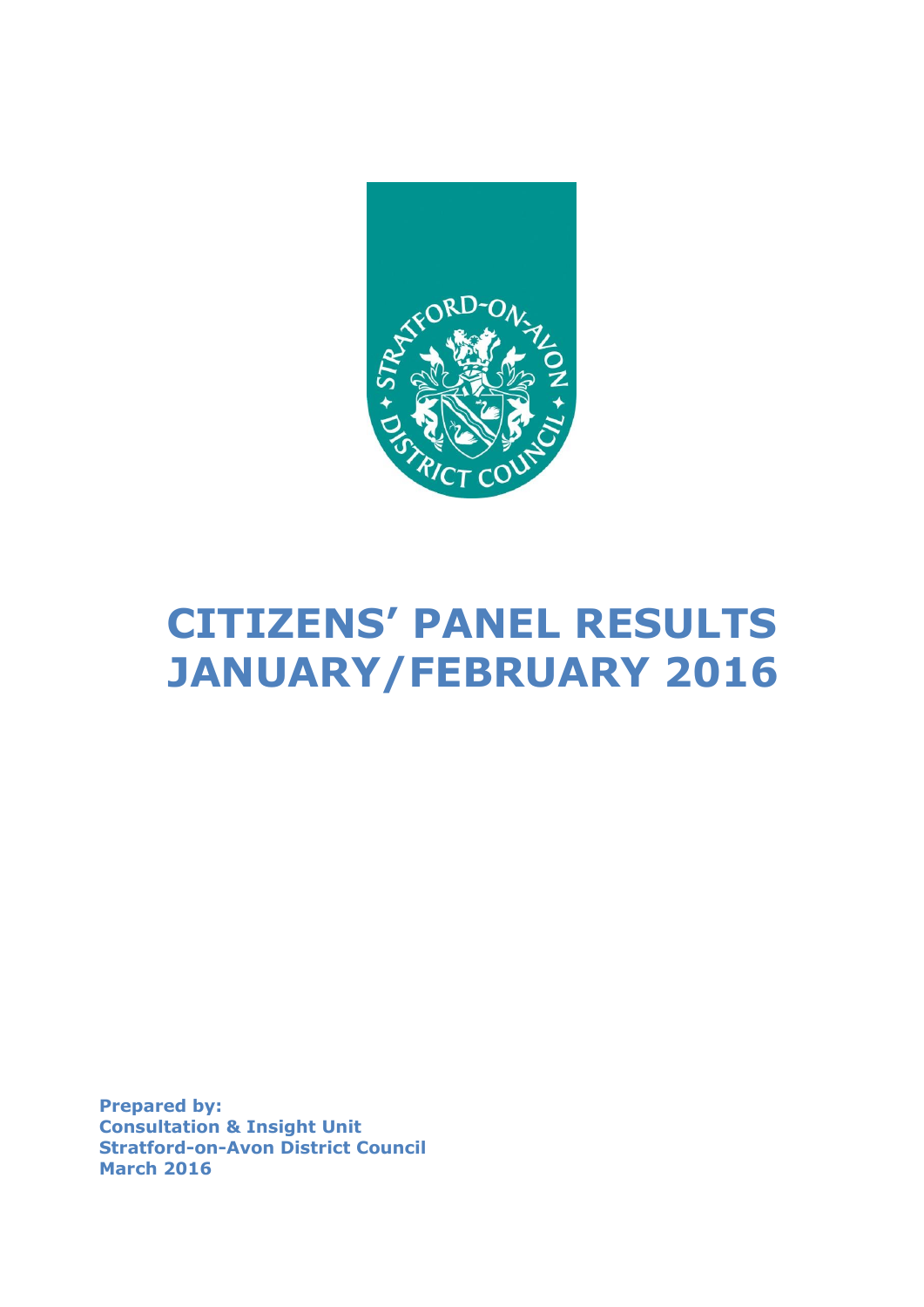# CITIZENS' PANEL RESULTS JANUARY/FEBRUARY 2016

**Prepared by:**
**Consultation & Insight Unit**
**Stratford-on-Avon District Council**
**March 2016**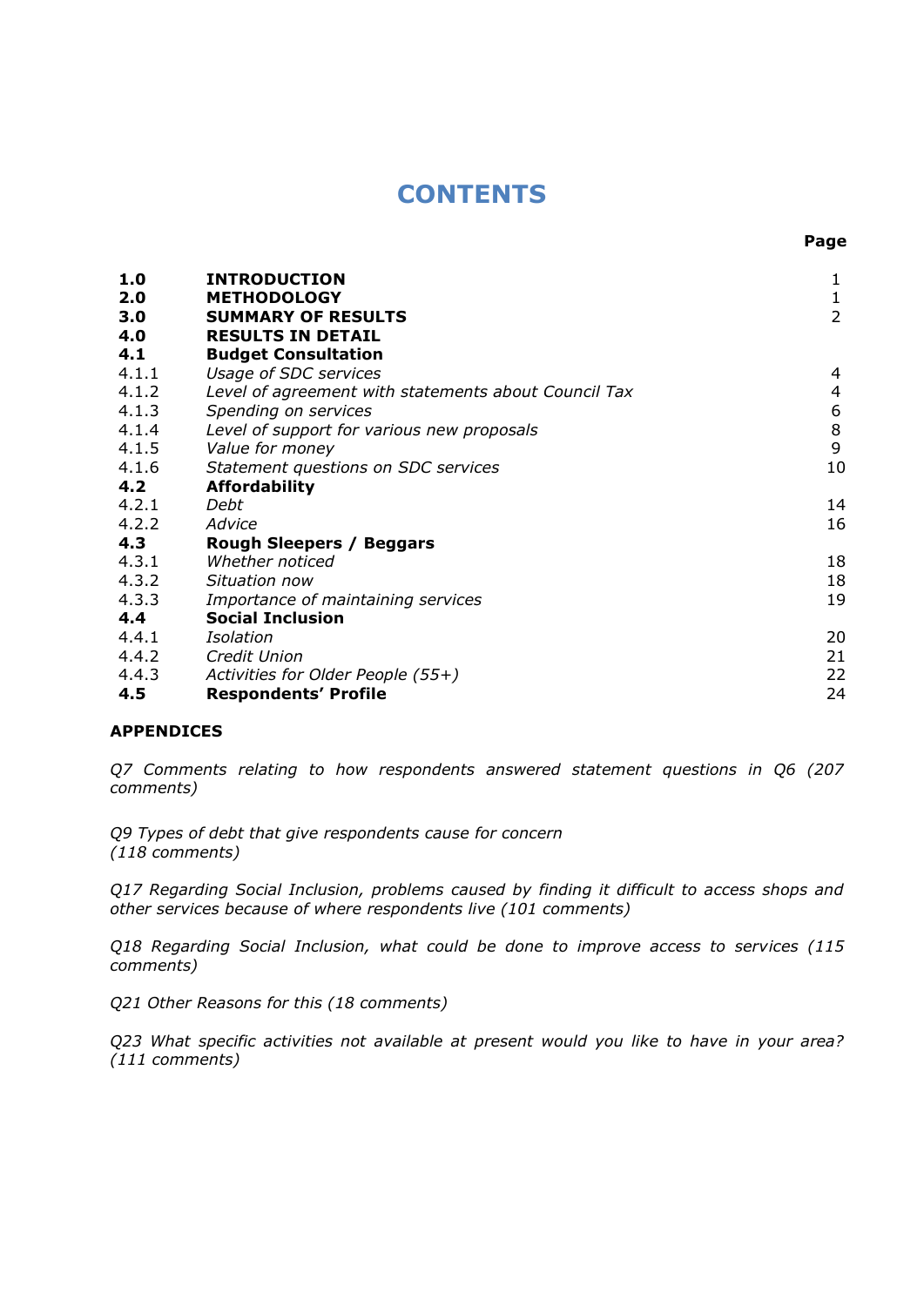# CONTENTS

| | | Page |
|---|---|---|
| **1.0** | **INTRODUCTION** | 1 |
| **2.0** | **METHODOLOGY** | 1 |
| **3.0** | **SUMMARY OF RESULTS** | 2 |
| **4.0** | **RESULTS IN DETAIL** | |
| **4.1** | **Budget Consultation** | |
| 4.1.1 | *Usage of SDC services* | 4 |
| 4.1.2 | *Level of agreement with statements about Council Tax* | 4 |
| 4.1.3 | *Spending on services* | 6 |
| 4.1.4 | *Level of support for various new proposals* | 8 |
| 4.1.5 | *Value for money* | 9 |
| 4.1.6 | *Statement questions on SDC services* | 10 |
| **4.2** | **Affordability** | |
| 4.2.1 | *Debt* | 14 |
| 4.2.2 | *Advice* | 16 |
| **4.3** | **Rough Sleepers / Beggars** | |
| 4.3.1 | *Whether noticed* | 18 |
| 4.3.2 | *Situation now* | 18 |
| 4.3.3 | *Importance of maintaining services* | 19 |
| **4.4** | **Social Inclusion** | |
| 4.4.1 | *Isolation* | 20 |
| 4.4.2 | *Credit Union* | 21 |
| 4.4.3 | *Activities for Older People (55+)* | 22 |
| **4.5** | **Respondents' Profile** | 24 |

**APPENDICES**

*Q7 Comments relating to how respondents answered statement questions in Q6 (207 comments)*

*Q9 Types of debt that give respondents cause for concern (118 comments)*

*Q17 Regarding Social Inclusion, problems caused by finding it difficult to access shops and other services because of where respondents live (101 comments)*

*Q18 Regarding Social Inclusion, what could be done to improve access to services (115 comments)*

*Q21 Other Reasons for this (18 comments)*

*Q23 What specific activities not available at present would you like to have in your area? (111 comments)*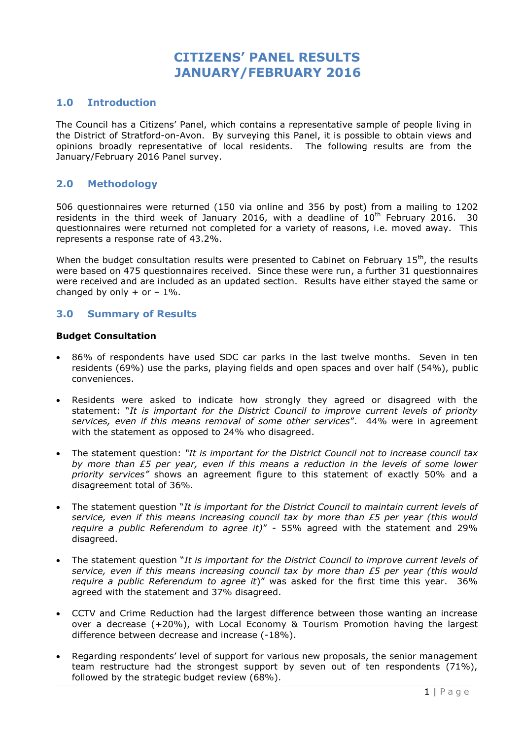# CITIZENS' PANEL RESULTS JANUARY/FEBRUARY 2016

## 1.0 Introduction

The Council has a Citizens' Panel, which contains a representative sample of people living in the District of Stratford-on-Avon. By surveying this Panel, it is possible to obtain views and opinions broadly representative of local residents. The following results are from the January/February 2016 Panel survey.

## 2.0 Methodology

506 questionnaires were returned (150 via online and 356 by post) from a mailing to 1202 residents in the third week of January 2016, with a deadline of 10th February 2016. 30 questionnaires were returned not completed for a variety of reasons, i.e. moved away. This represents a response rate of 43.2%.

When the budget consultation results were presented to Cabinet on February 15th, the results were based on 475 questionnaires received. Since these were run, a further 31 questionnaires were received and are included as an updated section. Results have either stayed the same or changed by only + or – 1%.

## 3.0 Summary of Results

**Budget Consultation**

- 86% of respondents have used SDC car parks in the last twelve months. Seven in ten residents (69%) use the parks, playing fields and open spaces and over half (54%), public conveniences.
- Residents were asked to indicate how strongly they agreed or disagreed with the statement: "*It is important for the District Council to improve current levels of priority services, even if this means removal of some other services*". 44% were in agreement with the statement as opposed to 24% who disagreed.
- The statement question: *"It is important for the District Council not to increase council tax by more than £5 per year, even if this means a reduction in the levels of some lower priority services"* shows an agreement figure to this statement of exactly 50% and a disagreement total of 36%.
- The statement question "*It is important for the District Council to maintain current levels of service, even if this means increasing council tax by more than £5 per year (this would require a public Referendum to agree it)*" - 55% agreed with the statement and 29% disagreed.
- The statement question "*It is important for the District Council to improve current levels of service, even if this means increasing council tax by more than £5 per year (this would require a public Referendum to agree it*)" was asked for the first time this year. 36% agreed with the statement and 37% disagreed.
- CCTV and Crime Reduction had the largest difference between those wanting an increase over a decrease (+20%), with Local Economy & Tourism Promotion having the largest difference between decrease and increase (-18%).
- Regarding respondents' level of support for various new proposals, the senior management team restructure had the strongest support by seven out of ten respondents (71%), followed by the strategic budget review (68%).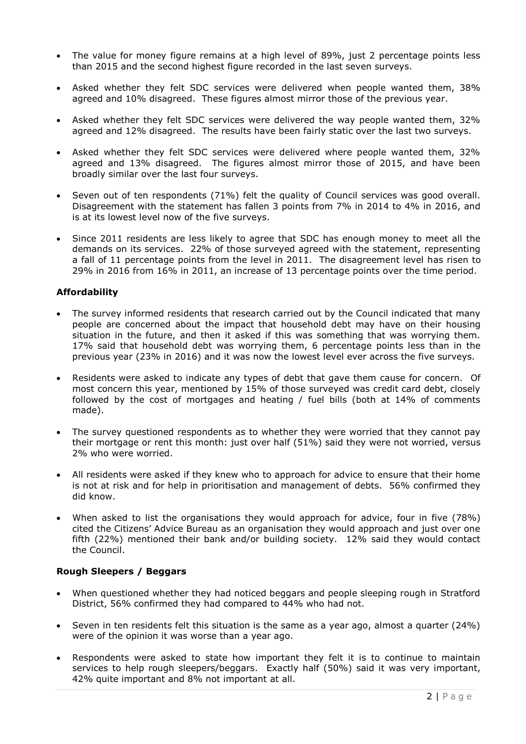- The value for money figure remains at a high level of 89%, just 2 percentage points less than 2015 and the second highest figure recorded in the last seven surveys.
- Asked whether they felt SDC services were delivered when people wanted them, 38% agreed and 10% disagreed. These figures almost mirror those of the previous year.
- Asked whether they felt SDC services were delivered the way people wanted them, 32% agreed and 12% disagreed. The results have been fairly static over the last two surveys.
- Asked whether they felt SDC services were delivered where people wanted them, 32% agreed and 13% disagreed. The figures almost mirror those of 2015, and have been broadly similar over the last four surveys.
- Seven out of ten respondents (71%) felt the quality of Council services was good overall. Disagreement with the statement has fallen 3 points from 7% in 2014 to 4% in 2016, and is at its lowest level now of the five surveys.
- Since 2011 residents are less likely to agree that SDC has enough money to meet all the demands on its services. 22% of those surveyed agreed with the statement, representing a fall of 11 percentage points from the level in 2011. The disagreement level has risen to 29% in 2016 from 16% in 2011, an increase of 13 percentage points over the time period.

**Affordability**

- The survey informed residents that research carried out by the Council indicated that many people are concerned about the impact that household debt may have on their housing situation in the future, and then it asked if this was something that was worrying them. 17% said that household debt was worrying them, 6 percentage points less than in the previous year (23% in 2016) and it was now the lowest level ever across the five surveys.
- Residents were asked to indicate any types of debt that gave them cause for concern. Of most concern this year, mentioned by 15% of those surveyed was credit card debt, closely followed by the cost of mortgages and heating / fuel bills (both at 14% of comments made).
- The survey questioned respondents as to whether they were worried that they cannot pay their mortgage or rent this month: just over half (51%) said they were not worried, versus 2% who were worried.
- All residents were asked if they knew who to approach for advice to ensure that their home is not at risk and for help in prioritisation and management of debts. 56% confirmed they did know.
- When asked to list the organisations they would approach for advice, four in five (78%) cited the Citizens' Advice Bureau as an organisation they would approach and just over one fifth (22%) mentioned their bank and/or building society. 12% said they would contact the Council.

**Rough Sleepers / Beggars**

- When questioned whether they had noticed beggars and people sleeping rough in Stratford District, 56% confirmed they had compared to 44% who had not.
- Seven in ten residents felt this situation is the same as a year ago, almost a quarter (24%) were of the opinion it was worse than a year ago.
- Respondents were asked to state how important they felt it is to continue to maintain services to help rough sleepers/beggars. Exactly half (50%) said it was very important, 42% quite important and 8% not important at all.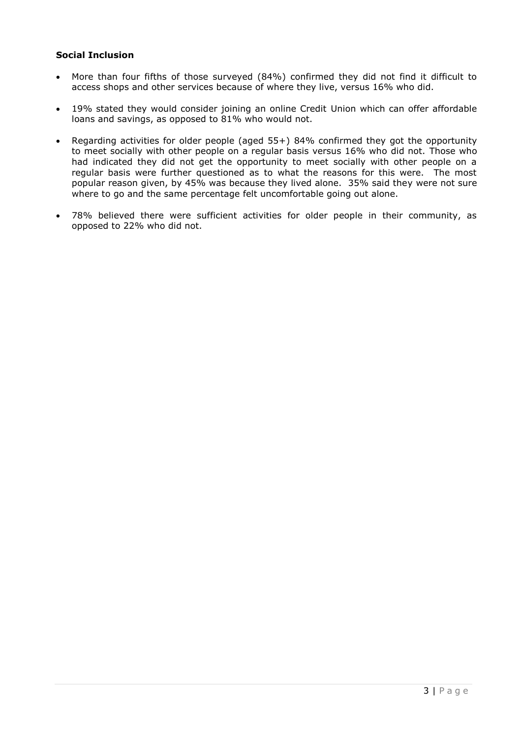**Social Inclusion**

- More than four fifths of those surveyed (84%) confirmed they did not find it difficult to access shops and other services because of where they live, versus 16% who did.

- 19% stated they would consider joining an online Credit Union which can offer affordable loans and savings, as opposed to 81% who would not.

- Regarding activities for older people (aged 55+) 84% confirmed they got the opportunity to meet socially with other people on a regular basis versus 16% who did not. Those who had indicated they did not get the opportunity to meet socially with other people on a regular basis were further questioned as to what the reasons for this were. The most popular reason given, by 45% was because they lived alone. 35% said they were not sure where to go and the same percentage felt uncomfortable going out alone.

- 78% believed there were sufficient activities for older people in their community, as opposed to 22% who did not.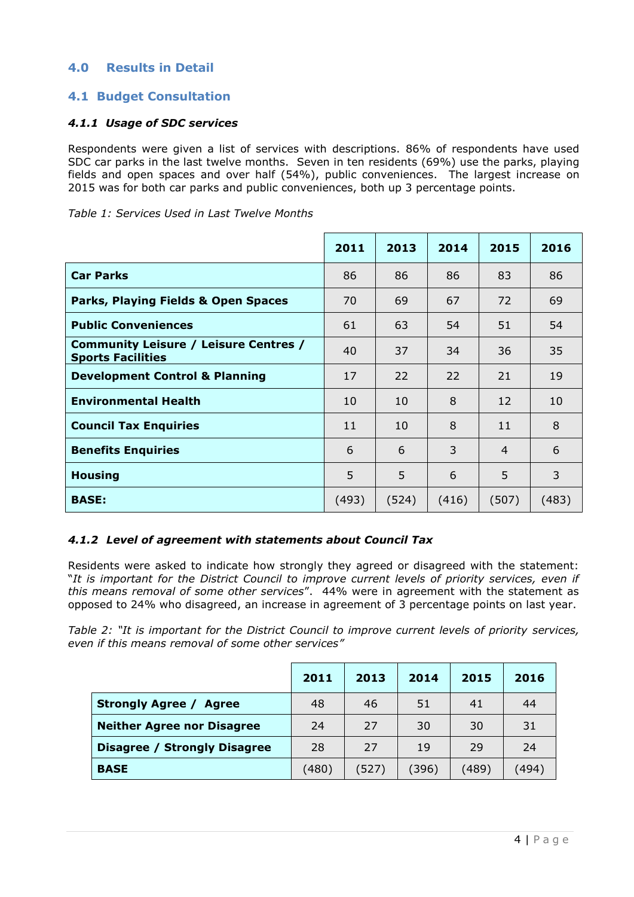## 4.0 Results in Detail

### 4.1 Budget Consultation

#### *4.1.1 Usage of SDC services*

Respondents were given a list of services with descriptions. 86% of respondents have used SDC car parks in the last twelve months. Seven in ten residents (69%) use the parks, playing fields and open spaces and over half (54%), public conveniences. The largest increase on 2015 was for both car parks and public conveniences, both up 3 percentage points.

*Table 1: Services Used in Last Twelve Months*

| | 2011 | 2013 | 2014 | 2015 | 2016 |
|---|---|---|---|---|---|
| **Car Parks** | 86 | 86 | 86 | 83 | 86 |
| **Parks, Playing Fields & Open Spaces** | 70 | 69 | 67 | 72 | 69 |
| **Public Conveniences** | 61 | 63 | 54 | 51 | 54 |
| **Community Leisure / Leisure Centres / Sports Facilities** | 40 | 37 | 34 | 36 | 35 |
| **Development Control & Planning** | 17 | 22 | 22 | 21 | 19 |
| **Environmental Health** | 10 | 10 | 8 | 12 | 10 |
| **Council Tax Enquiries** | 11 | 10 | 8 | 11 | 8 |
| **Benefits Enquiries** | 6 | 6 | 3 | 4 | 6 |
| **Housing** | 5 | 5 | 6 | 5 | 3 |
| **BASE:** | (493) | (524) | (416) | (507) | (483) |

#### *4.1.2 Level of agreement with statements about Council Tax*

Residents were asked to indicate how strongly they agreed or disagreed with the statement: "*It is important for the District Council to improve current levels of priority services, even if this means removal of some other services*". 44% were in agreement with the statement as opposed to 24% who disagreed, an increase in agreement of 3 percentage points on last year.

*Table 2: "It is important for the District Council to improve current levels of priority services, even if this means removal of some other services"*

| | 2011 | 2013 | 2014 | 2015 | 2016 |
|---|---|---|---|---|---|
| **Strongly Agree / Agree** | 48 | 46 | 51 | 41 | 44 |
| **Neither Agree nor Disagree** | 24 | 27 | 30 | 30 | 31 |
| **Disagree / Strongly Disagree** | 28 | 27 | 19 | 29 | 24 |
| **BASE** | (480) | (527) | (396) | (489) | (494) |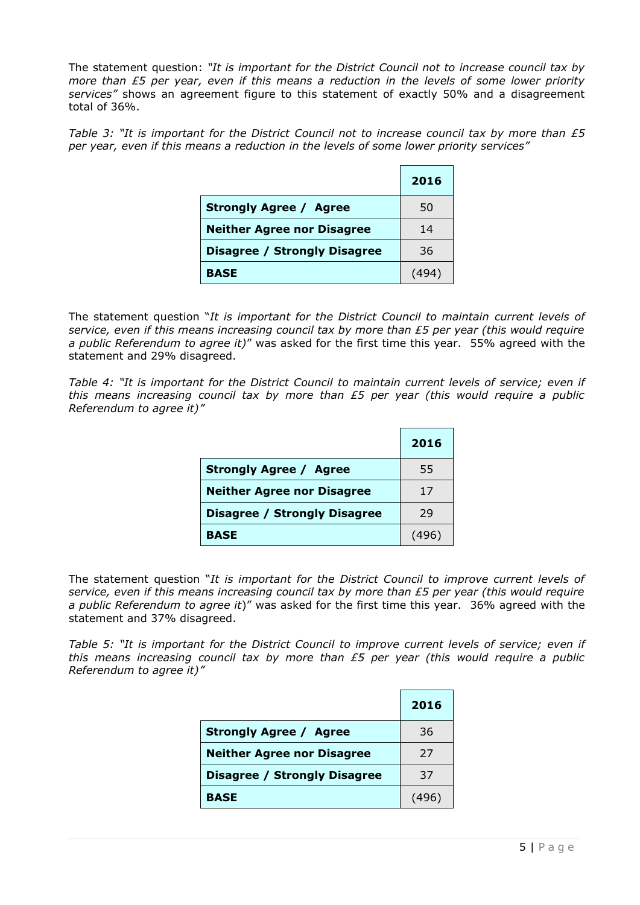The statement question: *"It is important for the District Council not to increase council tax by more than £5 per year, even if this means a reduction in the levels of some lower priority services"* shows an agreement figure to this statement of exactly 50% and a disagreement total of 36%.

*Table 3: "It is important for the District Council not to increase council tax by more than £5 per year, even if this means a reduction in the levels of some lower priority services"*

| | **2016** |
|---|---|
| **Strongly Agree / Agree** | 50 |
| **Neither Agree nor Disagree** | 14 |
| **Disagree / Strongly Disagree** | 36 |
| **BASE** | (494) |

The statement question "*It is important for the District Council to maintain current levels of service, even if this means increasing council tax by more than £5 per year (this would require a public Referendum to agree it)*" was asked for the first time this year. 55% agreed with the statement and 29% disagreed.

*Table 4: "It is important for the District Council to maintain current levels of service; even if this means increasing council tax by more than £5 per year (this would require a public Referendum to agree it)"*

| | **2016** |
|---|---|
| **Strongly Agree / Agree** | 55 |
| **Neither Agree nor Disagree** | 17 |
| **Disagree / Strongly Disagree** | 29 |
| **BASE** | (496) |

The statement question "*It is important for the District Council to improve current levels of service, even if this means increasing council tax by more than £5 per year (this would require a public Referendum to agree it*)" was asked for the first time this year. 36% agreed with the statement and 37% disagreed.

*Table 5: "It is important for the District Council to improve current levels of service; even if this means increasing council tax by more than £5 per year (this would require a public Referendum to agree it)"*

| | **2016** |
|---|---|
| **Strongly Agree / Agree** | 36 |
| **Neither Agree nor Disagree** | 27 |
| **Disagree / Strongly Disagree** | 37 |
| **BASE** | (496) |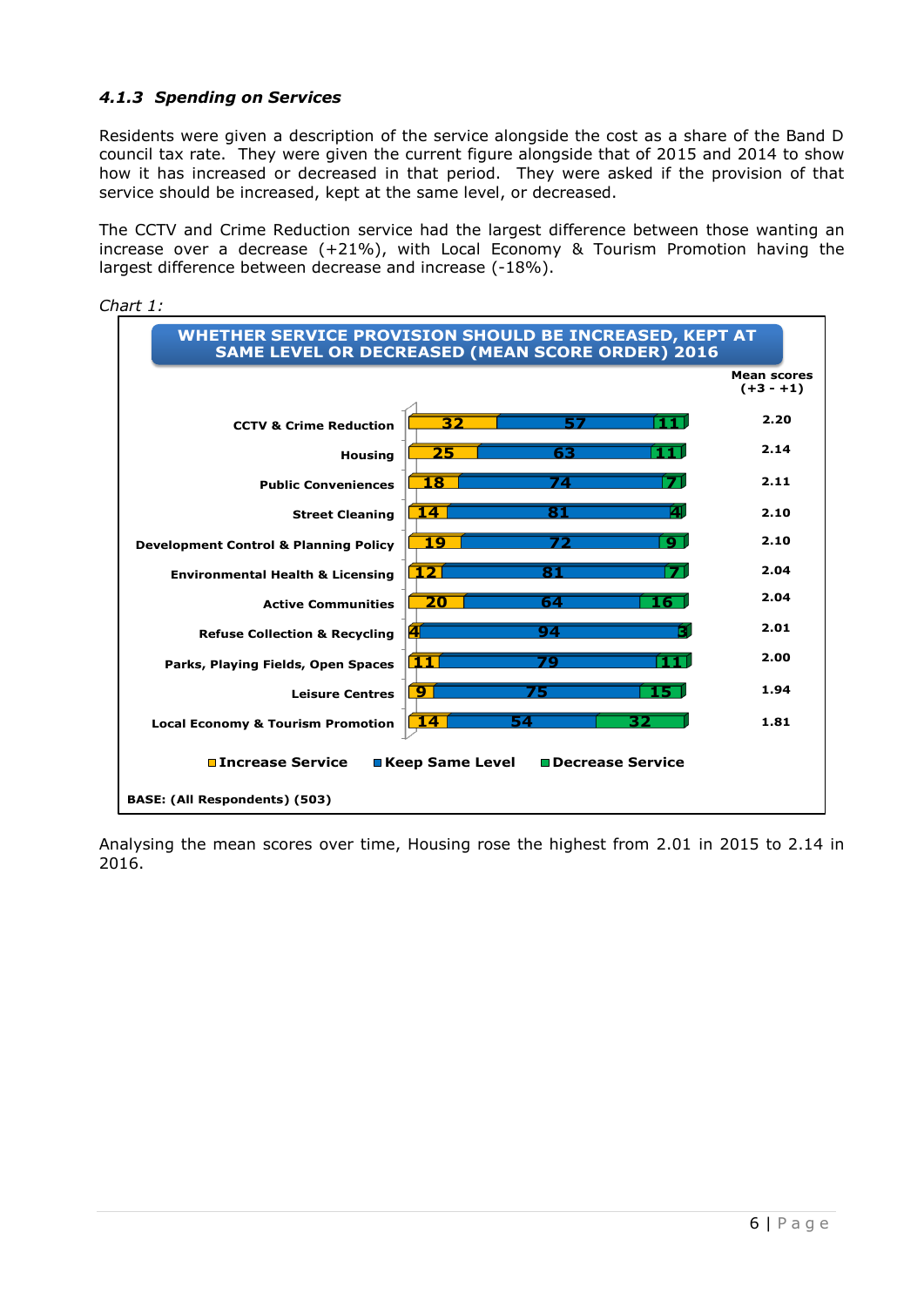#### *4.1.3 Spending on Services*

Residents were given a description of the service alongside the cost as a share of the Band D council tax rate. They were given the current figure alongside that of 2015 and 2014 to show how it has increased or decreased in that period. They were asked if the provision of that service should be increased, kept at the same level, or decreased.

The CCTV and Crime Reduction service had the largest difference between those wanting an increase over a decrease (+21%), with Local Economy & Tourism Promotion having the largest difference between decrease and increase (-18%).

*Chart 1:*

**WHETHER SERVICE PROVISION SHOULD BE INCREASED, KEPT AT SAME LEVEL OR DECREASED (MEAN SCORE ORDER) 2016**

| Service | Increase Service | Keep Same Level | Decrease Service | Mean scores (+3 - +1) |
|---|---|---|---|---|
| CCTV & Crime Reduction | 32 | 57 | 11 | 2.20 |
| Housing | 25 | 63 | 11 | 2.14 |
| Public Conveniences | 18 | 74 | 7 | 2.11 |
| Street Cleaning | 14 | 81 | 4 | 2.10 |
| Development Control & Planning Policy | 19 | 72 | 9 | 2.10 |
| Environmental Health & Licensing | 12 | 81 | 7 | 2.04 |
| Active Communities | 20 | 64 | 16 | 2.04 |
| Refuse Collection & Recycling | 4 | 94 | 3 | 2.01 |
| Parks, Playing Fields, Open Spaces | 11 | 79 | 11 | 2.00 |
| Leisure Centres | 9 | 75 | 15 | 1.94 |
| Local Economy & Tourism Promotion | 14 | 54 | 32 | 1.81 |

**BASE: (All Respondents) (503)**

Analysing the mean scores over time, Housing rose the highest from 2.01 in 2015 to 2.14 in 2016.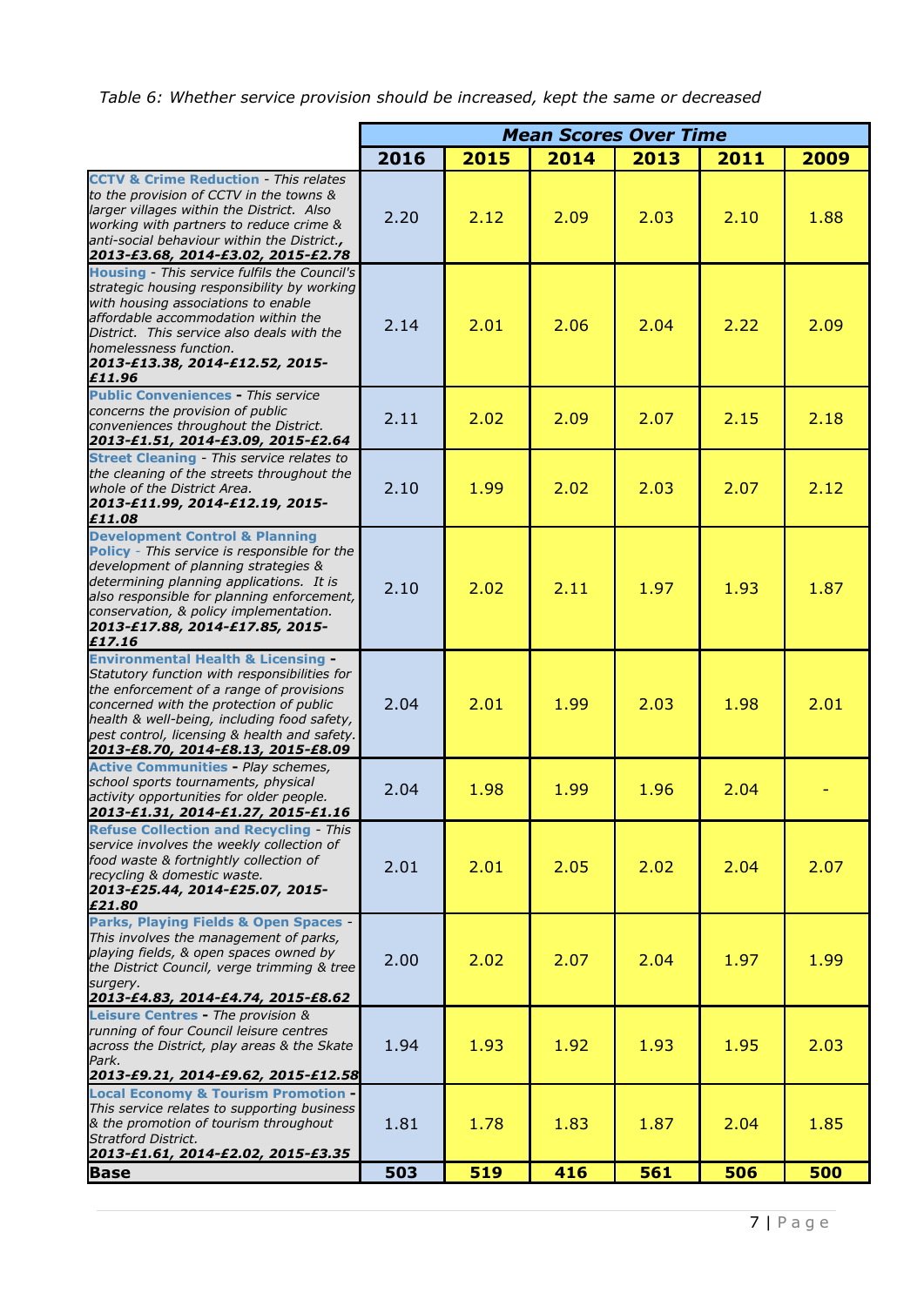*Table 6: Whether service provision should be increased, kept the same or decreased*

| | Mean Scores Over Time | | | | | |
|---|---|---|---|---|---|---|
| | **2016** | **2015** | **2014** | **2013** | **2011** | **2009** |
| **CCTV & Crime Reduction** - *This relates to the provision of CCTV in the towns & larger villages within the District. Also working with partners to reduce crime & anti-social behaviour within the District.,* ***2013-£3.68, 2014-£3.02, 2015-£2.78*** | 2.20 | 2.12 | 2.09 | 2.03 | 2.10 | 1.88 |
| **Housing** - *This service fulfils the Council's strategic housing responsibility by working with housing associations to enable affordable accommodation within the District. This service also deals with the homelessness function.* ***2013-£13.38, 2014-£12.52, 2015-£11.96*** | 2.14 | 2.01 | 2.06 | 2.04 | 2.22 | 2.09 |
| **Public Conveniences** - *This service concerns the provision of public conveniences throughout the District.* ***2013-£1.51, 2014-£3.09, 2015-£2.64*** | 2.11 | 2.02 | 2.09 | 2.07 | 2.15 | 2.18 |
| **Street Cleaning** - *This service relates to the cleaning of the streets throughout the whole of the District Area.* ***2013-£11.99, 2014-£12.19, 2015-£11.08*** | 2.10 | 1.99 | 2.02 | 2.03 | 2.07 | 2.12 |
| **Development Control & Planning Policy** - *This service is responsible for the development of planning strategies & determining planning applications. It is also responsible for planning enforcement, conservation, & policy implementation.* ***2013-£17.88, 2014-£17.85, 2015-£17.16*** | 2.10 | 2.02 | 2.11 | 1.97 | 1.93 | 1.87 |
| **Environmental Health & Licensing** - *Statutory function with responsibilities for the enforcement of a range of provisions concerned with the protection of public health & well-being, including food safety, pest control, licensing & health and safety.* ***2013-£8.70, 2014-£8.13, 2015-£8.09*** | 2.04 | 2.01 | 1.99 | 2.03 | 1.98 | 2.01 |
| **Active Communities** - *Play schemes, school sports tournaments, physical activity opportunities for older people.* ***2013-£1.31, 2014-£1.27, 2015-£1.16*** | 2.04 | 1.98 | 1.99 | 1.96 | 2.04 | - |
| **Refuse Collection and Recycling** - *This service involves the weekly collection of food waste & fortnightly collection of recycling & domestic waste.* ***2013-£25.44, 2014-£25.07, 2015-£21.80*** | 2.01 | 2.01 | 2.05 | 2.02 | 2.04 | 2.07 |
| **Parks, Playing Fields & Open Spaces** - *This involves the management of parks, playing fields, & open spaces owned by the District Council, verge trimming & tree surgery.* ***2013-£4.83, 2014-£4.74, 2015-£8.62*** | 2.00 | 2.02 | 2.07 | 2.04 | 1.97 | 1.99 |
| **Leisure Centres** - *The provision & running of four Council leisure centres across the District, play areas & the Skate Park.* ***2013-£9.21, 2014-£9.62, 2015-£12.58*** | 1.94 | 1.93 | 1.92 | 1.93 | 1.95 | 2.03 |
| **Local Economy & Tourism Promotion** - *This service relates to supporting business & the promotion of tourism throughout Stratford District.* ***2013-£1.61, 2014-£2.02, 2015-£3.35*** | 1.81 | 1.78 | 1.83 | 1.87 | 2.04 | 1.85 |
| **Base** | **503** | **519** | **416** | **561** | **506** | **500** |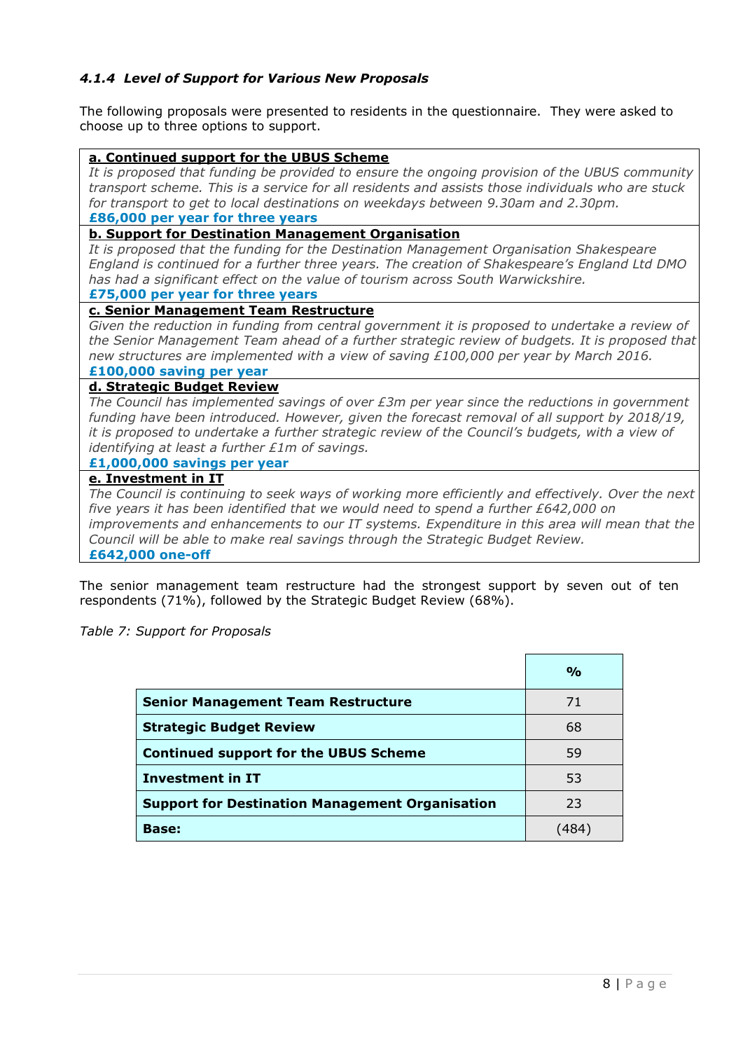#### *4.1.4 Level of Support for Various New Proposals*

The following proposals were presented to residents in the questionnaire. They were asked to choose up to three options to support.

**a. Continued support for the UBUS Scheme**

*It is proposed that funding be provided to ensure the ongoing provision of the UBUS community transport scheme. This is a service for all residents and assists those individuals who are stuck for transport to get to local destinations on weekdays between 9.30am and 2.30pm.*

**£86,000 per year for three years**

**b. Support for Destination Management Organisation**

*It is proposed that the funding for the Destination Management Organisation Shakespeare England is continued for a further three years. The creation of Shakespeare's England Ltd DMO has had a significant effect on the value of tourism across South Warwickshire.*

**£75,000 per year for three years**

**c. Senior Management Team Restructure**

*Given the reduction in funding from central government it is proposed to undertake a review of the Senior Management Team ahead of a further strategic review of budgets. It is proposed that new structures are implemented with a view of saving £100,000 per year by March 2016.*

**£100,000 saving per year**

**d. Strategic Budget Review**

*The Council has implemented savings of over £3m per year since the reductions in government funding have been introduced. However, given the forecast removal of all support by 2018/19, it is proposed to undertake a further strategic review of the Council's budgets, with a view of identifying at least a further £1m of savings.*

**£1,000,000 savings per year**

**e. Investment in IT**

*The Council is continuing to seek ways of working more efficiently and effectively. Over the next five years it has been identified that we would need to spend a further £642,000 on improvements and enhancements to our IT systems. Expenditure in this area will mean that the Council will be able to make real savings through the Strategic Budget Review.*

**£642,000 one-off**

The senior management team restructure had the strongest support by seven out of ten respondents (71%), followed by the Strategic Budget Review (68%).

*Table 7: Support for Proposals*

| | % |
|---|---|
| **Senior Management Team Restructure** | 71 |
| **Strategic Budget Review** | 68 |
| **Continued support for the UBUS Scheme** | 59 |
| **Investment in IT** | 53 |
| **Support for Destination Management Organisation** | 23 |
| **Base:** | (484) |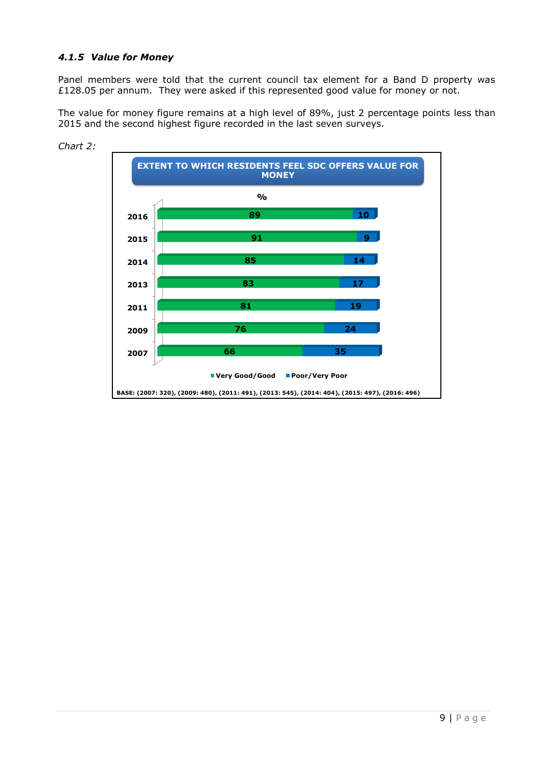#### *4.1.5 Value for Money*

Panel members were told that the current council tax element for a Band D property was £128.05 per annum. They were asked if this represented good value for money or not.

The value for money figure remains at a high level of 89%, just 2 percentage points less than 2015 and the second highest figure recorded in the last seven surveys.

*Chart 2:*

**EXTENT TO WHICH RESIDENTS FEEL SDC OFFERS VALUE FOR MONEY**

| % | Very Good/Good | Poor/Very Poor |
|---|---|---|
| 2016 | 89 | 10 |
| 2015 | 91 | 9 |
| 2014 | 85 | 14 |
| 2013 | 83 | 17 |
| 2011 | 81 | 19 |
| 2009 | 76 | 24 |
| 2007 | 66 | 35 |

BASE: (2007: 320), (2009: 480), (2011: 491), (2013: 545), (2014: 404), (2015: 497), (2016: 496)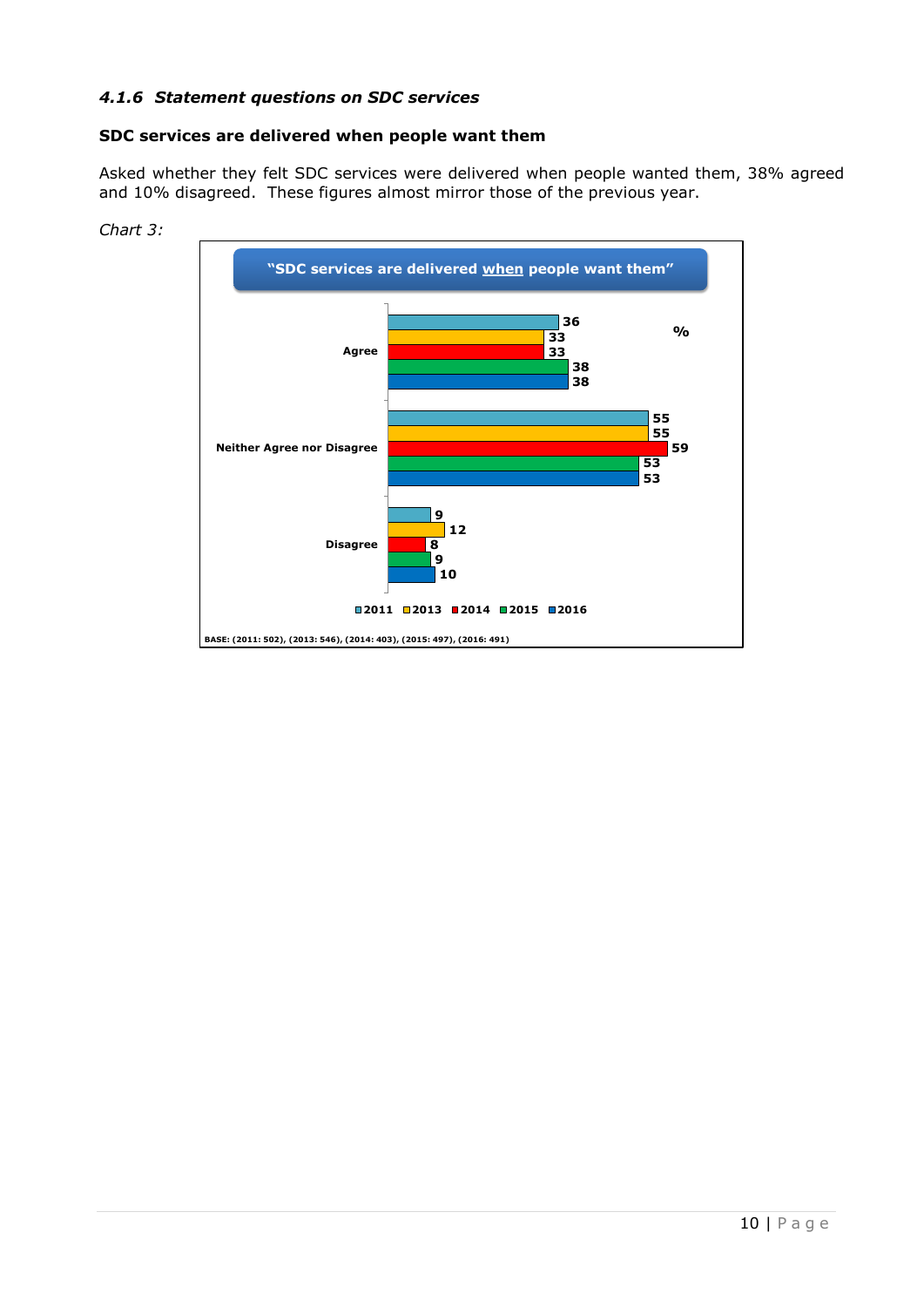#### *4.1.6 Statement questions on SDC services*

**SDC services are delivered when people want them**

Asked whether they felt SDC services were delivered when people wanted them, 38% agreed and 10% disagreed. These figures almost mirror those of the previous year.

*Chart 3:*

**"SDC services are delivered when people want them"**

| % | 2011 | 2013 | 2014 | 2015 | 2016 |
|---|---|---|---|---|---|
| Agree | 36 | 33 | 33 | 38 | 38 |
| Neither Agree nor Disagree | 55 | 55 | 59 | 53 | 53 |
| Disagree | 9 | 12 | 8 | 9 | 10 |

BASE: (2011: 502), (2013: 546), (2014: 403), (2015: 497), (2016: 491)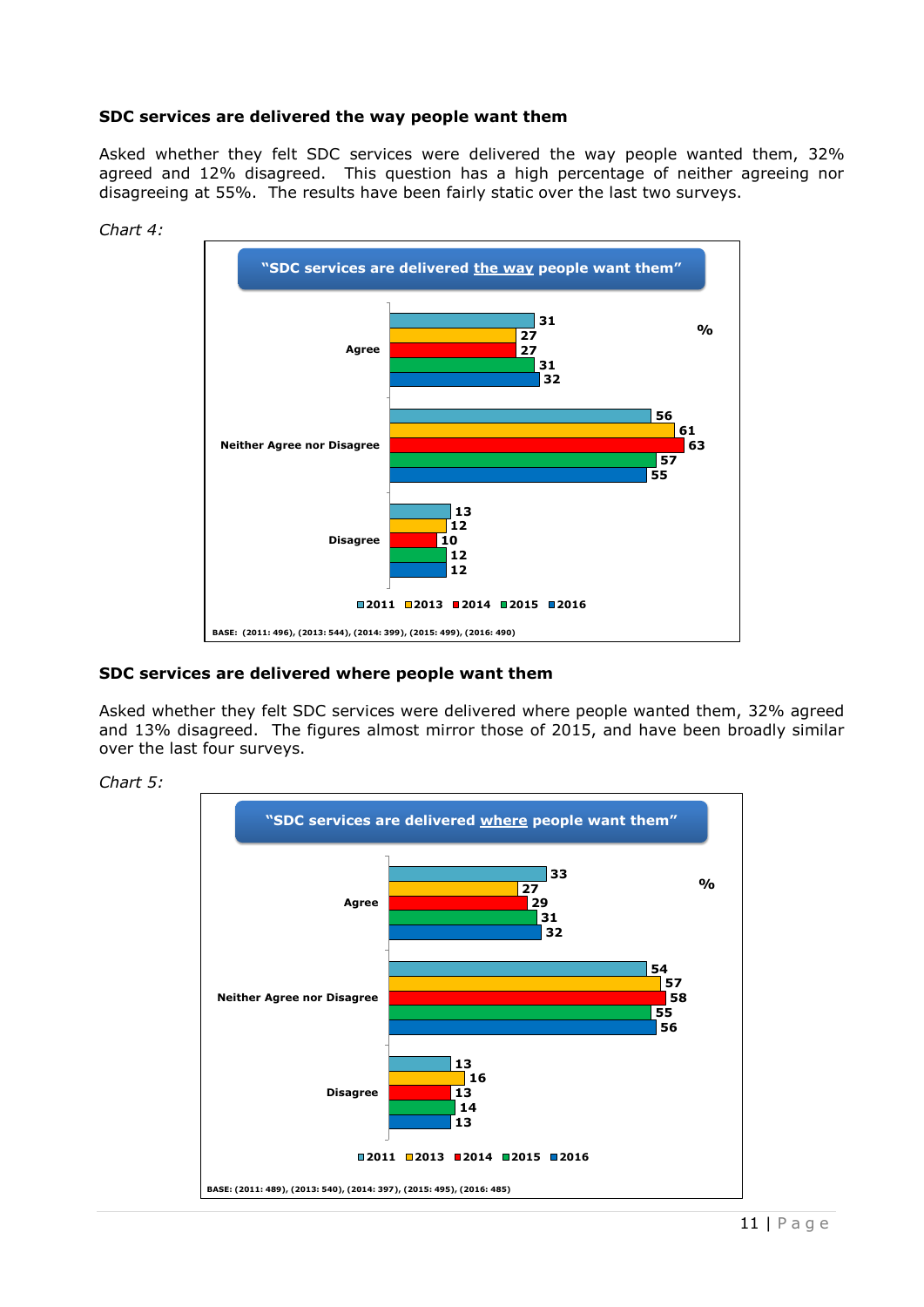### SDC services are delivered the way people want them

Asked whether they felt SDC services were delivered the way people wanted them, 32% agreed and 12% disagreed. This question has a high percentage of neither agreeing nor disagreeing at 55%. The results have been fairly static over the last two surveys.

*Chart 4:*

"SDC services are delivered the way people want them"

| % | 2011 | 2013 | 2014 | 2015 | 2016 |
|---|---|---|---|---|---|
| Agree | 31 | 27 | 27 | 31 | 32 |
| Neither Agree nor Disagree | 56 | 61 | 63 | 57 | 55 |
| Disagree | 13 | 12 | 10 | 12 | 12 |

BASE: (2011: 496), (2013: 544), (2014: 399), (2015: 499), (2016: 490)

### SDC services are delivered where people want them

Asked whether they felt SDC services were delivered where people wanted them, 32% agreed and 13% disagreed. The figures almost mirror those of 2015, and have been broadly similar over the last four surveys.

*Chart 5:*

"SDC services are delivered where people want them"

| % | 2011 | 2013 | 2014 | 2015 | 2016 |
|---|---|---|---|---|---|
| Agree | 33 | 27 | 29 | 31 | 32 |
| Neither Agree nor Disagree | 54 | 57 | 58 | 55 | 56 |
| Disagree | 13 | 16 | 13 | 14 | 13 |

BASE: (2011: 489), (2013: 540), (2014: 397), (2015: 495), (2016: 485)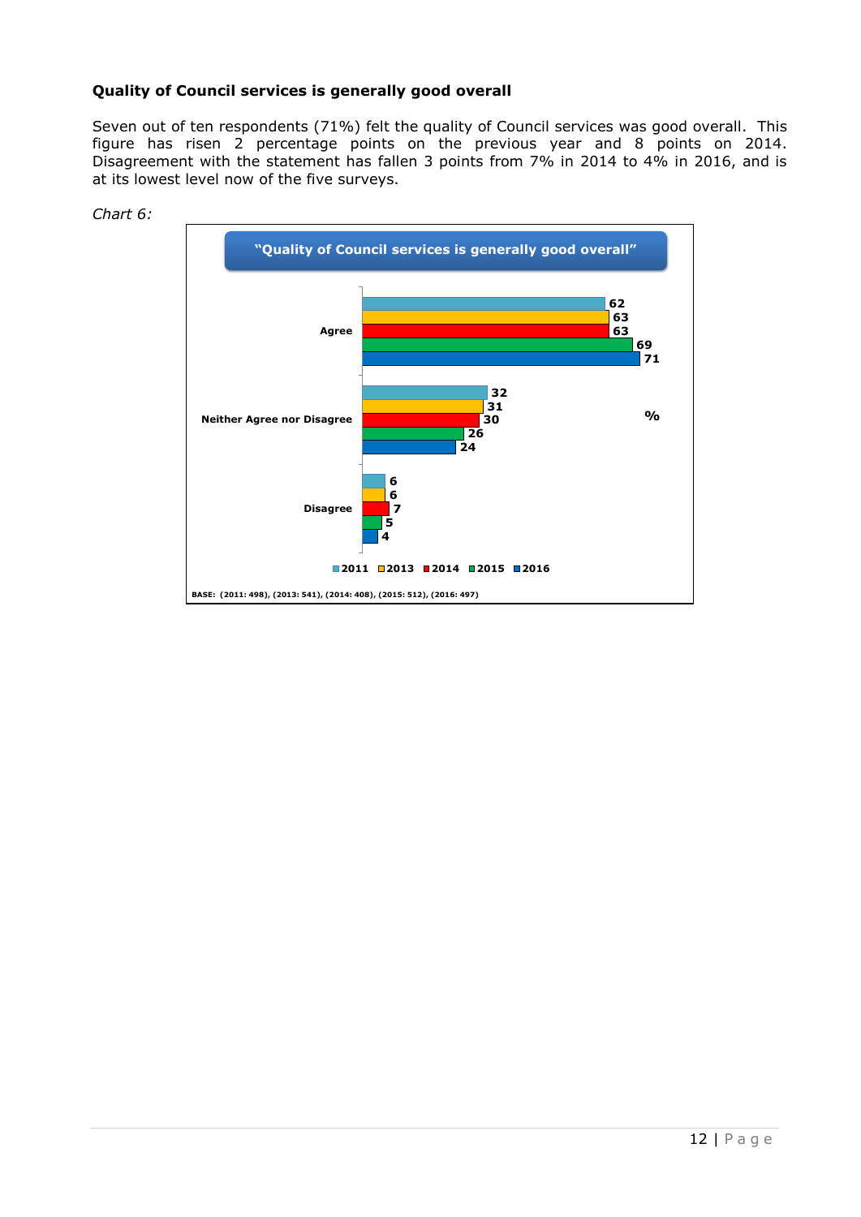### Quality of Council services is generally good overall

Seven out of ten respondents (71%) felt the quality of Council services was good overall. This figure has risen 2 percentage points on the previous year and 8 points on 2014. Disagreement with the statement has fallen 3 points from 7% in 2014 to 4% in 2016, and is at its lowest level now of the five surveys.

*Chart 6:*

**"Quality of Council services is generally good overall"**

| % | 2011 | 2013 | 2014 | 2015 | 2016 |
|---|---|---|---|---|---|
| Agree | 62 | 63 | 63 | 69 | 71 |
| Neither Agree nor Disagree | 32 | 31 | 30 | 26 | 24 |
| Disagree | 6 | 6 | 7 | 5 | 4 |

BASE: (2011: 498), (2013: 541), (2014: 408), (2015: 512), (2016: 497)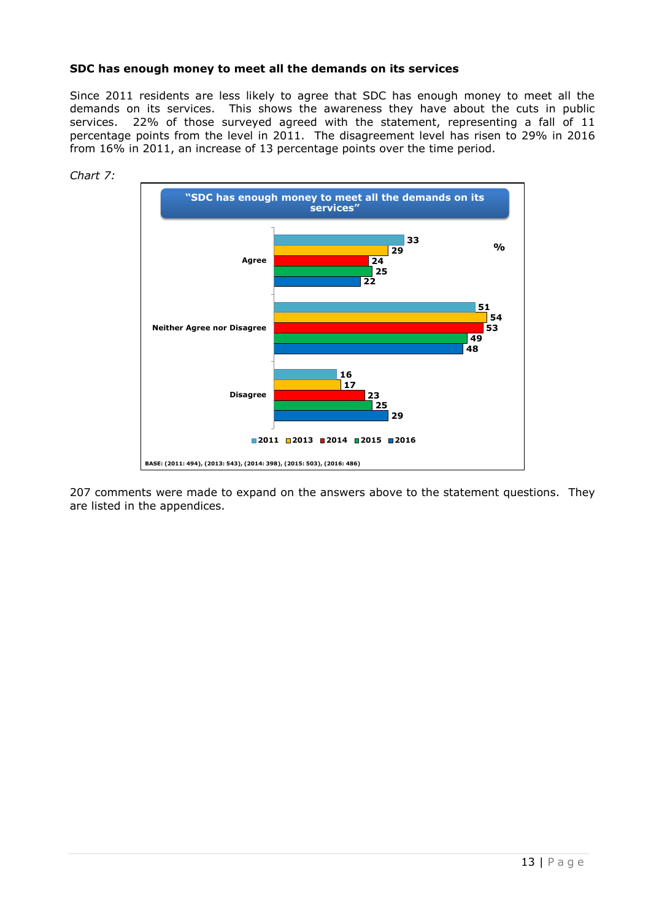**SDC has enough money to meet all the demands on its services**

Since 2011 residents are less likely to agree that SDC has enough money to meet all the demands on its services. This shows the awareness they have about the cuts in public services. 22% of those surveyed agreed with the statement, representing a fall of 11 percentage points from the level in 2011. The disagreement level has risen to 29% in 2016 from 16% in 2011, an increase of 13 percentage points over the time period.

*Chart 7:*

**"SDC has enough money to meet all the demands on its services"**

| % | 2011 | 2013 | 2014 | 2015 | 2016 |
|---|---|---|---|---|---|
| Agree | 33 | 29 | 24 | 25 | 22 |
| Neither Agree nor Disagree | 51 | 54 | 53 | 49 | 48 |
| Disagree | 16 | 17 | 23 | 25 | 29 |

BASE: (2011: 494), (2013: 543), (2014: 398), (2015: 503), (2016: 486)

207 comments were made to expand on the answers above to the statement questions. They are listed in the appendices.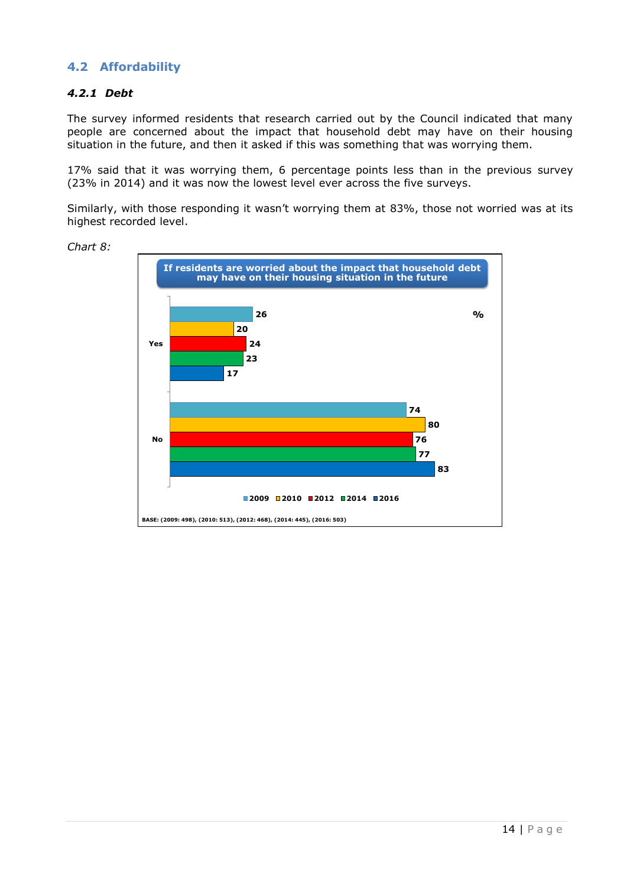## 4.2 Affordability

### *4.2.1 Debt*

The survey informed residents that research carried out by the Council indicated that many people are concerned about the impact that household debt may have on their housing situation in the future, and then it asked if this was something that was worrying them.

17% said that it was worrying them, 6 percentage points less than in the previous survey (23% in 2014) and it was now the lowest level ever across the five surveys.

Similarly, with those responding it wasn't worrying them at 83%, those not worried was at its highest recorded level.

*Chart 8:*

**If residents are worried about the impact that household debt may have on their housing situation in the future**

| % | 2009 | 2010 | 2012 | 2014 | 2016 |
|---|---|---|---|---|---|
| Yes | 26 | 20 | 24 | 23 | 17 |
| No | 74 | 80 | 76 | 77 | 83 |

BASE: (2009: 498), (2010: 513), (2012: 468), (2014: 445), (2016: 503)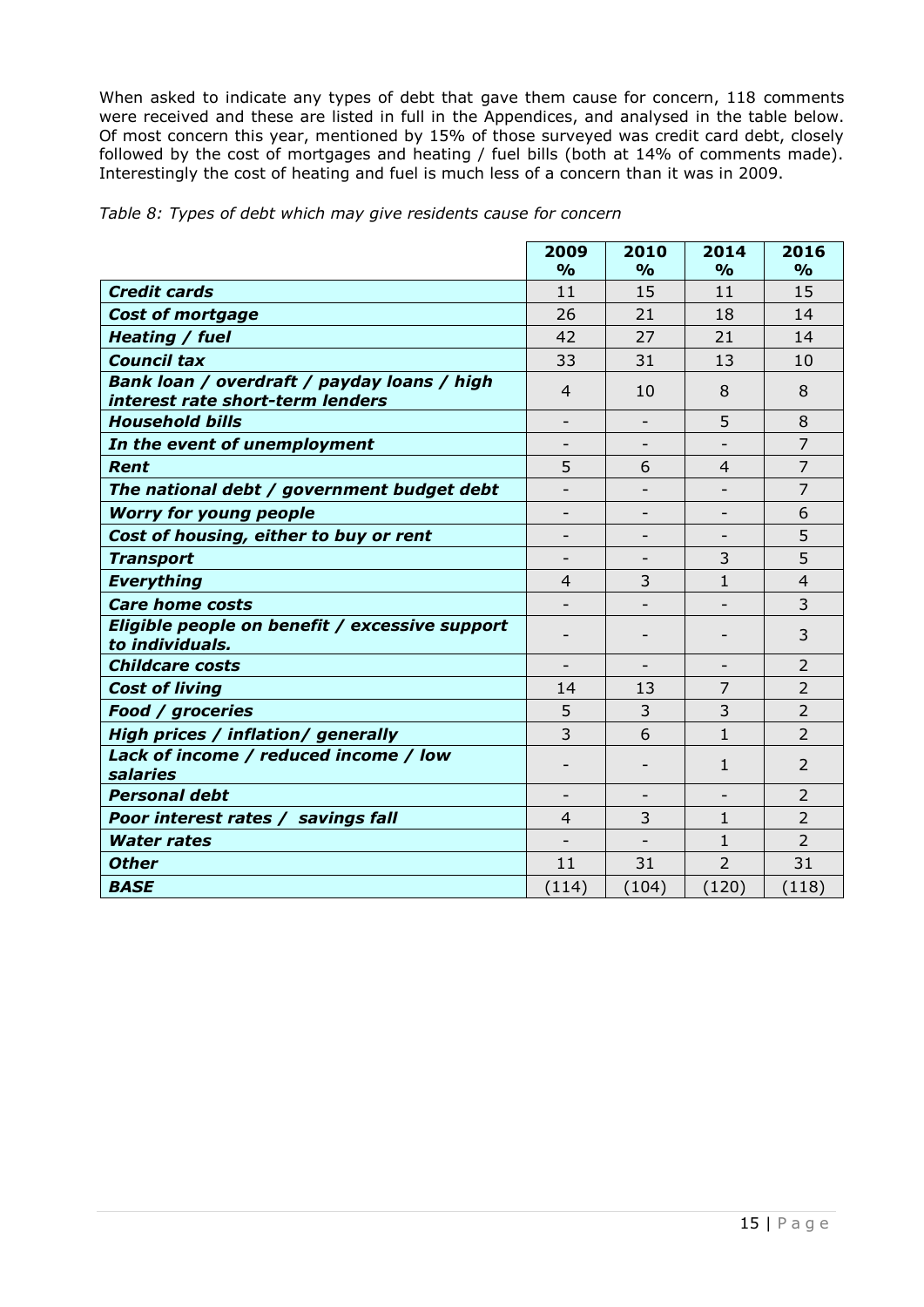When asked to indicate any types of debt that gave them cause for concern, 118 comments were received and these are listed in full in the Appendices, and analysed in the table below. Of most concern this year, mentioned by 15% of those surveyed was credit card debt, closely followed by the cost of mortgages and heating / fuel bills (both at 14% of comments made). Interestingly the cost of heating and fuel is much less of a concern than it was in 2009.

*Table 8: Types of debt which may give residents cause for concern*

| | 2009 % | 2010 % | 2014 % | 2016 % |
|---|---|---|---|---|
| ***Credit cards*** | 11 | 15 | 11 | 15 |
| ***Cost of mortgage*** | 26 | 21 | 18 | 14 |
| ***Heating / fuel*** | 42 | 27 | 21 | 14 |
| ***Council tax*** | 33 | 31 | 13 | 10 |
| ***Bank loan / overdraft / payday loans / high interest rate short-term lenders*** | 4 | 10 | 8 | 8 |
| ***Household bills*** | - | - | 5 | 8 |
| ***In the event of unemployment*** | - | - | - | 7 |
| ***Rent*** | 5 | 6 | 4 | 7 |
| ***The national debt / government budget debt*** | - | - | - | 7 |
| ***Worry for young people*** | - | - | - | 6 |
| ***Cost of housing, either to buy or rent*** | - | - | - | 5 |
| ***Transport*** | - | - | 3 | 5 |
| ***Everything*** | 4 | 3 | 1 | 4 |
| ***Care home costs*** | - | - | - | 3 |
| ***Eligible people on benefit / excessive support to individuals.*** | - | - | - | 3 |
| ***Childcare costs*** | - | - | - | 2 |
| ***Cost of living*** | 14 | 13 | 7 | 2 |
| ***Food / groceries*** | 5 | 3 | 3 | 2 |
| ***High prices / inflation/ generally*** | 3 | 6 | 1 | 2 |
| ***Lack of income / reduced income / low salaries*** | - | - | 1 | 2 |
| ***Personal debt*** | - | - | - | 2 |
| ***Poor interest rates / savings fall*** | 4 | 3 | 1 | 2 |
| ***Water rates*** | - | - | 1 | 2 |
| ***Other*** | 11 | 31 | 2 | 31 |
| ***BASE*** | (114) | (104) | (120) | (118) |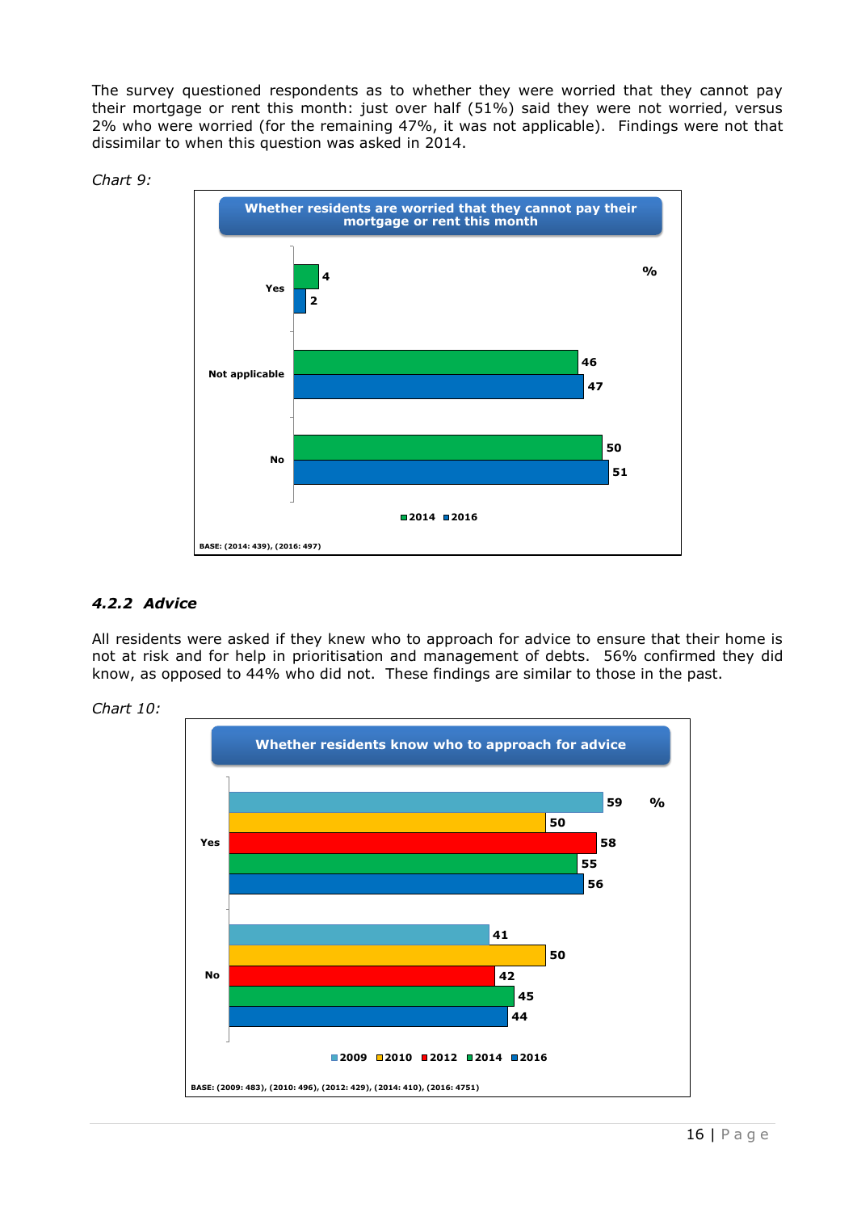The survey questioned respondents as to whether they were worried that they cannot pay their mortgage or rent this month: just over half (51%) said they were not worried, versus 2% who were worried (for the remaining 47%, it was not applicable). Findings were not that dissimilar to when this question was asked in 2014.

*Chart 9:*

**Whether residents are worried that they cannot pay their mortgage or rent this month**

| % | 2014 | 2016 |
|---|---|---|
| Yes | 4 | 2 |
| Not applicable | 46 | 47 |
| No | 50 | 51 |

BASE: (2014: 439), (2016: 497)

### *4.2.2 Advice*

All residents were asked if they knew who to approach for advice to ensure that their home is not at risk and for help in prioritisation and management of debts. 56% confirmed they did know, as opposed to 44% who did not. These findings are similar to those in the past.

*Chart 10:*

**Whether residents know who to approach for advice**

| % | 2009 | 2010 | 2012 | 2014 | 2016 |
|---|---|---|---|---|---|
| Yes | 59 | 50 | 58 | 55 | 56 |
| No | 41 | 50 | 42 | 45 | 44 |

BASE: (2009: 483), (2010: 496), (2012: 429), (2014: 410), (2016: 4751)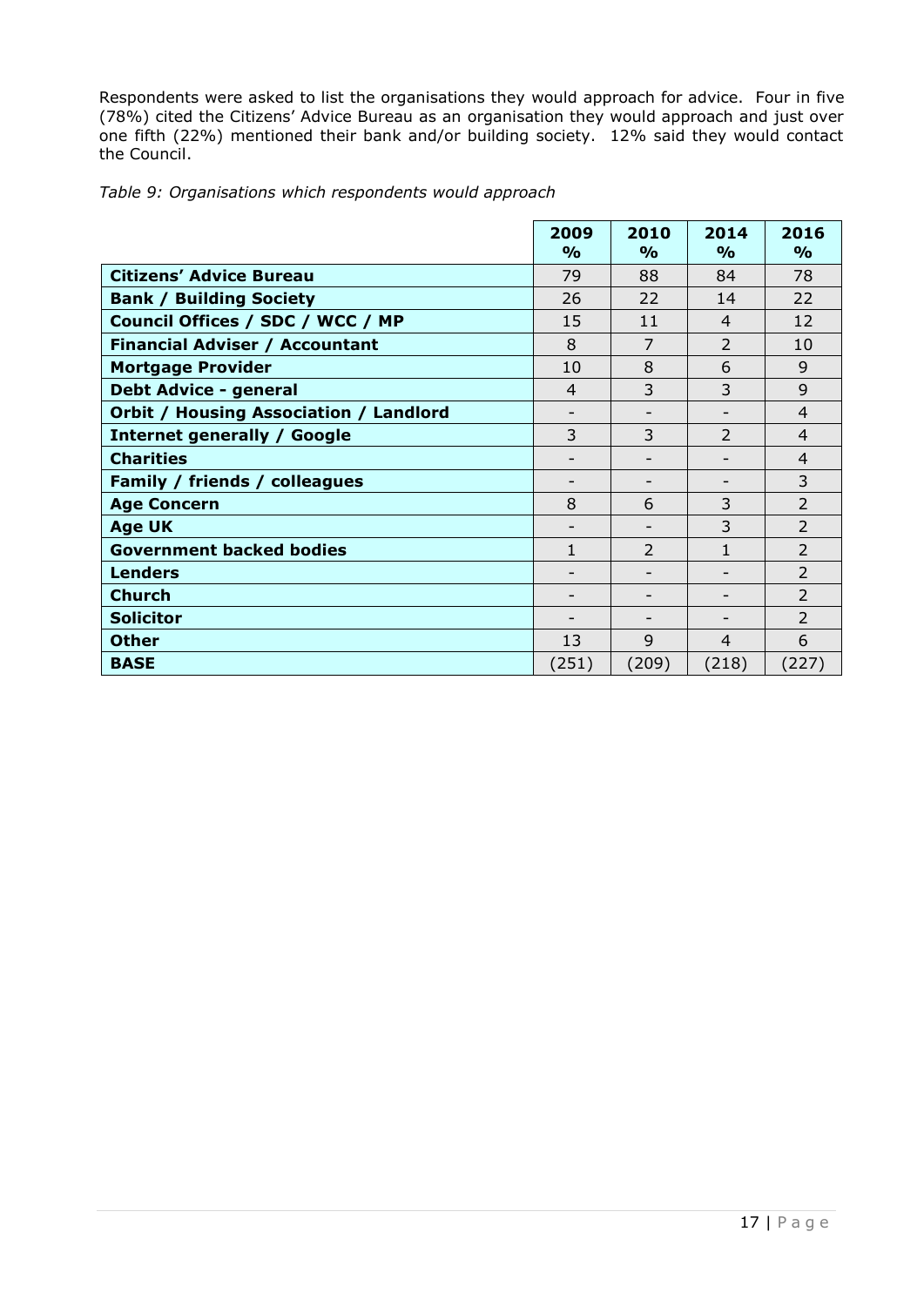Respondents were asked to list the organisations they would approach for advice. Four in five (78%) cited the Citizens' Advice Bureau as an organisation they would approach and just over one fifth (22%) mentioned their bank and/or building society. 12% said they would contact the Council.

*Table 9: Organisations which respondents would approach*

| | 2009 % | 2010 % | 2014 % | 2016 % |
|---|---|---|---|---|
| **Citizens' Advice Bureau** | 79 | 88 | 84 | 78 |
| **Bank / Building Society** | 26 | 22 | 14 | 22 |
| **Council Offices / SDC / WCC / MP** | 15 | 11 | 4 | 12 |
| **Financial Adviser / Accountant** | 8 | 7 | 2 | 10 |
| **Mortgage Provider** | 10 | 8 | 6 | 9 |
| **Debt Advice - general** | 4 | 3 | 3 | 9 |
| **Orbit / Housing Association / Landlord** | - | - | - | 4 |
| **Internet generally / Google** | 3 | 3 | 2 | 4 |
| **Charities** | - | - | - | 4 |
| **Family / friends / colleagues** | - | - | - | 3 |
| **Age Concern** | 8 | 6 | 3 | 2 |
| **Age UK** | - | - | 3 | 2 |
| **Government backed bodies** | 1 | 2 | 1 | 2 |
| **Lenders** | - | - | - | 2 |
| **Church** | - | - | - | 2 |
| **Solicitor** | - | - | - | 2 |
| **Other** | 13 | 9 | 4 | 6 |
| **BASE** | (251) | (209) | (218) | (227) |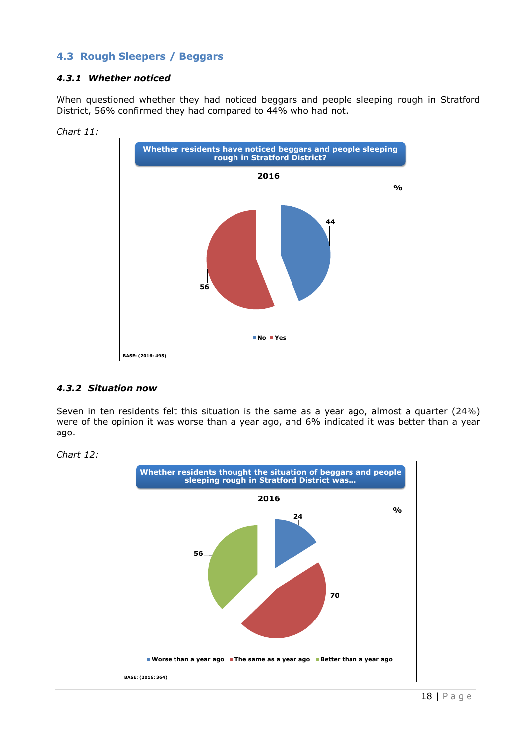## 4.3 Rough Sleepers / Beggars

### *4.3.1 Whether noticed*

When questioned whether they had noticed beggars and people sleeping rough in Stratford District, 56% confirmed they had compared to 44% who had not.

*Chart 11:*

**Whether residents have noticed beggars and people sleeping rough in Stratford District?**

**2016**

%

| Response | % |
| --- | --- |
| No | 44 |
| Yes | 56 |

BASE: (2016: 495)

### *4.3.2 Situation now*

Seven in ten residents felt this situation is the same as a year ago, almost a quarter (24%) were of the opinion it was worse than a year ago, and 6% indicated it was better than a year ago.

*Chart 12:*

**Whether residents thought the situation of beggars and people sleeping rough in Stratford District was…**

**2016**

%

| Response | % |
| --- | --- |
| Worse than a year ago | 24 |
| The same as a year ago | 70 |
| Better than a year ago | 56 |

BASE: (2016: 364)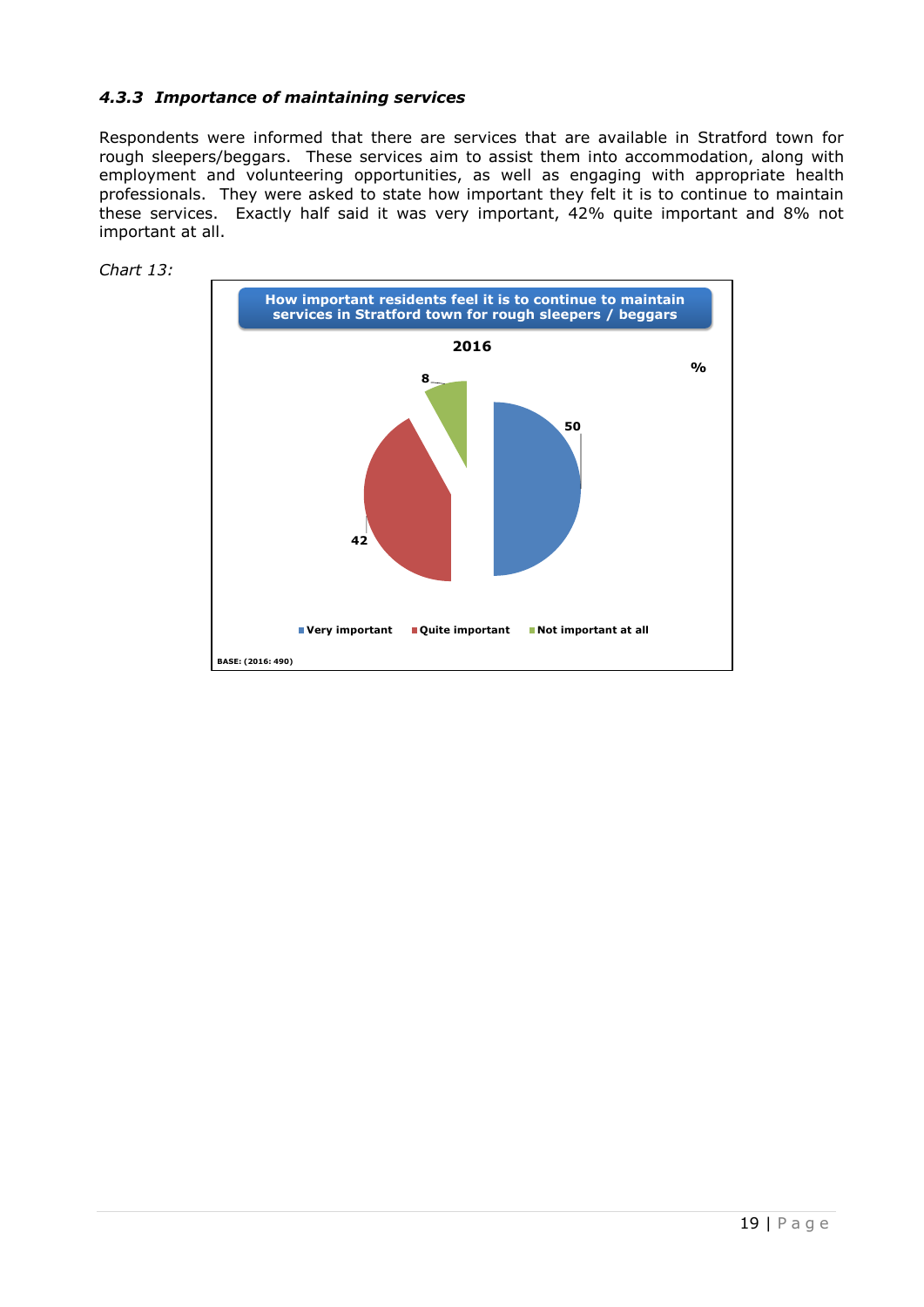### *4.3.3 Importance of maintaining services*

Respondents were informed that there are services that are available in Stratford town for rough sleepers/beggars. These services aim to assist them into accommodation, along with employment and volunteering opportunities, as well as engaging with appropriate health professionals. They were asked to state how important they felt it is to continue to maintain these services. Exactly half said it was very important, 42% quite important and 8% not important at all.

*Chart 13:*

**How important residents feel it is to continue to maintain services in Stratford town for rough sleepers / beggars**

**2016** (%)

| Response | % |
|---|---|
| Very important | 50 |
| Quite important | 42 |
| Not important at all | 8 |

BASE: (2016: 490)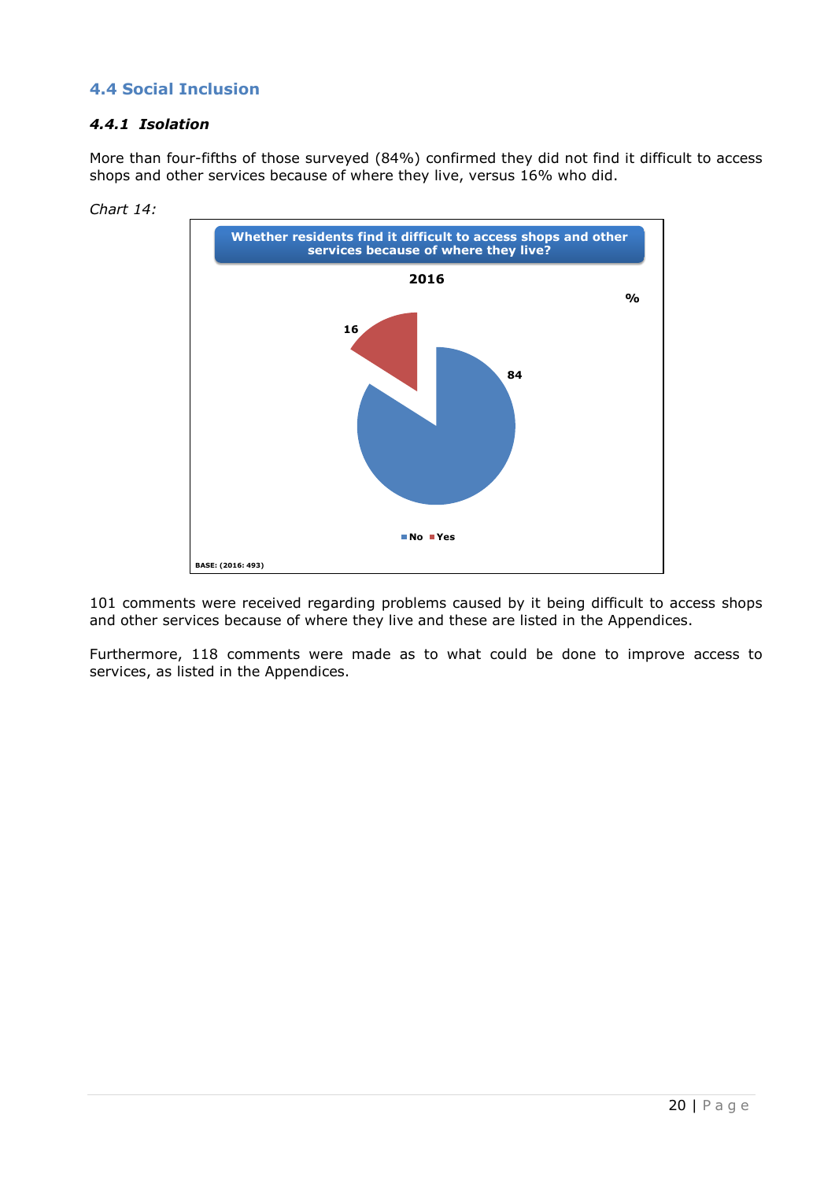## 4.4 Social Inclusion

### *4.4.1 Isolation*

More than four-fifths of those surveyed (84%) confirmed they did not find it difficult to access shops and other services because of where they live, versus 16% who did.

*Chart 14:*

**Whether residents find it difficult to access shops and other services because of where they live?**

**2016**

%

| Response | % |
|---|---|
| No | 84 |
| Yes | 16 |

BASE: (2016: 493)

101 comments were received regarding problems caused by it being difficult to access shops and other services because of where they live and these are listed in the Appendices.

Furthermore, 118 comments were made as to what could be done to improve access to services, as listed in the Appendices.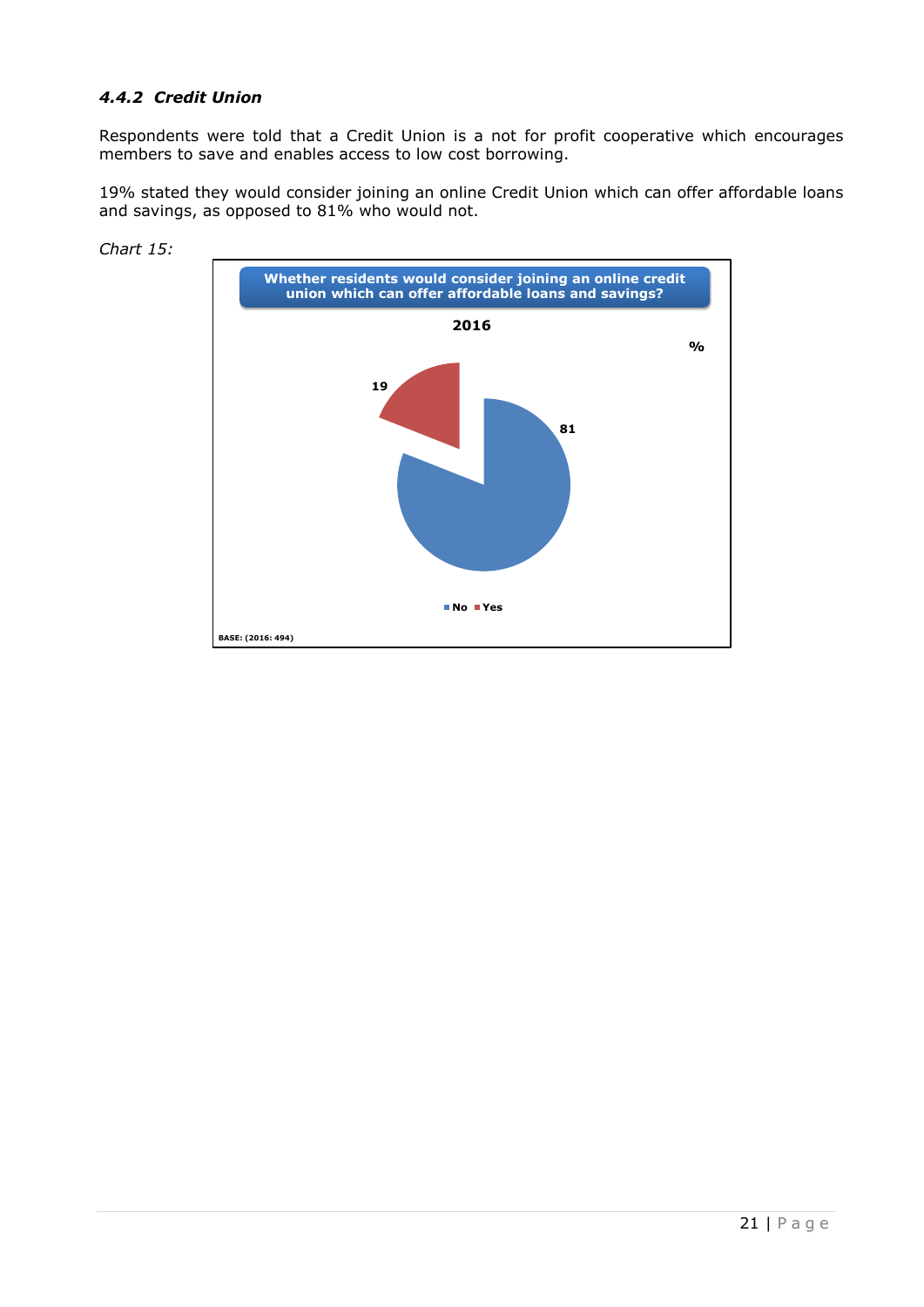#### *4.4.2 Credit Union*

Respondents were told that a Credit Union is a not for profit cooperative which encourages members to save and enables access to low cost borrowing.

19% stated they would consider joining an online Credit Union which can offer affordable loans and savings, as opposed to 81% who would not.

*Chart 15:*

**Whether residents would consider joining an online credit union which can offer affordable loans and savings?**

**2016**

%

| | % |
|---|---|
| No | 81 |
| Yes | 19 |

BASE: (2016: 494)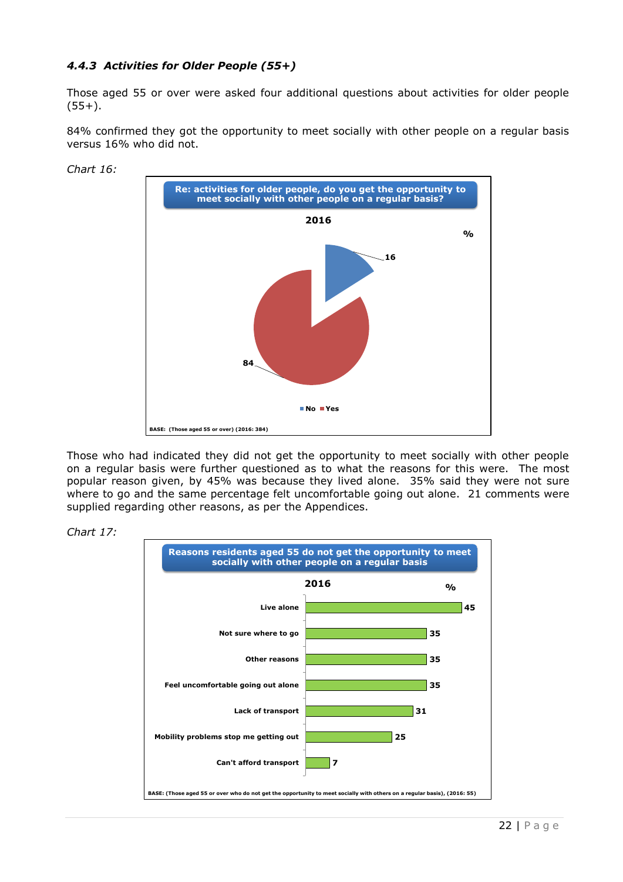### *4.4.3 Activities for Older People (55+)*

Those aged 55 or over were asked four additional questions about activities for older people (55+).

84% confirmed they got the opportunity to meet socially with other people on a regular basis versus 16% who did not.

*Chart 16:*

**Re: activities for older people, do you get the opportunity to meet socially with other people on a regular basis?**

**2016**

| | % |
|---|---|
| No | 16 |
| Yes | 84 |

BASE: (Those aged 55 or over) (2016: 384)

Those who had indicated they did not get the opportunity to meet socially with other people on a regular basis were further questioned as to what the reasons for this were. The most popular reason given, by 45% was because they lived alone. 35% said they were not sure where to go and the same percentage felt uncomfortable going out alone. 21 comments were supplied regarding other reasons, as per the Appendices.

*Chart 17:*

**Reasons residents aged 55 do not get the opportunity to meet socially with other people on a regular basis**

**2016**

| | % |
|---|---|
| Live alone | 45 |
| Not sure where to go | 35 |
| Other reasons | 35 |
| Feel uncomfortable going out alone | 35 |
| Lack of transport | 31 |
| Mobility problems stop me getting out | 25 |
| Can't afford transport | 7 |

BASE: (Those aged 55 or over who do not get the opportunity to meet socially with others on a regular basis), (2016: 55)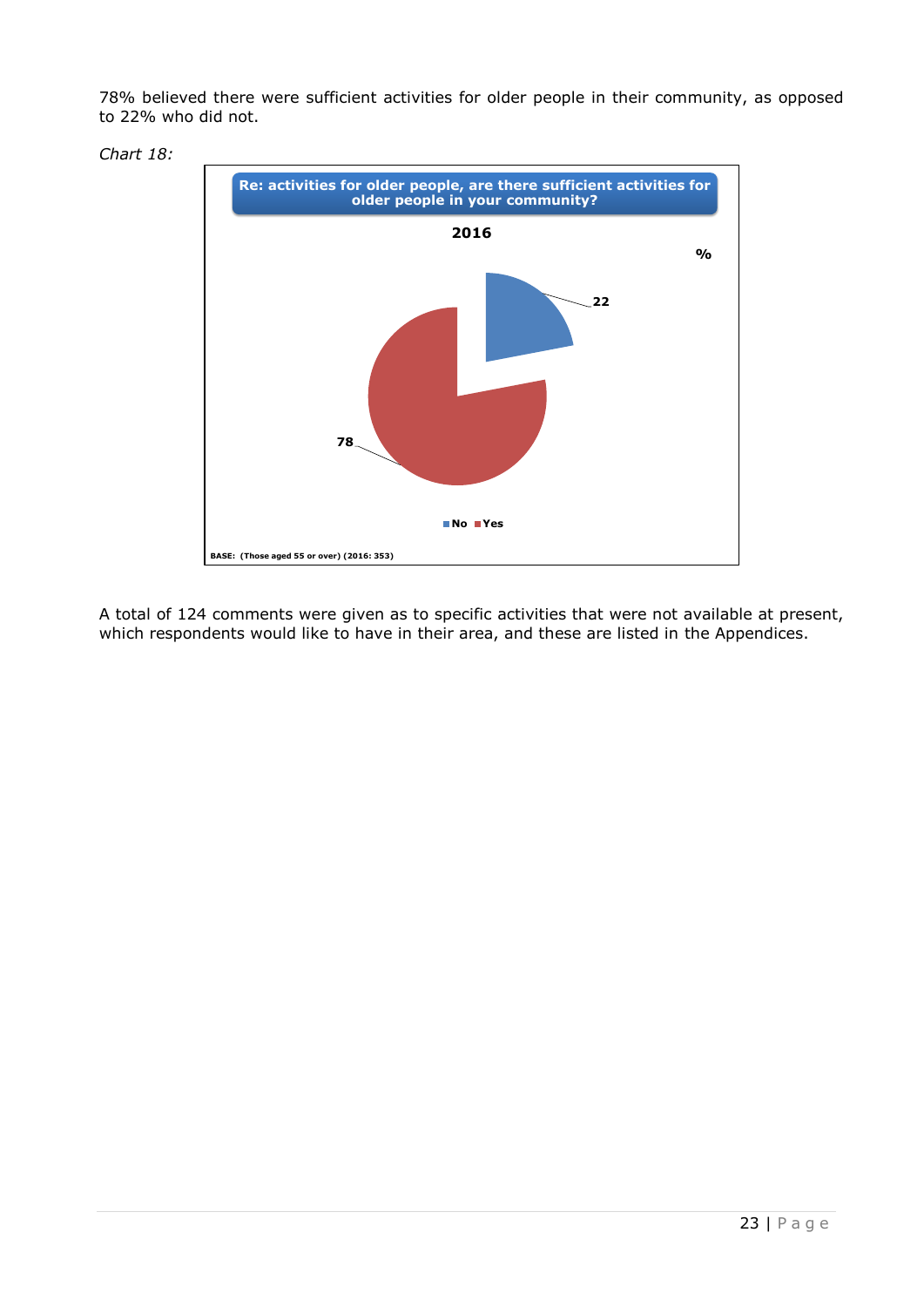78% believed there were sufficient activities for older people in their community, as opposed to 22% who did not.

*Chart 18:*

**Re: activities for older people, are there sufficient activities for older people in your community?**

**2016**

%

| | % |
|---|---|
| No | 22 |
| Yes | 78 |

BASE: (Those aged 55 or over) (2016: 353)

A total of 124 comments were given as to specific activities that were not available at present, which respondents would like to have in their area, and these are listed in the Appendices.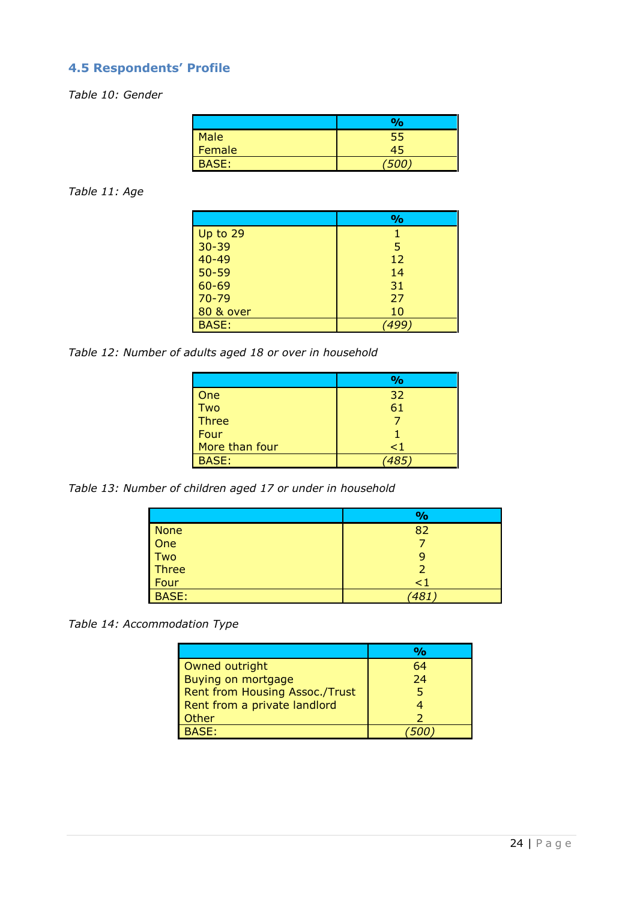### 4.5 Respondents' Profile

*Table 10: Gender*

| | % |
|---|---|
| Male | 55 |
| Female | 45 |
| BASE: | *(500)* |

*Table 11: Age*

| | % |
|---|---|
| Up to 29 | 1 |
| 30-39 | 5 |
| 40-49 | 12 |
| 50-59 | 14 |
| 60-69 | 31 |
| 70-79 | 27 |
| 80 & over | 10 |
| BASE: | *(499)* |

*Table 12: Number of adults aged 18 or over in household*

| | % |
|---|---|
| One | 32 |
| Two | 61 |
| Three | 7 |
| Four | 1 |
| More than four | <1 |
| BASE: | *(485)* |

*Table 13: Number of children aged 17 or under in household*

| | % |
|---|---|
| None | 82 |
| One | 7 |
| Two | 9 |
| Three | 2 |
| Four | <1 |
| BASE: | *(481)* |

*Table 14: Accommodation Type*

| | % |
|---|---|
| Owned outright | 64 |
| Buying on mortgage | 24 |
| Rent from Housing Assoc./Trust | 5 |
| Rent from a private landlord | 4 |
| Other | 2 |
| BASE: | *(500)* |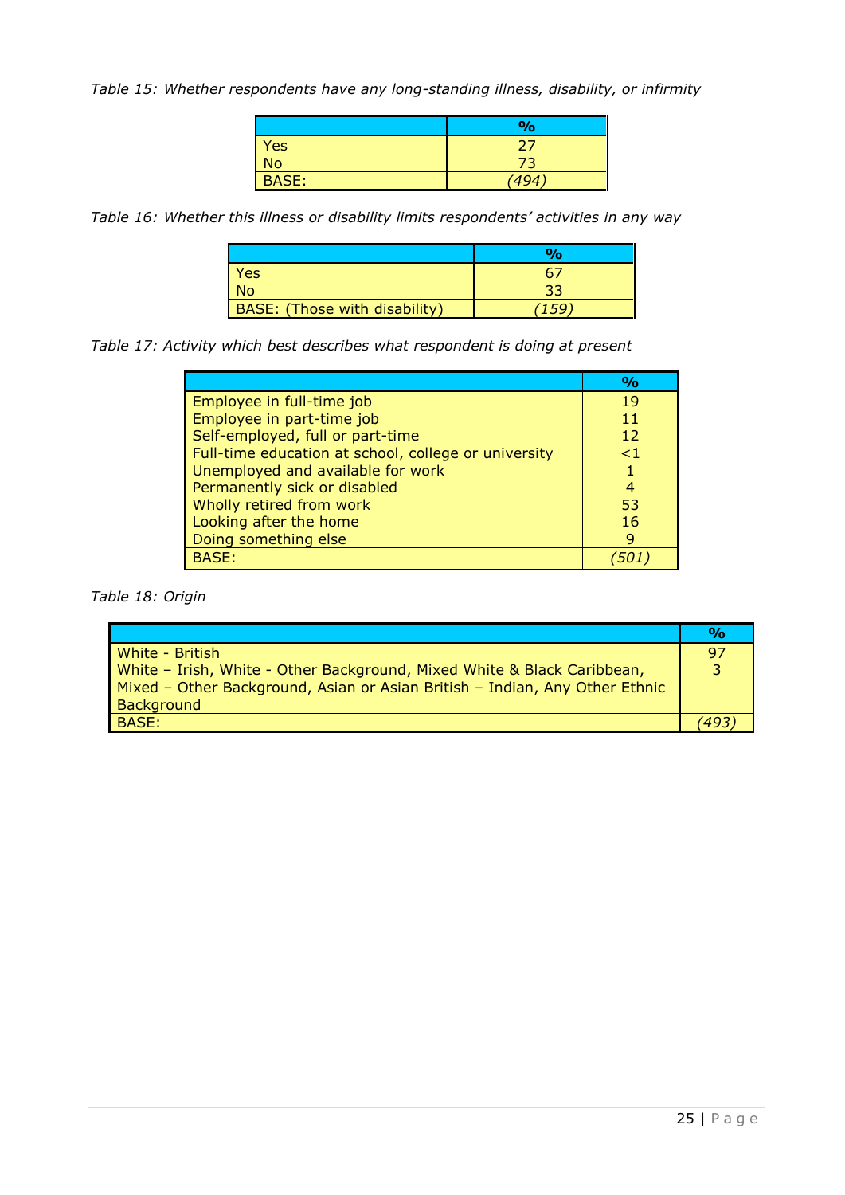*Table 15: Whether respondents have any long-standing illness, disability, or infirmity*

| | % |
|---|---|
| Yes | 27 |
| No | 73 |
| BASE: | *(494)* |

*Table 16: Whether this illness or disability limits respondents' activities in any way*

| | % |
|---|---|
| Yes | 67 |
| No | 33 |
| BASE: (Those with disability) | *(159)* |

*Table 17: Activity which best describes what respondent is doing at present*

| | % |
|---|---|
| Employee in full-time job | 19 |
| Employee in part-time job | 11 |
| Self-employed, full or part-time | 12 |
| Full-time education at school, college or university | <1 |
| Unemployed and available for work | 1 |
| Permanently sick or disabled | 4 |
| Wholly retired from work | 53 |
| Looking after the home | 16 |
| Doing something else | 9 |
| BASE: | *(501)* |

*Table 18: Origin*

| | % |
|---|---|
| White - British | 97 |
| White – Irish, White - Other Background, Mixed White & Black Caribbean, Mixed – Other Background, Asian or Asian British – Indian, Any Other Ethnic Background | 3 |
| BASE: | *(493)* |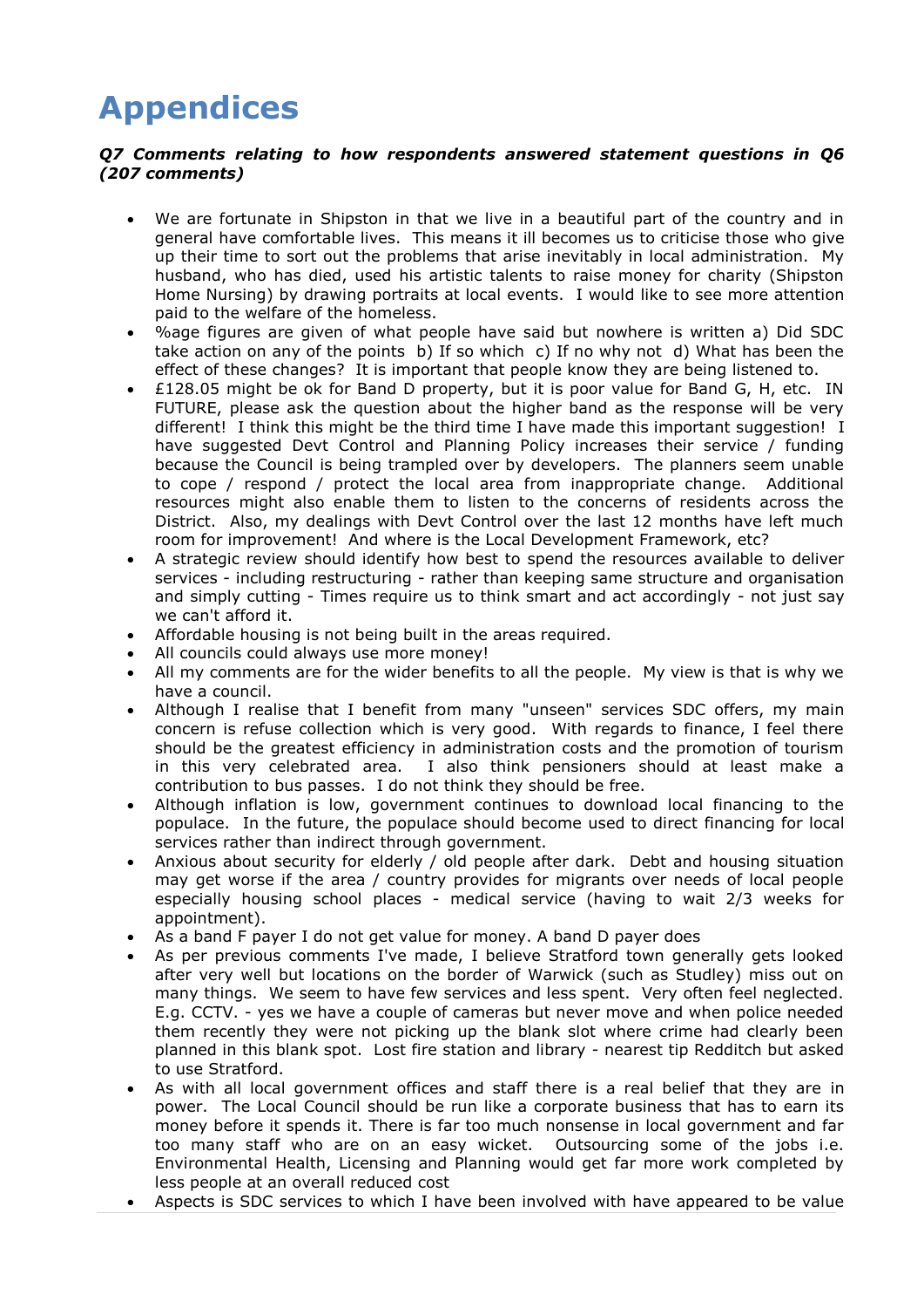# Appendices

***Q7 Comments relating to how respondents answered statement questions in Q6 (207 comments)***

- We are fortunate in Shipston in that we live in a beautiful part of the country and in general have comfortable lives. This means it ill becomes us to criticise those who give up their time to sort out the problems that arise inevitably in local administration. My husband, who has died, used his artistic talents to raise money for charity (Shipston Home Nursing) by drawing portraits at local events. I would like to see more attention paid to the welfare of the homeless.
- %age figures are given of what people have said but nowhere is written a) Did SDC take action on any of the points b) If so which c) If no why not d) What has been the effect of these changes? It is important that people know they are being listened to.
- £128.05 might be ok for Band D property, but it is poor value for Band G, H, etc. IN FUTURE, please ask the question about the higher band as the response will be very different! I think this might be the third time I have made this important suggestion! I have suggested Devt Control and Planning Policy increases their service / funding because the Council is being trampled over by developers. The planners seem unable to cope / respond / protect the local area from inappropriate change. Additional resources might also enable them to listen to the concerns of residents across the District. Also, my dealings with Devt Control over the last 12 months have left much room for improvement! And where is the Local Development Framework, etc?
- A strategic review should identify how best to spend the resources available to deliver services - including restructuring - rather than keeping same structure and organisation and simply cutting - Times require us to think smart and act accordingly - not just say we can't afford it.
- Affordable housing is not being built in the areas required.
- All councils could always use more money!
- All my comments are for the wider benefits to all the people. My view is that is why we have a council.
- Although I realise that I benefit from many "unseen" services SDC offers, my main concern is refuse collection which is very good. With regards to finance, I feel there should be the greatest efficiency in administration costs and the promotion of tourism in this very celebrated area. I also think pensioners should at least make a contribution to bus passes. I do not think they should be free.
- Although inflation is low, government continues to download local financing to the populace. In the future, the populace should become used to direct financing for local services rather than indirect through government.
- Anxious about security for elderly / old people after dark. Debt and housing situation may get worse if the area / country provides for migrants over needs of local people especially housing school places - medical service (having to wait 2/3 weeks for appointment).
- As a band F payer I do not get value for money. A band D payer does
- As per previous comments I've made, I believe Stratford town generally gets looked after very well but locations on the border of Warwick (such as Studley) miss out on many things. We seem to have few services and less spent. Very often feel neglected. E.g. CCTV. - yes we have a couple of cameras but never move and when police needed them recently they were not picking up the blank slot where crime had clearly been planned in this blank spot. Lost fire station and library - nearest tip Redditch but asked to use Stratford.
- As with all local government offices and staff there is a real belief that they are in power. The Local Council should be run like a corporate business that has to earn its money before it spends it. There is far too much nonsense in local government and far too many staff who are on an easy wicket. Outsourcing some of the jobs i.e. Environmental Health, Licensing and Planning would get far more work completed by less people at an overall reduced cost
- Aspects is SDC services to which I have been involved with have appeared to be value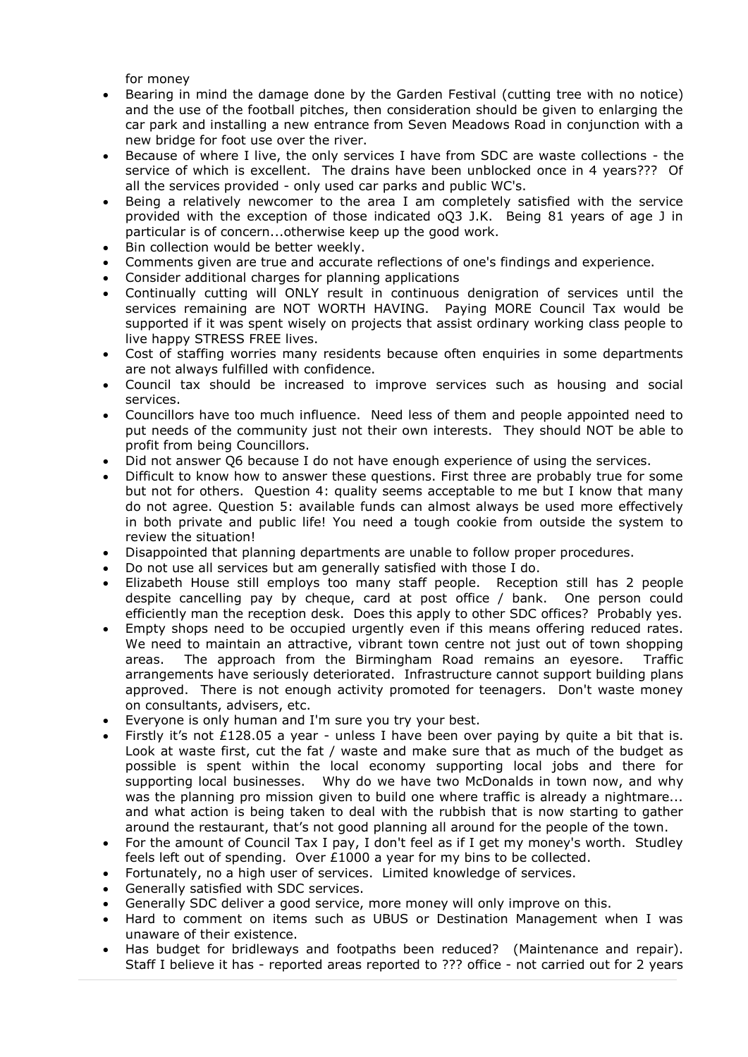for money

- Bearing in mind the damage done by the Garden Festival (cutting tree with no notice) and the use of the football pitches, then consideration should be given to enlarging the car park and installing a new entrance from Seven Meadows Road in conjunction with a new bridge for foot use over the river.
- Because of where I live, the only services I have from SDC are waste collections - the service of which is excellent. The drains have been unblocked once in 4 years??? Of all the services provided - only used car parks and public WC's.
- Being a relatively newcomer to the area I am completely satisfied with the service provided with the exception of those indicated oQ3 J.K. Being 81 years of age J in particular is of concern...otherwise keep up the good work.
- Bin collection would be better weekly.
- Comments given are true and accurate reflections of one's findings and experience.
- Consider additional charges for planning applications
- Continually cutting will ONLY result in continuous denigration of services until the services remaining are NOT WORTH HAVING. Paying MORE Council Tax would be supported if it was spent wisely on projects that assist ordinary working class people to live happy STRESS FREE lives.
- Cost of staffing worries many residents because often enquiries in some departments are not always fulfilled with confidence.
- Council tax should be increased to improve services such as housing and social services.
- Councillors have too much influence. Need less of them and people appointed need to put needs of the community just not their own interests. They should NOT be able to profit from being Councillors.
- Did not answer Q6 because I do not have enough experience of using the services.
- Difficult to know how to answer these questions. First three are probably true for some but not for others. Question 4: quality seems acceptable to me but I know that many do not agree. Question 5: available funds can almost always be used more effectively in both private and public life! You need a tough cookie from outside the system to review the situation!
- Disappointed that planning departments are unable to follow proper procedures.
- Do not use all services but am generally satisfied with those I do.
- Elizabeth House still employs too many staff people. Reception still has 2 people despite cancelling pay by cheque, card at post office / bank. One person could efficiently man the reception desk. Does this apply to other SDC offices? Probably yes.
- Empty shops need to be occupied urgently even if this means offering reduced rates. We need to maintain an attractive, vibrant town centre not just out of town shopping areas. The approach from the Birmingham Road remains an eyesore. Traffic arrangements have seriously deteriorated. Infrastructure cannot support building plans approved. There is not enough activity promoted for teenagers. Don't waste money on consultants, advisers, etc.
- Everyone is only human and I'm sure you try your best.
- Firstly it's not £128.05 a year - unless I have been over paying by quite a bit that is. Look at waste first, cut the fat / waste and make sure that as much of the budget as possible is spent within the local economy supporting local jobs and there for supporting local businesses. Why do we have two McDonalds in town now, and why was the planning pro mission given to build one where traffic is already a nightmare... and what action is being taken to deal with the rubbish that is now starting to gather around the restaurant, that's not good planning all around for the people of the town.
- For the amount of Council Tax I pay, I don't feel as if I get my money's worth. Studley feels left out of spending. Over £1000 a year for my bins to be collected.
- Fortunately, no a high user of services. Limited knowledge of services.
- Generally satisfied with SDC services.
- Generally SDC deliver a good service, more money will only improve on this.
- Hard to comment on items such as UBUS or Destination Management when I was unaware of their existence.
- Has budget for bridleways and footpaths been reduced? (Maintenance and repair). Staff I believe it has - reported areas reported to ??? office - not carried out for 2 years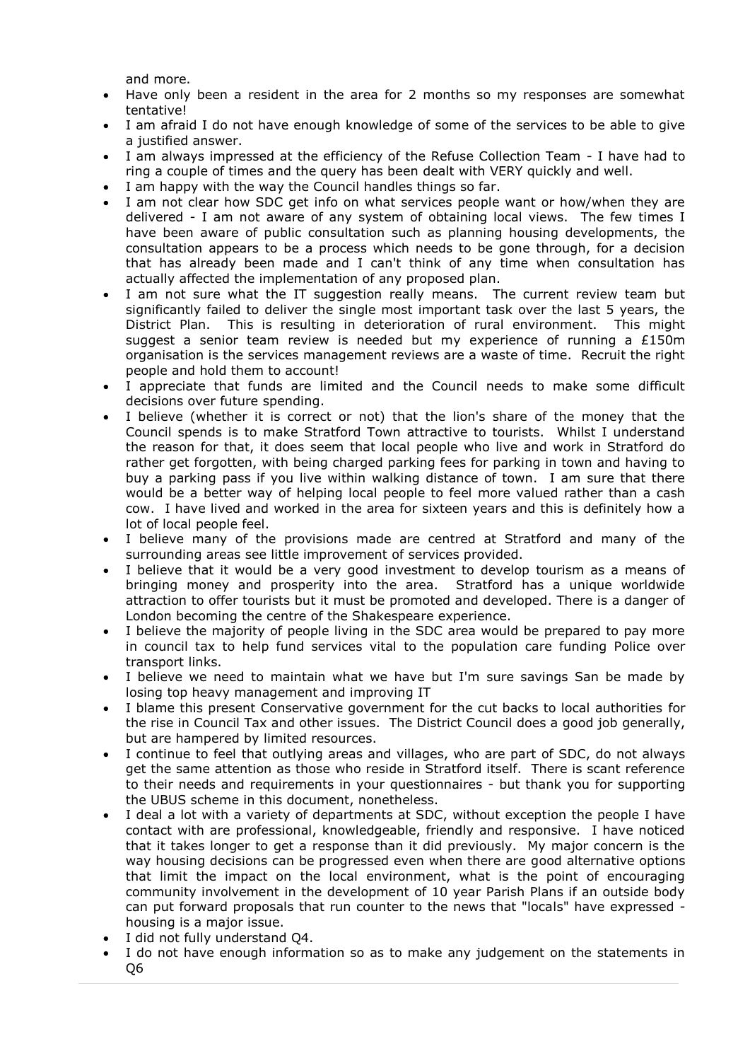and more.

- Have only been a resident in the area for 2 months so my responses are somewhat tentative!
- I am afraid I do not have enough knowledge of some of the services to be able to give a justified answer.
- I am always impressed at the efficiency of the Refuse Collection Team - I have had to ring a couple of times and the query has been dealt with VERY quickly and well.
- I am happy with the way the Council handles things so far.
- I am not clear how SDC get info on what services people want or how/when they are delivered - I am not aware of any system of obtaining local views. The few times I have been aware of public consultation such as planning housing developments, the consultation appears to be a process which needs to be gone through, for a decision that has already been made and I can't think of any time when consultation has actually affected the implementation of any proposed plan.
- I am not sure what the IT suggestion really means. The current review team but significantly failed to deliver the single most important task over the last 5 years, the District Plan. This is resulting in deterioration of rural environment. This might suggest a senior team review is needed but my experience of running a £150m organisation is the services management reviews are a waste of time. Recruit the right people and hold them to account!
- I appreciate that funds are limited and the Council needs to make some difficult decisions over future spending.
- I believe (whether it is correct or not) that the lion's share of the money that the Council spends is to make Stratford Town attractive to tourists. Whilst I understand the reason for that, it does seem that local people who live and work in Stratford do rather get forgotten, with being charged parking fees for parking in town and having to buy a parking pass if you live within walking distance of town. I am sure that there would be a better way of helping local people to feel more valued rather than a cash cow. I have lived and worked in the area for sixteen years and this is definitely how a lot of local people feel.
- I believe many of the provisions made are centred at Stratford and many of the surrounding areas see little improvement of services provided.
- I believe that it would be a very good investment to develop tourism as a means of bringing money and prosperity into the area. Stratford has a unique worldwide attraction to offer tourists but it must be promoted and developed. There is a danger of London becoming the centre of the Shakespeare experience.
- I believe the majority of people living in the SDC area would be prepared to pay more in council tax to help fund services vital to the population care funding Police over transport links.
- I believe we need to maintain what we have but I'm sure savings San be made by losing top heavy management and improving IT
- I blame this present Conservative government for the cut backs to local authorities for the rise in Council Tax and other issues. The District Council does a good job generally, but are hampered by limited resources.
- I continue to feel that outlying areas and villages, who are part of SDC, do not always get the same attention as those who reside in Stratford itself. There is scant reference to their needs and requirements in your questionnaires - but thank you for supporting the UBUS scheme in this document, nonetheless.
- I deal a lot with a variety of departments at SDC, without exception the people I have contact with are professional, knowledgeable, friendly and responsive. I have noticed that it takes longer to get a response than it did previously. My major concern is the way housing decisions can be progressed even when there are good alternative options that limit the impact on the local environment, what is the point of encouraging community involvement in the development of 10 year Parish Plans if an outside body can put forward proposals that run counter to the news that "locals" have expressed - housing is a major issue.
- I did not fully understand Q4.
- I do not have enough information so as to make any judgement on the statements in Q6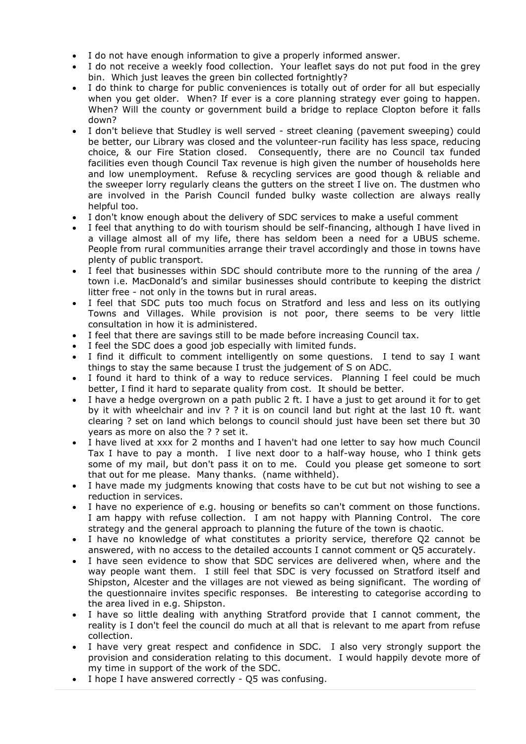- I do not have enough information to give a properly informed answer.
- I do not receive a weekly food collection. Your leaflet says do not put food in the grey bin. Which just leaves the green bin collected fortnightly?
- I do think to charge for public conveniences is totally out of order for all but especially when you get older. When? If ever is a core planning strategy ever going to happen. When? Will the county or government build a bridge to replace Clopton before it falls down?
- I don't believe that Studley is well served - street cleaning (pavement sweeping) could be better, our Library was closed and the volunteer-run facility has less space, reducing choice, & our Fire Station closed. Consequently, there are no Council tax funded facilities even though Council Tax revenue is high given the number of households here and low unemployment. Refuse & recycling services are good though & reliable and the sweeper lorry regularly cleans the gutters on the street I live on. The dustmen who are involved in the Parish Council funded bulky waste collection are always really helpful too.
- I don't know enough about the delivery of SDC services to make a useful comment
- I feel that anything to do with tourism should be self-financing, although I have lived in a village almost all of my life, there has seldom been a need for a UBUS scheme. People from rural communities arrange their travel accordingly and those in towns have plenty of public transport.
- I feel that businesses within SDC should contribute more to the running of the area / town i.e. MacDonald's and similar businesses should contribute to keeping the district litter free - not only in the towns but in rural areas.
- I feel that SDC puts too much focus on Stratford and less and less on its outlying Towns and Villages. While provision is not poor, there seems to be very little consultation in how it is administered.
- I feel that there are savings still to be made before increasing Council tax.
- I feel the SDC does a good job especially with limited funds.
- I find it difficult to comment intelligently on some questions. I tend to say I want things to stay the same because I trust the judgement of S on ADC.
- I found it hard to think of a way to reduce services. Planning I feel could be much better, I find it hard to separate quality from cost. It should be better.
- I have a hedge overgrown on a path public 2 ft. I have a just to get around it for to get by it with wheelchair and inv ? ? it is on council land but right at the last 10 ft. want clearing ? set on land which belongs to council should just have been set there but 30 years as more on also the ? ? set it.
- I have lived at xxx for 2 months and I haven't had one letter to say how much Council Tax I have to pay a month. I live next door to a half-way house, who I think gets some of my mail, but don't pass it on to me. Could you please get someone to sort that out for me please. Many thanks. (name withheld).
- I have made my judgments knowing that costs have to be cut but not wishing to see a reduction in services.
- I have no experience of e.g. housing or benefits so can't comment on those functions. I am happy with refuse collection. I am not happy with Planning Control. The core strategy and the general approach to planning the future of the town is chaotic.
- I have no knowledge of what constitutes a priority service, therefore Q2 cannot be answered, with no access to the detailed accounts I cannot comment or Q5 accurately.
- I have seen evidence to show that SDC services are delivered when, where and the way people want them. I still feel that SDC is very focussed on Stratford itself and Shipston, Alcester and the villages are not viewed as being significant. The wording of the questionnaire invites specific responses. Be interesting to categorise according to the area lived in e.g. Shipston.
- I have so little dealing with anything Stratford provide that I cannot comment, the reality is I don't feel the council do much at all that is relevant to me apart from refuse collection.
- I have very great respect and confidence in SDC. I also very strongly support the provision and consideration relating to this document. I would happily devote more of my time in support of the work of the SDC.
- I hope I have answered correctly - Q5 was confusing.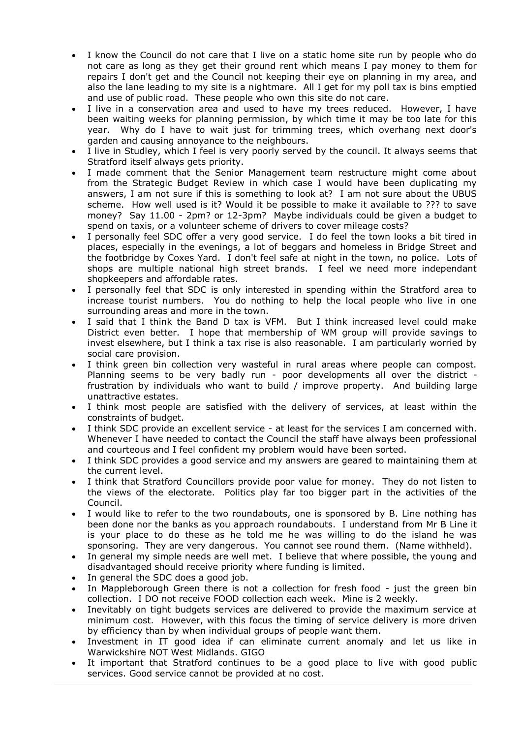- I know the Council do not care that I live on a static home site run by people who do not care as long as they get their ground rent which means I pay money to them for repairs I don't get and the Council not keeping their eye on planning in my area, and also the lane leading to my site is a nightmare. All I get for my poll tax is bins emptied and use of public road. These people who own this site do not care.
- I live in a conservation area and used to have my trees reduced. However, I have been waiting weeks for planning permission, by which time it may be too late for this year. Why do I have to wait just for trimming trees, which overhang next door's garden and causing annoyance to the neighbours.
- I live in Studley, which I feel is very poorly served by the council. It always seems that Stratford itself always gets priority.
- I made comment that the Senior Management team restructure might come about from the Strategic Budget Review in which case I would have been duplicating my answers, I am not sure if this is something to look at? I am not sure about the UBUS scheme. How well used is it? Would it be possible to make it available to ??? to save money? Say 11.00 - 2pm? or 12-3pm? Maybe individuals could be given a budget to spend on taxis, or a volunteer scheme of drivers to cover mileage costs?
- I personally feel SDC offer a very good service. I do feel the town looks a bit tired in places, especially in the evenings, a lot of beggars and homeless in Bridge Street and the footbridge by Coxes Yard. I don't feel safe at night in the town, no police. Lots of shops are multiple national high street brands. I feel we need more independant shopkeepers and affordable rates.
- I personally feel that SDC is only interested in spending within the Stratford area to increase tourist numbers. You do nothing to help the local people who live in one surrounding areas and more in the town.
- I said that I think the Band D tax is VFM. But I think increased level could make District even better. I hope that membership of WM group will provide savings to invest elsewhere, but I think a tax rise is also reasonable. I am particularly worried by social care provision.
- I think green bin collection very wasteful in rural areas where people can compost. Planning seems to be very badly run - poor developments all over the district - frustration by individuals who want to build / improve property. And building large unattractive estates.
- I think most people are satisfied with the delivery of services, at least within the constraints of budget.
- I think SDC provide an excellent service - at least for the services I am concerned with. Whenever I have needed to contact the Council the staff have always been professional and courteous and I feel confident my problem would have been sorted.
- I think SDC provides a good service and my answers are geared to maintaining them at the current level.
- I think that Stratford Councillors provide poor value for money. They do not listen to the views of the electorate. Politics play far too bigger part in the activities of the Council.
- I would like to refer to the two roundabouts, one is sponsored by B. Line nothing has been done nor the banks as you approach roundabouts. I understand from Mr B Line it is your place to do these as he told me he was willing to do the island he was sponsoring. They are very dangerous. You cannot see round them. (Name withheld).
- In general my simple needs are well met. I believe that where possible, the young and disadvantaged should receive priority where funding is limited.
- In general the SDC does a good job.
- In Mappleborough Green there is not a collection for fresh food - just the green bin collection. I DO not receive FOOD collection each week. Mine is 2 weekly.
- Inevitably on tight budgets services are delivered to provide the maximum service at minimum cost. However, with this focus the timing of service delivery is more driven by efficiency than by when individual groups of people want them.
- Investment in IT good idea if can eliminate current anomaly and let us like in Warwickshire NOT West Midlands. GIGO
- It important that Stratford continues to be a good place to live with good public services. Good service cannot be provided at no cost.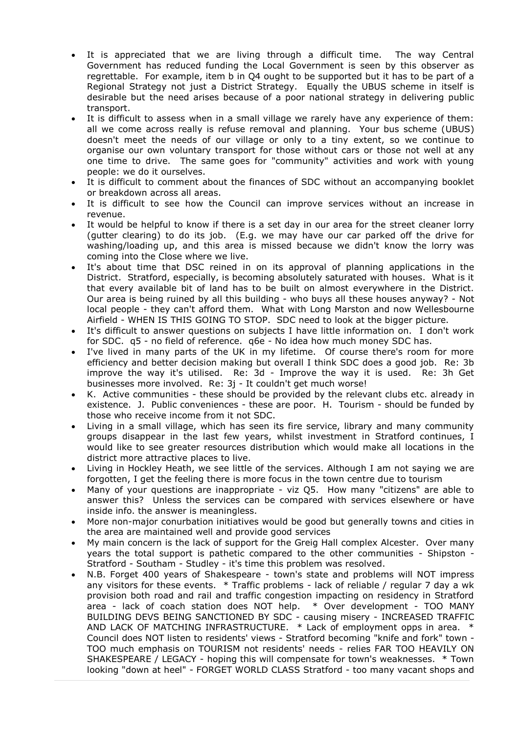- It is appreciated that we are living through a difficult time. The way Central Government has reduced funding the Local Government is seen by this observer as regrettable. For example, item b in Q4 ought to be supported but it has to be part of a Regional Strategy not just a District Strategy. Equally the UBUS scheme in itself is desirable but the need arises because of a poor national strategy in delivering public transport.
- It is difficult to assess when in a small village we rarely have any experience of them: all we come across really is refuse removal and planning. Your bus scheme (UBUS) doesn't meet the needs of our village or only to a tiny extent, so we continue to organise our own voluntary transport for those without cars or those not well at any one time to drive. The same goes for "community" activities and work with young people: we do it ourselves.
- It is difficult to comment about the finances of SDC without an accompanying booklet or breakdown across all areas.
- It is difficult to see how the Council can improve services without an increase in revenue.
- It would be helpful to know if there is a set day in our area for the street cleaner lorry (gutter clearing) to do its job. (E.g. we may have our car parked off the drive for washing/loading up, and this area is missed because we didn't know the lorry was coming into the Close where we live.
- It's about time that DSC reined in on its approval of planning applications in the District. Stratford, especially, is becoming absolutely saturated with houses. What is it that every available bit of land has to be built on almost everywhere in the District. Our area is being ruined by all this building - who buys all these houses anyway? - Not local people - they can't afford them. What with Long Marston and now Wellesbourne Airfield - WHEN IS THIS GOING TO STOP. SDC need to look at the bigger picture.
- It's difficult to answer questions on subjects I have little information on. I don't work for SDC. q5 - no field of reference. q6e - No idea how much money SDC has.
- I've lived in many parts of the UK in my lifetime. Of course there's room for more efficiency and better decision making but overall I think SDC does a good job. Re: 3b improve the way it's utilised. Re: 3d - Improve the way it is used. Re: 3h Get businesses more involved. Re: 3j - It couldn't get much worse!
- K. Active communities - these should be provided by the relevant clubs etc. already in existence. J. Public conveniences - these are poor. H. Tourism - should be funded by those who receive income from it not SDC.
- Living in a small village, which has seen its fire service, library and many community groups disappear in the last few years, whilst investment in Stratford continues, I would like to see greater resources distribution which would make all locations in the district more attractive places to live.
- Living in Hockley Heath, we see little of the services. Although I am not saying we are forgotten, I get the feeling there is more focus in the town centre due to tourism
- Many of your questions are inappropriate - viz Q5. How many "citizens" are able to answer this? Unless the services can be compared with services elsewhere or have inside info. the answer is meaningless.
- More non-major conurbation initiatives would be good but generally towns and cities in the area are maintained well and provide good services
- My main concern is the lack of support for the Greig Hall complex Alcester. Over many years the total support is pathetic compared to the other communities - Shipston - Stratford - Southam - Studley - it's time this problem was resolved.
- N.B. Forget 400 years of Shakespeare - town's state and problems will NOT impress any visitors for these events. * Traffic problems - lack of reliable / regular 7 day a wk provision both road and rail and traffic congestion impacting on residency in Stratford area - lack of coach station does NOT help. * Over development - TOO MANY BUILDING DEVS BEING SANCTIONED BY SDC - causing misery - INCREASED TRAFFIC AND LACK OF MATCHING INFRASTRUCTURE. * Lack of employment opps in area. * Council does NOT listen to residents' views - Stratford becoming "knife and fork" town - TOO much emphasis on TOURISM not residents' needs - relies FAR TOO HEAVILY ON SHAKESPEARE / LEGACY - hoping this will compensate for town's weaknesses. * Town looking "down at heel" - FORGET WORLD CLASS Stratford - too many vacant shops and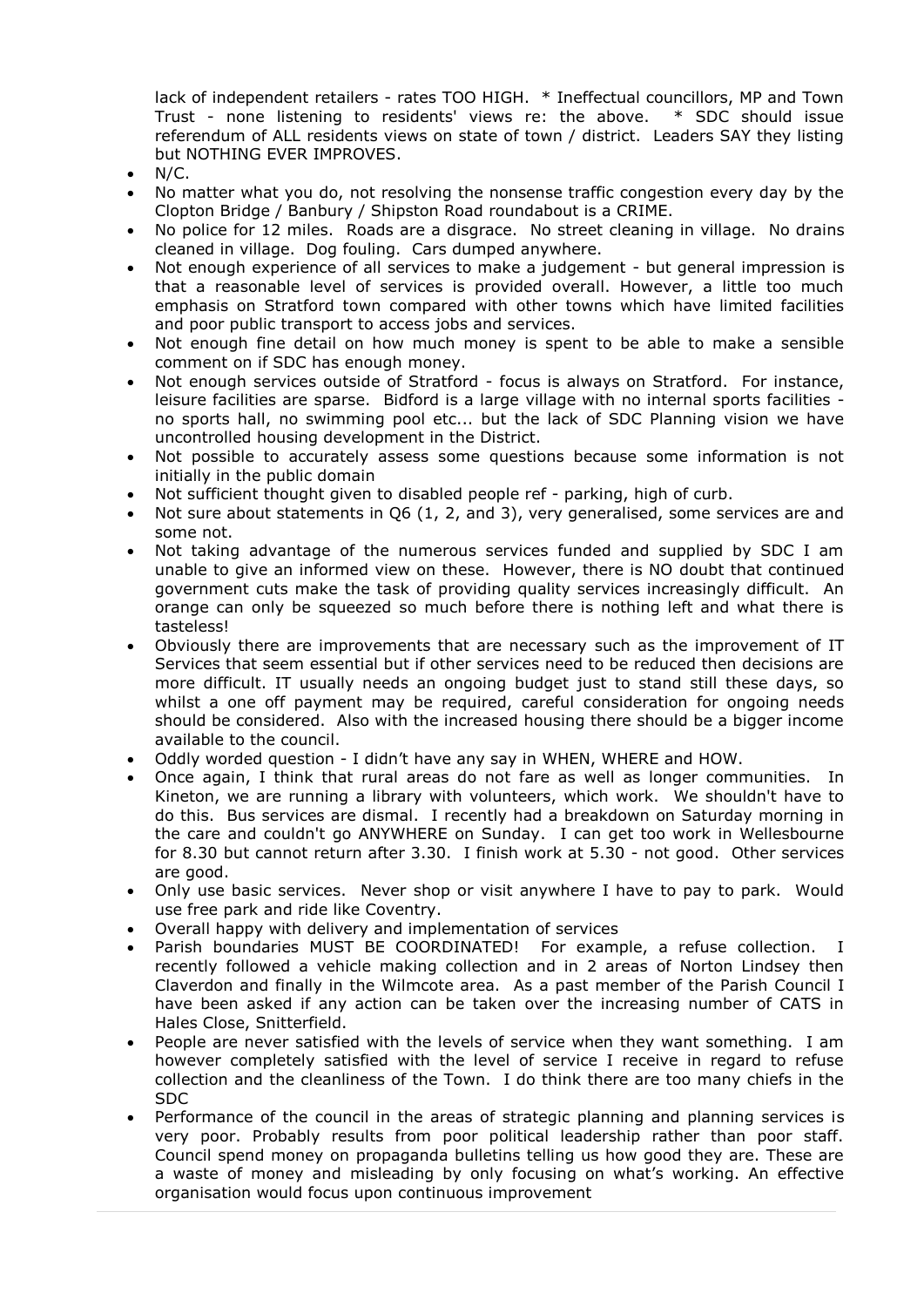lack of independent retailers - rates TOO HIGH. * Ineffectual councillors, MP and Town Trust - none listening to residents' views re: the above. * SDC should issue referendum of ALL residents views on state of town / district. Leaders SAY they listing but NOTHING EVER IMPROVES.

- N/C.
- No matter what you do, not resolving the nonsense traffic congestion every day by the Clopton Bridge / Banbury / Shipston Road roundabout is a CRIME.
- No police for 12 miles. Roads are a disgrace. No street cleaning in village. No drains cleaned in village. Dog fouling. Cars dumped anywhere.
- Not enough experience of all services to make a judgement - but general impression is that a reasonable level of services is provided overall. However, a little too much emphasis on Stratford town compared with other towns which have limited facilities and poor public transport to access jobs and services.
- Not enough fine detail on how much money is spent to be able to make a sensible comment on if SDC has enough money.
- Not enough services outside of Stratford - focus is always on Stratford. For instance, leisure facilities are sparse. Bidford is a large village with no internal sports facilities - no sports hall, no swimming pool etc... but the lack of SDC Planning vision we have uncontrolled housing development in the District.
- Not possible to accurately assess some questions because some information is not initially in the public domain
- Not sufficient thought given to disabled people ref - parking, high of curb.
- Not sure about statements in Q6 (1, 2, and 3), very generalised, some services are and some not.
- Not taking advantage of the numerous services funded and supplied by SDC I am unable to give an informed view on these. However, there is NO doubt that continued government cuts make the task of providing quality services increasingly difficult. An orange can only be squeezed so much before there is nothing left and what there is tasteless!
- Obviously there are improvements that are necessary such as the improvement of IT Services that seem essential but if other services need to be reduced then decisions are more difficult. IT usually needs an ongoing budget just to stand still these days, so whilst a one off payment may be required, careful consideration for ongoing needs should be considered. Also with the increased housing there should be a bigger income available to the council.
- Oddly worded question - I didn't have any say in WHEN, WHERE and HOW.
- Once again, I think that rural areas do not fare as well as longer communities. In Kineton, we are running a library with volunteers, which work. We shouldn't have to do this. Bus services are dismal. I recently had a breakdown on Saturday morning in the care and couldn't go ANYWHERE on Sunday. I can get too work in Wellesbourne for 8.30 but cannot return after 3.30. I finish work at 5.30 - not good. Other services are good.
- Only use basic services. Never shop or visit anywhere I have to pay to park. Would use free park and ride like Coventry.
- Overall happy with delivery and implementation of services
- Parish boundaries MUST BE COORDINATED! For example, a refuse collection. I recently followed a vehicle making collection and in 2 areas of Norton Lindsey then Claverdon and finally in the Wilmcote area. As a past member of the Parish Council I have been asked if any action can be taken over the increasing number of CATS in Hales Close, Snitterfield.
- People are never satisfied with the levels of service when they want something. I am however completely satisfied with the level of service I receive in regard to refuse collection and the cleanliness of the Town. I do think there are too many chiefs in the SDC
- Performance of the council in the areas of strategic planning and planning services is very poor. Probably results from poor political leadership rather than poor staff. Council spend money on propaganda bulletins telling us how good they are. These are a waste of money and misleading by only focusing on what's working. An effective organisation would focus upon continuous improvement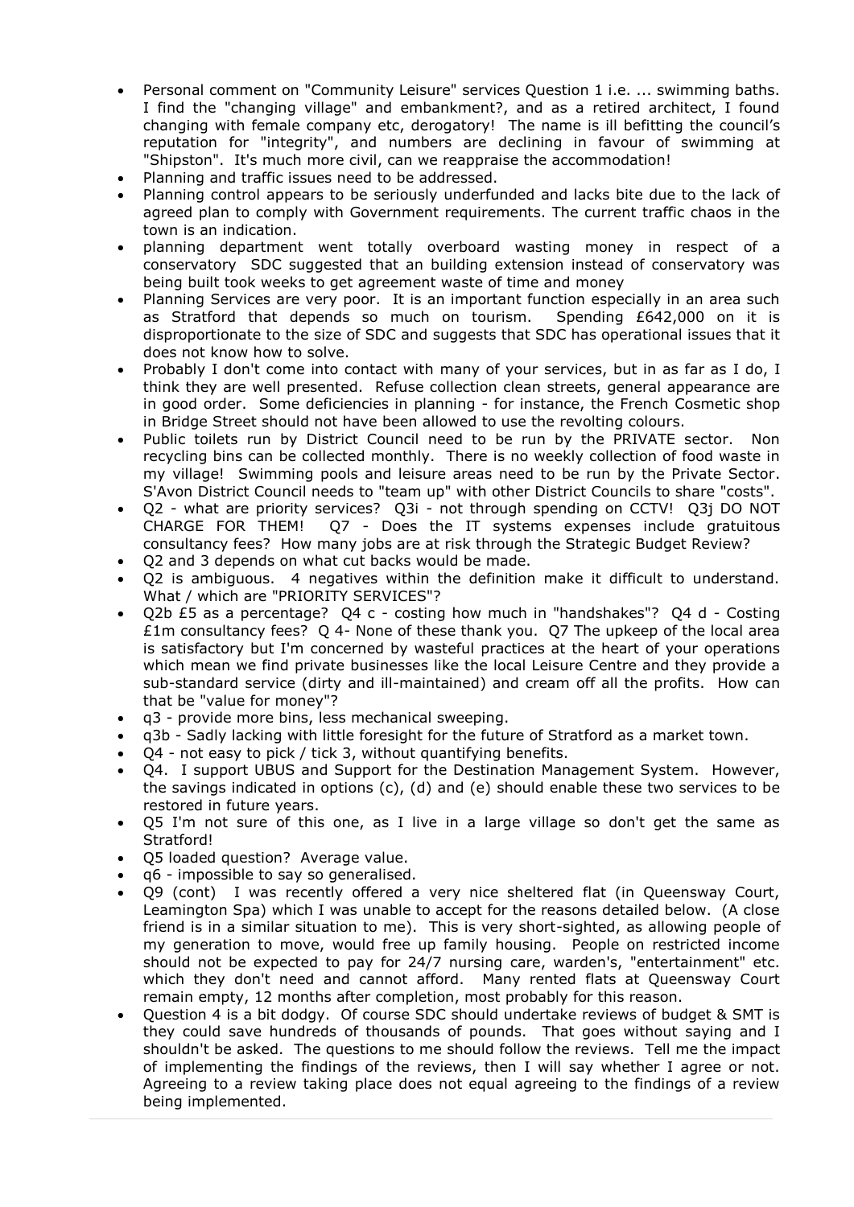- Personal comment on "Community Leisure" services Question 1 i.e. ... swimming baths. I find the "changing village" and embankment?, and as a retired architect, I found changing with female company etc, derogatory! The name is ill befitting the council's reputation for "integrity", and numbers are declining in favour of swimming at "Shipston". It's much more civil, can we reappraise the accommodation!
- Planning and traffic issues need to be addressed.
- Planning control appears to be seriously underfunded and lacks bite due to the lack of agreed plan to comply with Government requirements. The current traffic chaos in the town is an indication.
- planning department went totally overboard wasting money in respect of a conservatory SDC suggested that an building extension instead of conservatory was being built took weeks to get agreement waste of time and money
- Planning Services are very poor. It is an important function especially in an area such as Stratford that depends so much on tourism. Spending £642,000 on it is disproportionate to the size of SDC and suggests that SDC has operational issues that it does not know how to solve.
- Probably I don't come into contact with many of your services, but in as far as I do, I think they are well presented. Refuse collection clean streets, general appearance are in good order. Some deficiencies in planning - for instance, the French Cosmetic shop in Bridge Street should not have been allowed to use the revolting colours.
- Public toilets run by District Council need to be run by the PRIVATE sector. Non recycling bins can be collected monthly. There is no weekly collection of food waste in my village! Swimming pools and leisure areas need to be run by the Private Sector. S'Avon District Council needs to "team up" with other District Councils to share "costs".
- Q2 - what are priority services? Q3i - not through spending on CCTV! Q3j DO NOT CHARGE FOR THEM! Q7 - Does the IT systems expenses include gratuitous consultancy fees? How many jobs are at risk through the Strategic Budget Review?
- Q2 and 3 depends on what cut backs would be made.
- Q2 is ambiguous. 4 negatives within the definition make it difficult to understand. What / which are "PRIORITY SERVICES"?
- Q2b £5 as a percentage? Q4 c - costing how much in "handshakes"? Q4 d - Costing £1m consultancy fees? Q 4- None of these thank you. Q7 The upkeep of the local area is satisfactory but I'm concerned by wasteful practices at the heart of your operations which mean we find private businesses like the local Leisure Centre and they provide a sub-standard service (dirty and ill-maintained) and cream off all the profits. How can that be "value for money"?
- q3 - provide more bins, less mechanical sweeping.
- q3b - Sadly lacking with little foresight for the future of Stratford as a market town.
- Q4 - not easy to pick / tick 3, without quantifying benefits.
- Q4. I support UBUS and Support for the Destination Management System. However, the savings indicated in options (c), (d) and (e) should enable these two services to be restored in future years.
- Q5 I'm not sure of this one, as I live in a large village so don't get the same as Stratford!
- Q5 loaded question? Average value.
- q6 - impossible to say so generalised.
- Q9 (cont) I was recently offered a very nice sheltered flat (in Queensway Court, Leamington Spa) which I was unable to accept for the reasons detailed below. (A close friend is in a similar situation to me). This is very short-sighted, as allowing people of my generation to move, would free up family housing. People on restricted income should not be expected to pay for 24/7 nursing care, warden's, "entertainment" etc. which they don't need and cannot afford. Many rented flats at Queensway Court remain empty, 12 months after completion, most probably for this reason.
- Question 4 is a bit dodgy. Of course SDC should undertake reviews of budget & SMT is they could save hundreds of thousands of pounds. That goes without saying and I shouldn't be asked. The questions to me should follow the reviews. Tell me the impact of implementing the findings of the reviews, then I will say whether I agree or not. Agreeing to a review taking place does not equal agreeing to the findings of a review being implemented.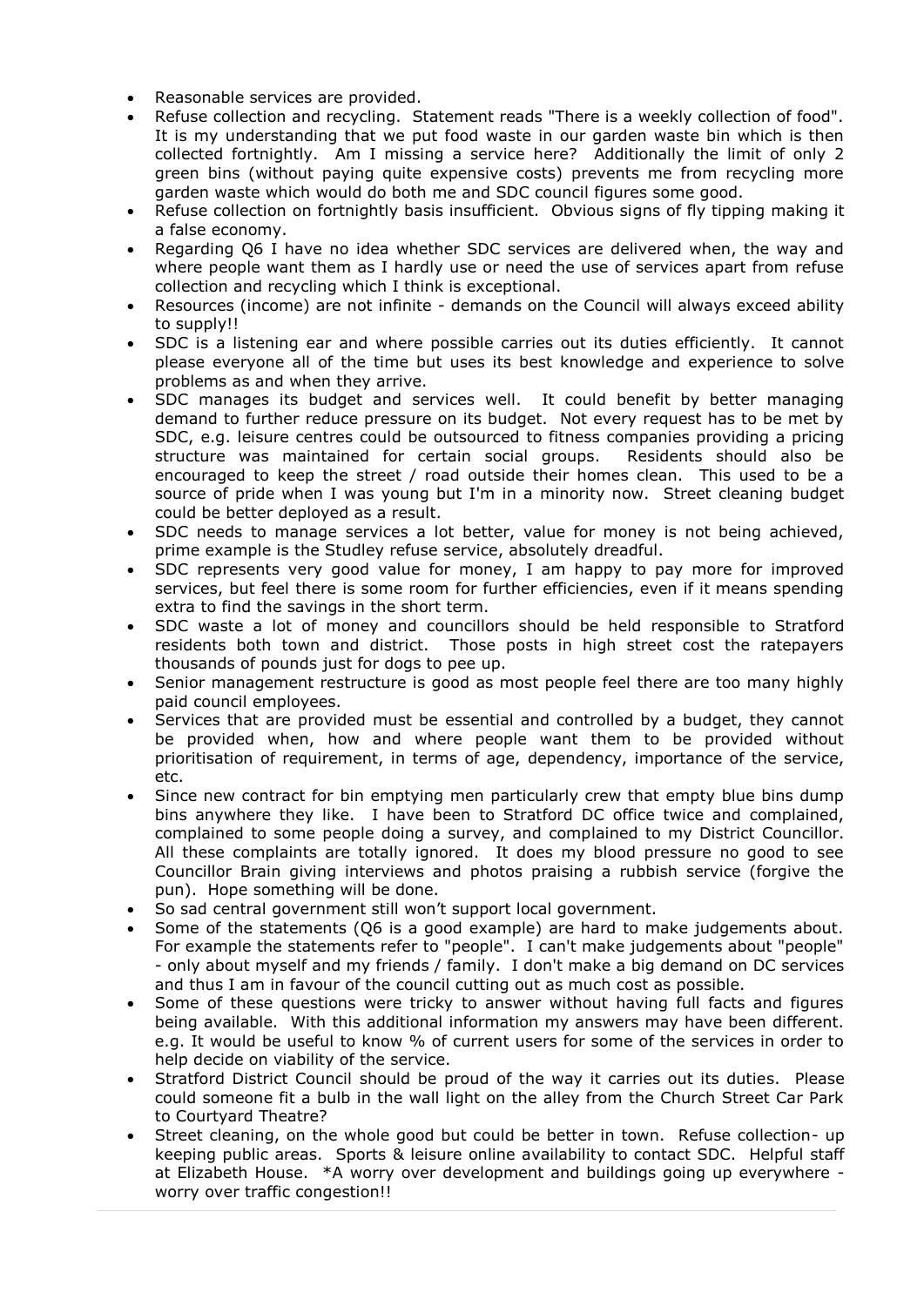- Reasonable services are provided.
- Refuse collection and recycling. Statement reads "There is a weekly collection of food". It is my understanding that we put food waste in our garden waste bin which is then collected fortnightly. Am I missing a service here? Additionally the limit of only 2 green bins (without paying quite expensive costs) prevents me from recycling more garden waste which would do both me and SDC council figures some good.
- Refuse collection on fortnightly basis insufficient. Obvious signs of fly tipping making it a false economy.
- Regarding Q6 I have no idea whether SDC services are delivered when, the way and where people want them as I hardly use or need the use of services apart from refuse collection and recycling which I think is exceptional.
- Resources (income) are not infinite - demands on the Council will always exceed ability to supply!!
- SDC is a listening ear and where possible carries out its duties efficiently. It cannot please everyone all of the time but uses its best knowledge and experience to solve problems as and when they arrive.
- SDC manages its budget and services well. It could benefit by better managing demand to further reduce pressure on its budget. Not every request has to be met by SDC, e.g. leisure centres could be outsourced to fitness companies providing a pricing structure was maintained for certain social groups. Residents should also be encouraged to keep the street / road outside their homes clean. This used to be a source of pride when I was young but I'm in a minority now. Street cleaning budget could be better deployed as a result.
- SDC needs to manage services a lot better, value for money is not being achieved, prime example is the Studley refuse service, absolutely dreadful.
- SDC represents very good value for money, I am happy to pay more for improved services, but feel there is some room for further efficiencies, even if it means spending extra to find the savings in the short term.
- SDC waste a lot of money and councillors should be held responsible to Stratford residents both town and district. Those posts in high street cost the ratepayers thousands of pounds just for dogs to pee up.
- Senior management restructure is good as most people feel there are too many highly paid council employees.
- Services that are provided must be essential and controlled by a budget, they cannot be provided when, how and where people want them to be provided without prioritisation of requirement, in terms of age, dependency, importance of the service, etc.
- Since new contract for bin emptying men particularly crew that empty blue bins dump bins anywhere they like. I have been to Stratford DC office twice and complained, complained to some people doing a survey, and complained to my District Councillor. All these complaints are totally ignored. It does my blood pressure no good to see Councillor Brain giving interviews and photos praising a rubbish service (forgive the pun). Hope something will be done.
- So sad central government still won't support local government.
- Some of the statements (Q6 is a good example) are hard to make judgements about. For example the statements refer to "people". I can't make judgements about "people" - only about myself and my friends / family. I don't make a big demand on DC services and thus I am in favour of the council cutting out as much cost as possible.
- Some of these questions were tricky to answer without having full facts and figures being available. With this additional information my answers may have been different. e.g. It would be useful to know % of current users for some of the services in order to help decide on viability of the service.
- Stratford District Council should be proud of the way it carries out its duties. Please could someone fit a bulb in the wall light on the alley from the Church Street Car Park to Courtyard Theatre?
- Street cleaning, on the whole good but could be better in town. Refuse collection- up keeping public areas. Sports & leisure online availability to contact SDC. Helpful staff at Elizabeth House. *A worry over development and buildings going up everywhere - worry over traffic congestion!!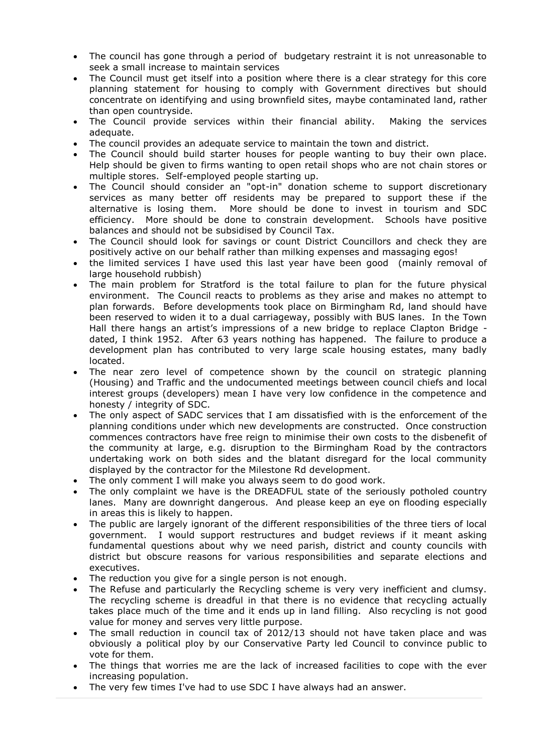- The council has gone through a period of budgetary restraint it is not unreasonable to seek a small increase to maintain services
- The Council must get itself into a position where there is a clear strategy for this core planning statement for housing to comply with Government directives but should concentrate on identifying and using brownfield sites, maybe contaminated land, rather than open countryside.
- The Council provide services within their financial ability. Making the services adequate.
- The council provides an adequate service to maintain the town and district.
- The Council should build starter houses for people wanting to buy their own place. Help should be given to firms wanting to open retail shops who are not chain stores or multiple stores. Self-employed people starting up.
- The Council should consider an "opt-in" donation scheme to support discretionary services as many better off residents may be prepared to support these if the alternative is losing them. More should be done to invest in tourism and SDC efficiency. More should be done to constrain development. Schools have positive balances and should not be subsidised by Council Tax.
- The Council should look for savings or count District Councillors and check they are positively active on our behalf rather than milking expenses and massaging egos!
- the limited services I have used this last year have been good (mainly removal of large household rubbish)
- The main problem for Stratford is the total failure to plan for the future physical environment. The Council reacts to problems as they arise and makes no attempt to plan forwards. Before developments took place on Birmingham Rd, land should have been reserved to widen it to a dual carriageway, possibly with BUS lanes. In the Town Hall there hangs an artist's impressions of a new bridge to replace Clapton Bridge - dated, I think 1952. After 63 years nothing has happened. The failure to produce a development plan has contributed to very large scale housing estates, many badly located.
- The near zero level of competence shown by the council on strategic planning (Housing) and Traffic and the undocumented meetings between council chiefs and local interest groups (developers) mean I have very low confidence in the competence and honesty / integrity of SDC.
- The only aspect of SADC services that I am dissatisfied with is the enforcement of the planning conditions under which new developments are constructed. Once construction commences contractors have free reign to minimise their own costs to the disbenefit of the community at large, e.g. disruption to the Birmingham Road by the contractors undertaking work on both sides and the blatant disregard for the local community displayed by the contractor for the Milestone Rd development.
- The only comment I will make you always seem to do good work.
- The only complaint we have is the DREADFUL state of the seriously potholed country lanes. Many are downright dangerous. And please keep an eye on flooding especially in areas this is likely to happen.
- The public are largely ignorant of the different responsibilities of the three tiers of local government. I would support restructures and budget reviews if it meant asking fundamental questions about why we need parish, district and county councils with district but obscure reasons for various responsibilities and separate elections and executives.
- The reduction you give for a single person is not enough.
- The Refuse and particularly the Recycling scheme is very very inefficient and clumsy. The recycling scheme is dreadful in that there is no evidence that recycling actually takes place much of the time and it ends up in land filling. Also recycling is not good value for money and serves very little purpose.
- The small reduction in council tax of 2012/13 should not have taken place and was obviously a political ploy by our Conservative Party led Council to convince public to vote for them.
- The things that worries me are the lack of increased facilities to cope with the ever increasing population.
- The very few times I've had to use SDC I have always had an answer.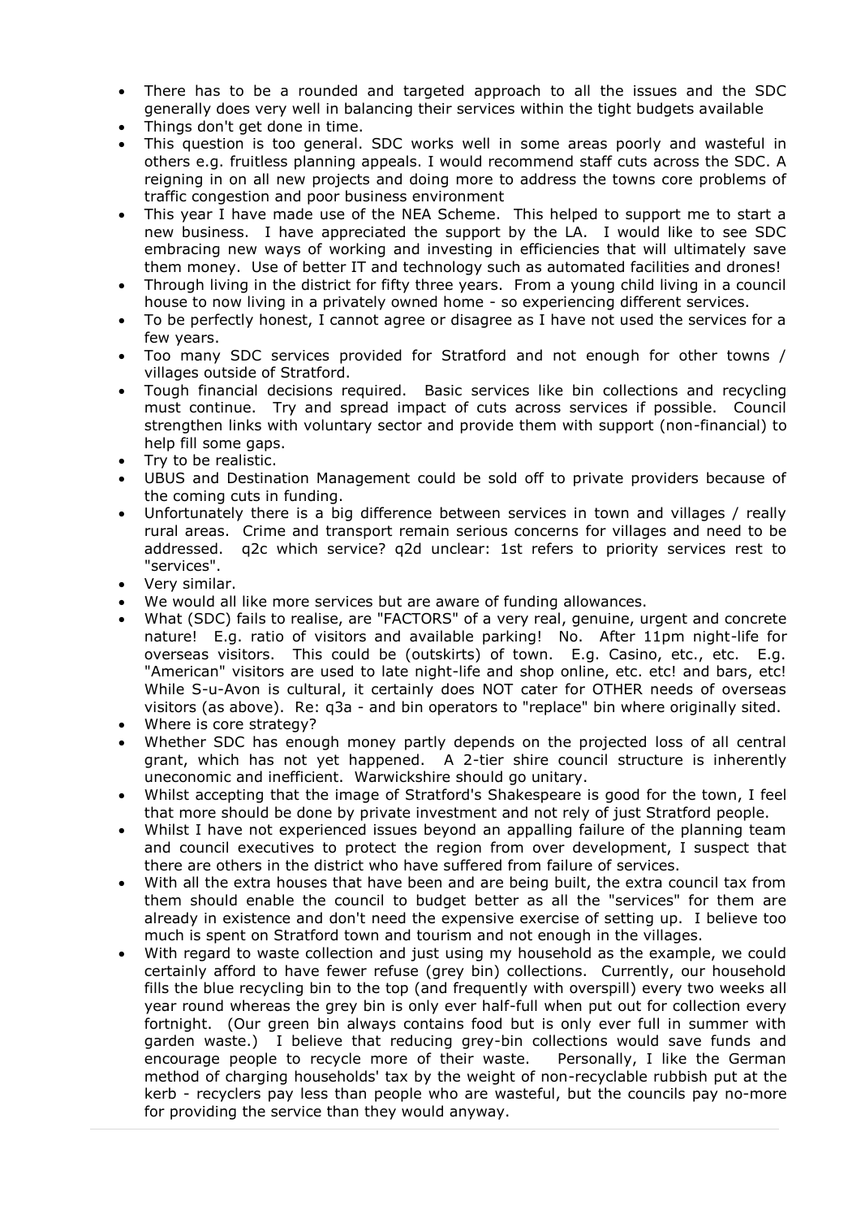- There has to be a rounded and targeted approach to all the issues and the SDC generally does very well in balancing their services within the tight budgets available
- Things don't get done in time.
- This question is too general. SDC works well in some areas poorly and wasteful in others e.g. fruitless planning appeals. I would recommend staff cuts across the SDC. A reigning in on all new projects and doing more to address the towns core problems of traffic congestion and poor business environment
- This year I have made use of the NEA Scheme. This helped to support me to start a new business. I have appreciated the support by the LA. I would like to see SDC embracing new ways of working and investing in efficiencies that will ultimately save them money. Use of better IT and technology such as automated facilities and drones!
- Through living in the district for fifty three years. From a young child living in a council house to now living in a privately owned home - so experiencing different services.
- To be perfectly honest, I cannot agree or disagree as I have not used the services for a few years.
- Too many SDC services provided for Stratford and not enough for other towns / villages outside of Stratford.
- Tough financial decisions required. Basic services like bin collections and recycling must continue. Try and spread impact of cuts across services if possible. Council strengthen links with voluntary sector and provide them with support (non-financial) to help fill some gaps.
- Try to be realistic.
- UBUS and Destination Management could be sold off to private providers because of the coming cuts in funding.
- Unfortunately there is a big difference between services in town and villages / really rural areas. Crime and transport remain serious concerns for villages and need to be addressed. q2c which service? q2d unclear: 1st refers to priority services rest to "services".
- Very similar.
- We would all like more services but are aware of funding allowances.
- What (SDC) fails to realise, are "FACTORS" of a very real, genuine, urgent and concrete nature! E.g. ratio of visitors and available parking! No. After 11pm night-life for overseas visitors. This could be (outskirts) of town. E.g. Casino, etc., etc. E.g. "American" visitors are used to late night-life and shop online, etc. etc! and bars, etc! While S-u-Avon is cultural, it certainly does NOT cater for OTHER needs of overseas visitors (as above). Re: q3a - and bin operators to "replace" bin where originally sited.
- Where is core strategy?
- Whether SDC has enough money partly depends on the projected loss of all central grant, which has not yet happened. A 2-tier shire council structure is inherently uneconomic and inefficient. Warwickshire should go unitary.
- Whilst accepting that the image of Stratford's Shakespeare is good for the town, I feel that more should be done by private investment and not rely of just Stratford people.
- Whilst I have not experienced issues beyond an appalling failure of the planning team and council executives to protect the region from over development, I suspect that there are others in the district who have suffered from failure of services.
- With all the extra houses that have been and are being built, the extra council tax from them should enable the council to budget better as all the "services" for them are already in existence and don't need the expensive exercise of setting up. I believe too much is spent on Stratford town and tourism and not enough in the villages.
- With regard to waste collection and just using my household as the example, we could certainly afford to have fewer refuse (grey bin) collections. Currently, our household fills the blue recycling bin to the top (and frequently with overspill) every two weeks all year round whereas the grey bin is only ever half-full when put out for collection every fortnight. (Our green bin always contains food but is only ever full in summer with garden waste.) I believe that reducing grey-bin collections would save funds and encourage people to recycle more of their waste. Personally, I like the German method of charging households' tax by the weight of non-recyclable rubbish put at the kerb - recyclers pay less than people who are wasteful, but the councils pay no-more for providing the service than they would anyway.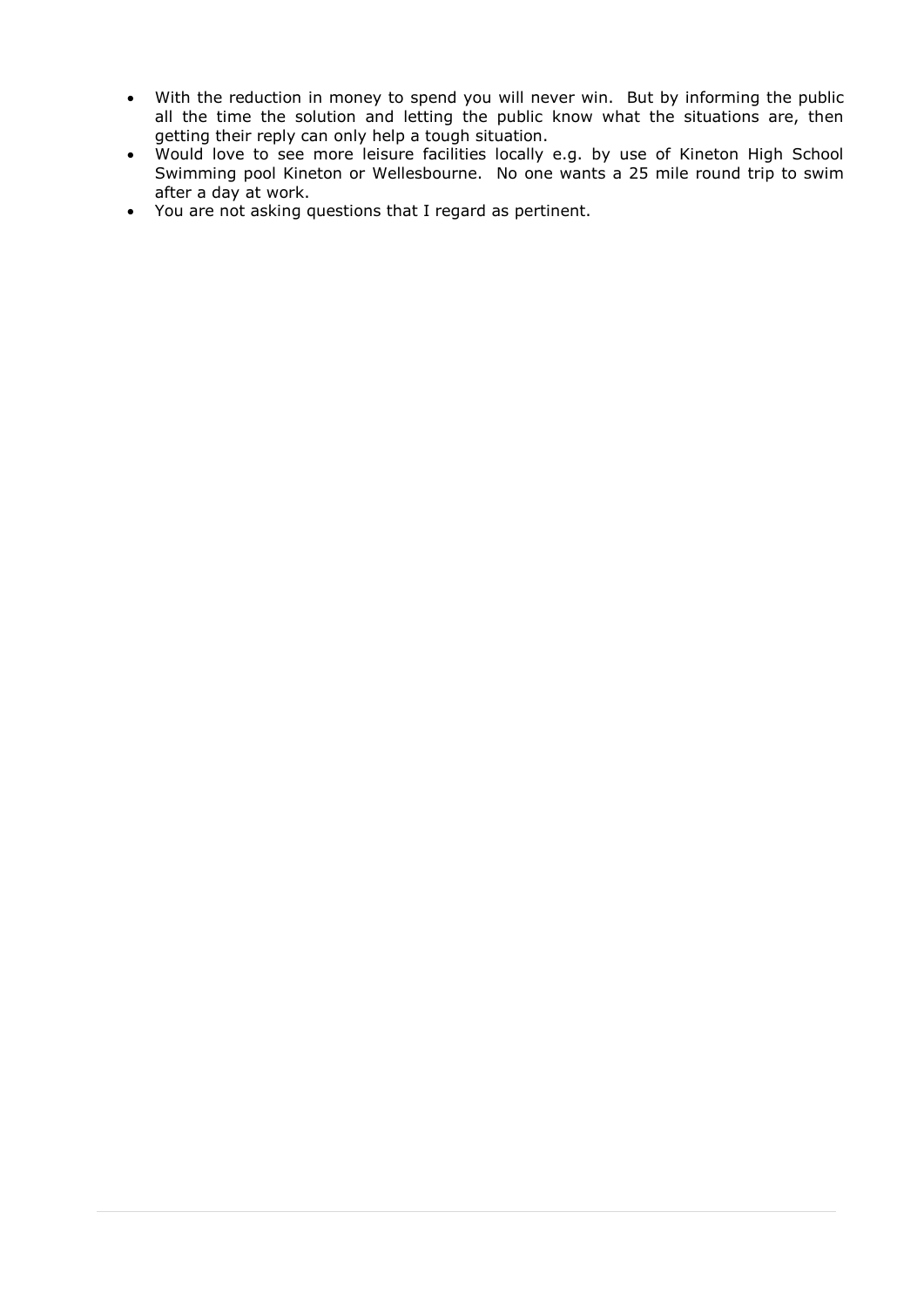- With the reduction in money to spend you will never win. But by informing the public all the time the solution and letting the public know what the situations are, then getting their reply can only help a tough situation.
- Would love to see more leisure facilities locally e.g. by use of Kineton High School Swimming pool Kineton or Wellesbourne. No one wants a 25 mile round trip to swim after a day at work.
- You are not asking questions that I regard as pertinent.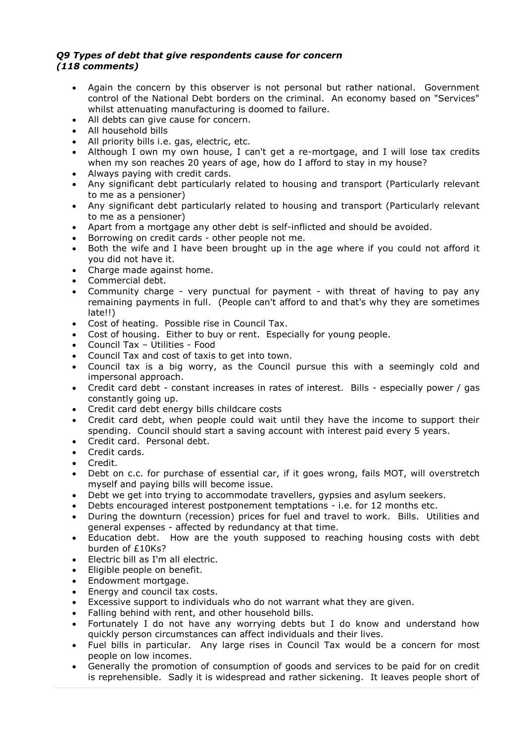***Q9 Types of debt that give respondents cause for concern (118 comments)***

- Again the concern by this observer is not personal but rather national. Government control of the National Debt borders on the criminal. An economy based on "Services" whilst attenuating manufacturing is doomed to failure.
- All debts can give cause for concern.
- All household bills
- All priority bills i.e. gas, electric, etc.
- Although I own my own house, I can't get a re-mortgage, and I will lose tax credits when my son reaches 20 years of age, how do I afford to stay in my house?
- Always paying with credit cards.
- Any significant debt particularly related to housing and transport (Particularly relevant to me as a pensioner)
- Any significant debt particularly related to housing and transport (Particularly relevant to me as a pensioner)
- Apart from a mortgage any other debt is self-inflicted and should be avoided.
- Borrowing on credit cards - other people not me.
- Both the wife and I have been brought up in the age where if you could not afford it you did not have it.
- Charge made against home.
- Commercial debt.
- Community charge - very punctual for payment - with threat of having to pay any remaining payments in full. (People can't afford to and that's why they are sometimes late!!)
- Cost of heating. Possible rise in Council Tax.
- Cost of housing. Either to buy or rent. Especially for young people.
- Council Tax – Utilities - Food
- Council Tax and cost of taxis to get into town.
- Council tax is a big worry, as the Council pursue this with a seemingly cold and impersonal approach.
- Credit card debt - constant increases in rates of interest. Bills - especially power / gas constantly going up.
- Credit card debt energy bills childcare costs
- Credit card debt, when people could wait until they have the income to support their spending. Council should start a saving account with interest paid every 5 years.
- Credit card. Personal debt.
- Credit cards.
- Credit.
- Debt on c.c. for purchase of essential car, if it goes wrong, fails MOT, will overstretch myself and paying bills will become issue.
- Debt we get into trying to accommodate travellers, gypsies and asylum seekers.
- Debts encouraged interest postponement temptations - i.e. for 12 months etc.
- During the downturn (recession) prices for fuel and travel to work. Bills. Utilities and general expenses - affected by redundancy at that time.
- Education debt. How are the youth supposed to reaching housing costs with debt burden of £10Ks?
- Electric bill as I'm all electric.
- Eligible people on benefit.
- Endowment mortgage.
- Energy and council tax costs.
- Excessive support to individuals who do not warrant what they are given.
- Falling behind with rent, and other household bills.
- Fortunately I do not have any worrying debts but I do know and understand how quickly person circumstances can affect individuals and their lives.
- Fuel bills in particular. Any large rises in Council Tax would be a concern for most people on low incomes.
- Generally the promotion of consumption of goods and services to be paid for on credit is reprehensible. Sadly it is widespread and rather sickening. It leaves people short of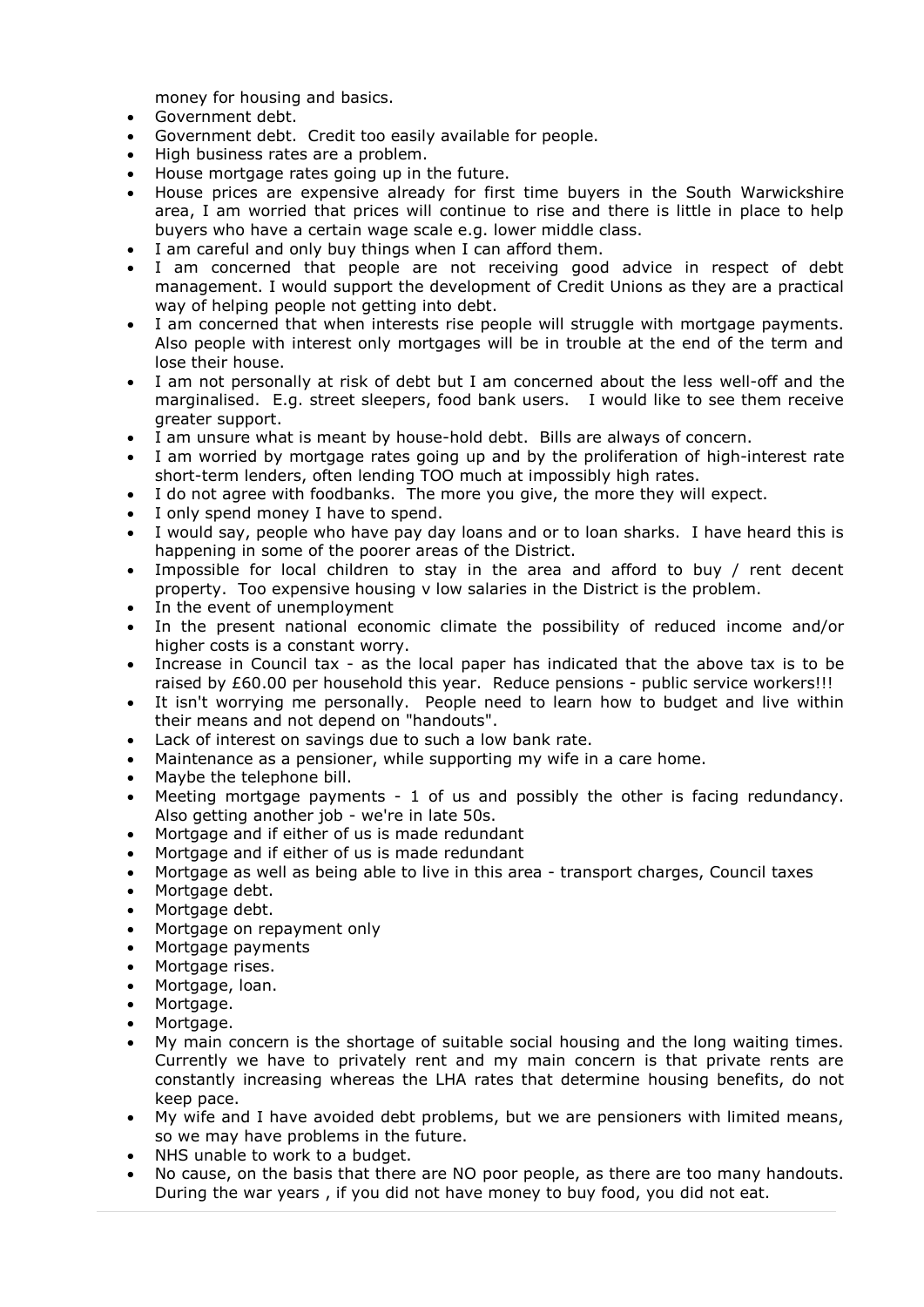money for housing and basics.

- Government debt.
- Government debt. Credit too easily available for people.
- High business rates are a problem.
- House mortgage rates going up in the future.
- House prices are expensive already for first time buyers in the South Warwickshire area, I am worried that prices will continue to rise and there is little in place to help buyers who have a certain wage scale e.g. lower middle class.
- I am careful and only buy things when I can afford them.
- I am concerned that people are not receiving good advice in respect of debt management. I would support the development of Credit Unions as they are a practical way of helping people not getting into debt.
- I am concerned that when interests rise people will struggle with mortgage payments. Also people with interest only mortgages will be in trouble at the end of the term and lose their house.
- I am not personally at risk of debt but I am concerned about the less well-off and the marginalised. E.g. street sleepers, food bank users. I would like to see them receive greater support.
- I am unsure what is meant by house-hold debt. Bills are always of concern.
- I am worried by mortgage rates going up and by the proliferation of high-interest rate short-term lenders, often lending TOO much at impossibly high rates.
- I do not agree with foodbanks. The more you give, the more they will expect.
- I only spend money I have to spend.
- I would say, people who have pay day loans and or to loan sharks. I have heard this is happening in some of the poorer areas of the District.
- Impossible for local children to stay in the area and afford to buy / rent decent property. Too expensive housing v low salaries in the District is the problem.
- In the event of unemployment
- In the present national economic climate the possibility of reduced income and/or higher costs is a constant worry.
- Increase in Council tax - as the local paper has indicated that the above tax is to be raised by £60.00 per household this year. Reduce pensions - public service workers!!!
- It isn't worrying me personally. People need to learn how to budget and live within their means and not depend on "handouts".
- Lack of interest on savings due to such a low bank rate.
- Maintenance as a pensioner, while supporting my wife in a care home.
- Maybe the telephone bill.
- Meeting mortgage payments - 1 of us and possibly the other is facing redundancy. Also getting another job - we're in late 50s.
- Mortgage and if either of us is made redundant
- Mortgage and if either of us is made redundant
- Mortgage as well as being able to live in this area - transport charges, Council taxes
- Mortgage debt.
- Mortgage debt.
- Mortgage on repayment only
- Mortgage payments
- Mortgage rises.
- Mortgage, loan.
- Mortgage.
- Mortgage.
- My main concern is the shortage of suitable social housing and the long waiting times. Currently we have to privately rent and my main concern is that private rents are constantly increasing whereas the LHA rates that determine housing benefits, do not keep pace.
- My wife and I have avoided debt problems, but we are pensioners with limited means, so we may have problems in the future.
- NHS unable to work to a budget.
- No cause, on the basis that there are NO poor people, as there are too many handouts. During the war years , if you did not have money to buy food, you did not eat.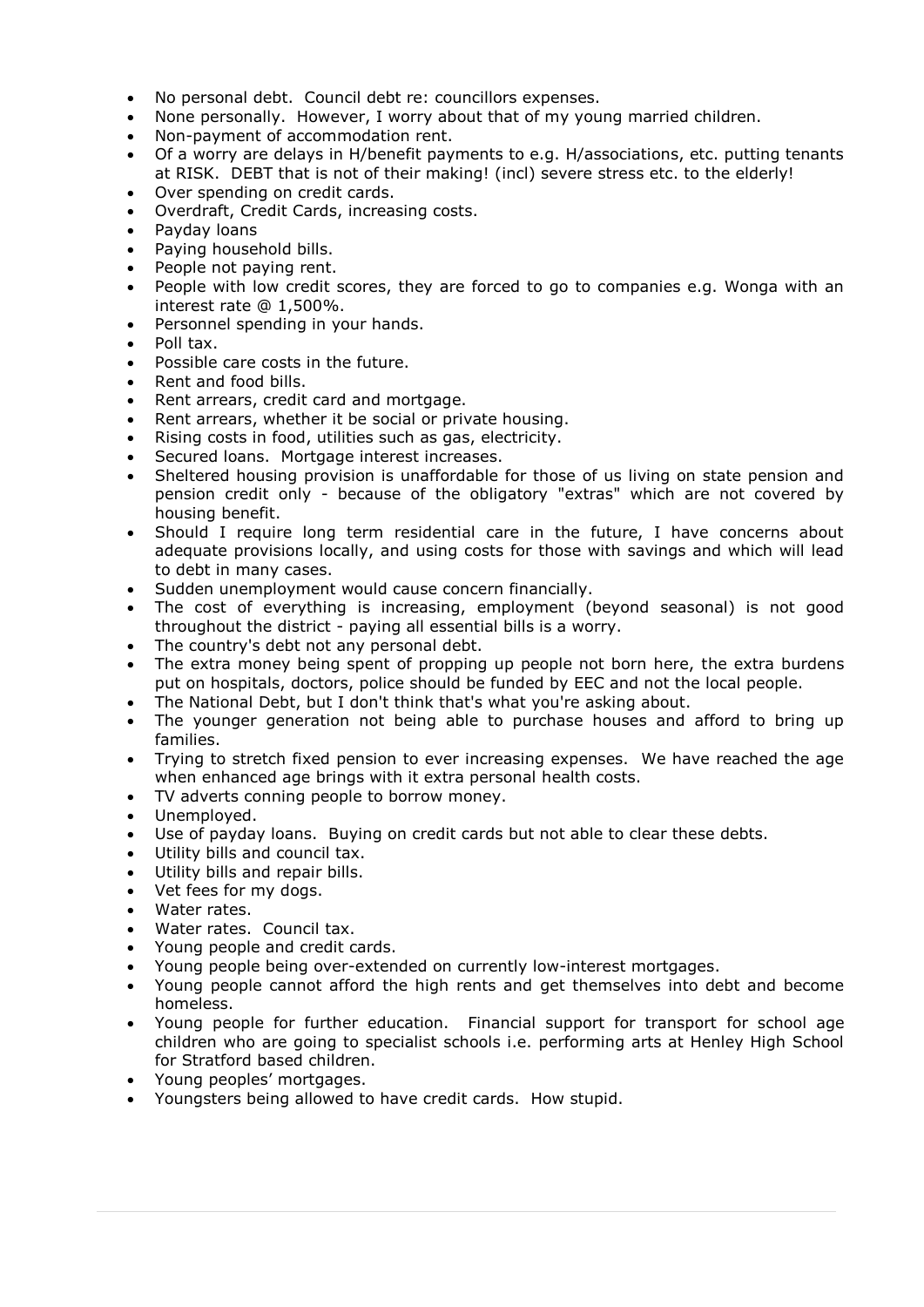- No personal debt. Council debt re: councillors expenses.
- None personally. However, I worry about that of my young married children.
- Non-payment of accommodation rent.
- Of a worry are delays in H/benefit payments to e.g. H/associations, etc. putting tenants at RISK. DEBT that is not of their making! (incl) severe stress etc. to the elderly!
- Over spending on credit cards.
- Overdraft, Credit Cards, increasing costs.
- Payday loans
- Paying household bills.
- People not paying rent.
- People with low credit scores, they are forced to go to companies e.g. Wonga with an interest rate @ 1,500%.
- Personnel spending in your hands.
- Poll tax.
- Possible care costs in the future.
- Rent and food bills.
- Rent arrears, credit card and mortgage.
- Rent arrears, whether it be social or private housing.
- Rising costs in food, utilities such as gas, electricity.
- Secured loans. Mortgage interest increases.
- Sheltered housing provision is unaffordable for those of us living on state pension and pension credit only - because of the obligatory "extras" which are not covered by housing benefit.
- Should I require long term residential care in the future, I have concerns about adequate provisions locally, and using costs for those with savings and which will lead to debt in many cases.
- Sudden unemployment would cause concern financially.
- The cost of everything is increasing, employment (beyond seasonal) is not good throughout the district - paying all essential bills is a worry.
- The country's debt not any personal debt.
- The extra money being spent of propping up people not born here, the extra burdens put on hospitals, doctors, police should be funded by EEC and not the local people.
- The National Debt, but I don't think that's what you're asking about.
- The younger generation not being able to purchase houses and afford to bring up families.
- Trying to stretch fixed pension to ever increasing expenses. We have reached the age when enhanced age brings with it extra personal health costs.
- TV adverts conning people to borrow money.
- Unemployed.
- Use of payday loans. Buying on credit cards but not able to clear these debts.
- Utility bills and council tax.
- Utility bills and repair bills.
- Vet fees for my dogs.
- Water rates.
- Water rates. Council tax.
- Young people and credit cards.
- Young people being over-extended on currently low-interest mortgages.
- Young people cannot afford the high rents and get themselves into debt and become homeless.
- Young people for further education. Financial support for transport for school age children who are going to specialist schools i.e. performing arts at Henley High School for Stratford based children.
- Young peoples' mortgages.
- Youngsters being allowed to have credit cards. How stupid.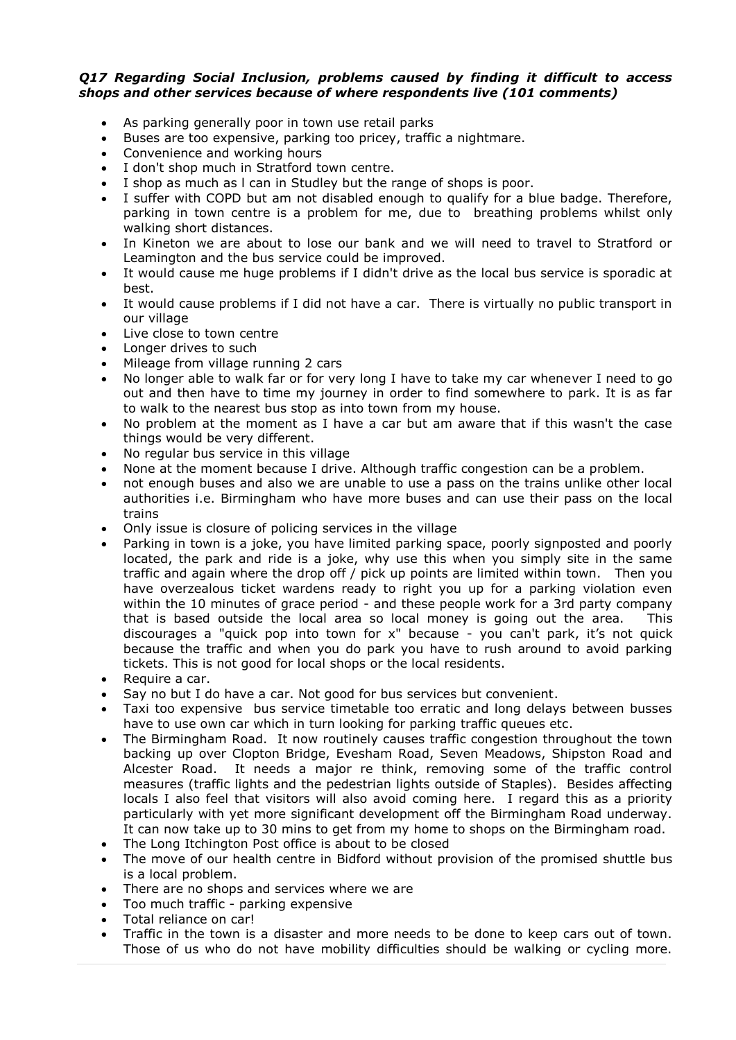***Q17 Regarding Social Inclusion, problems caused by finding it difficult to access shops and other services because of where respondents live (101 comments)***

- As parking generally poor in town use retail parks
- Buses are too expensive, parking too pricey, traffic a nightmare.
- Convenience and working hours
- I don't shop much in Stratford town centre.
- I shop as much as I can in Studley but the range of shops is poor.
- I suffer with COPD but am not disabled enough to qualify for a blue badge. Therefore, parking in town centre is a problem for me, due to breathing problems whilst only walking short distances.
- In Kineton we are about to lose our bank and we will need to travel to Stratford or Leamington and the bus service could be improved.
- It would cause me huge problems if I didn't drive as the local bus service is sporadic at best.
- It would cause problems if I did not have a car. There is virtually no public transport in our village
- Live close to town centre
- Longer drives to such
- Mileage from village running 2 cars
- No longer able to walk far or for very long I have to take my car whenever I need to go out and then have to time my journey in order to find somewhere to park. It is as far to walk to the nearest bus stop as into town from my house.
- No problem at the moment as I have a car but am aware that if this wasn't the case things would be very different.
- No regular bus service in this village
- None at the moment because I drive. Although traffic congestion can be a problem.
- not enough buses and also we are unable to use a pass on the trains unlike other local authorities i.e. Birmingham who have more buses and can use their pass on the local trains
- Only issue is closure of policing services in the village
- Parking in town is a joke, you have limited parking space, poorly signposted and poorly located, the park and ride is a joke, why use this when you simply site in the same traffic and again where the drop off / pick up points are limited within town. Then you have overzealous ticket wardens ready to right you up for a parking violation even within the 10 minutes of grace period - and these people work for a 3rd party company that is based outside the local area so local money is going out the area. This discourages a "quick pop into town for x" because - you can't park, it's not quick because the traffic and when you do park you have to rush around to avoid parking tickets. This is not good for local shops or the local residents.
- Require a car.
- Say no but I do have a car. Not good for bus services but convenient.
- Taxi too expensive bus service timetable too erratic and long delays between busses have to use own car which in turn looking for parking traffic queues etc.
- The Birmingham Road. It now routinely causes traffic congestion throughout the town backing up over Clopton Bridge, Evesham Road, Seven Meadows, Shipston Road and Alcester Road. It needs a major re think, removing some of the traffic control measures (traffic lights and the pedestrian lights outside of Staples). Besides affecting locals I also feel that visitors will also avoid coming here. I regard this as a priority particularly with yet more significant development off the Birmingham Road underway. It can now take up to 30 mins to get from my home to shops on the Birmingham road.
- The Long Itchington Post office is about to be closed
- The move of our health centre in Bidford without provision of the promised shuttle bus is a local problem.
- There are no shops and services where we are
- Too much traffic - parking expensive
- Total reliance on car!
- Traffic in the town is a disaster and more needs to be done to keep cars out of town. Those of us who do not have mobility difficulties should be walking or cycling more.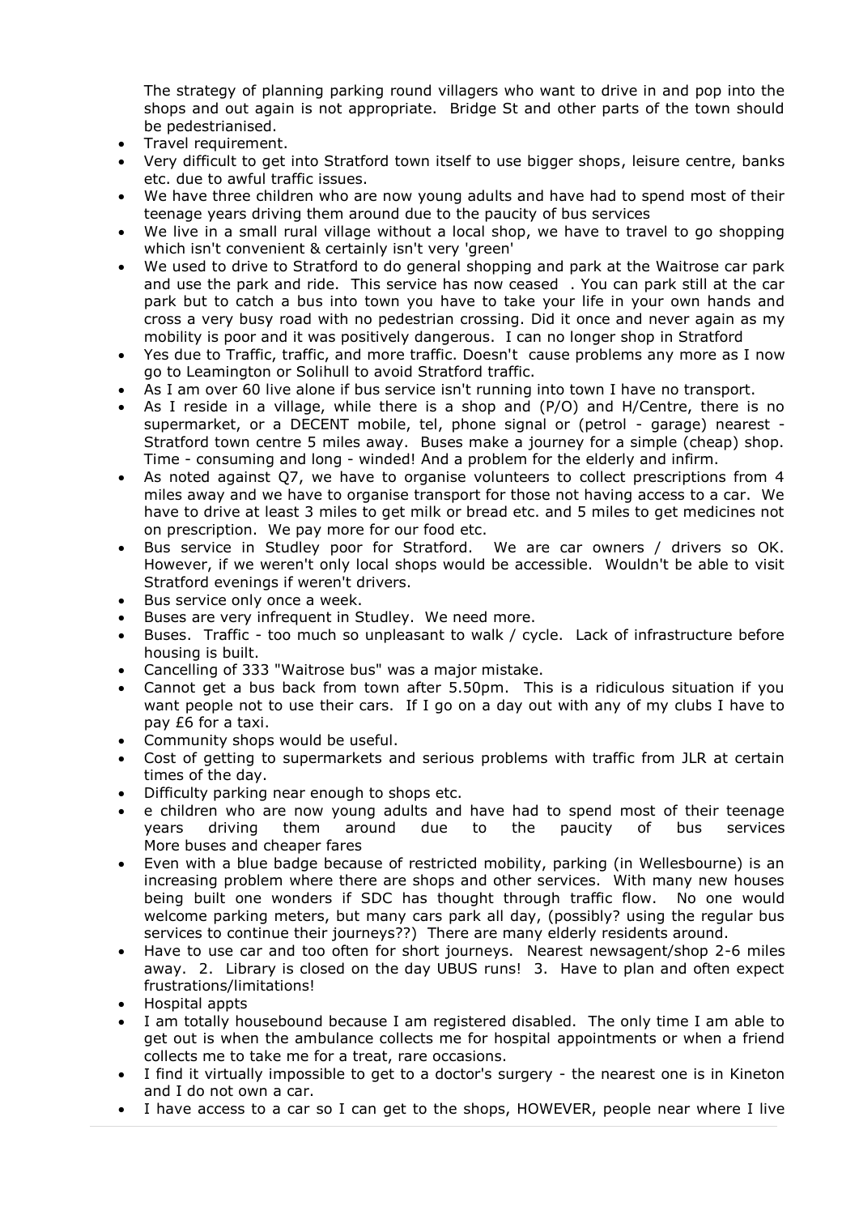The strategy of planning parking round villagers who want to drive in and pop into the shops and out again is not appropriate. Bridge St and other parts of the town should be pedestrianised.

- Travel requirement.
- Very difficult to get into Stratford town itself to use bigger shops, leisure centre, banks etc. due to awful traffic issues.
- We have three children who are now young adults and have had to spend most of their teenage years driving them around due to the paucity of bus services
- We live in a small rural village without a local shop, we have to travel to go shopping which isn't convenient & certainly isn't very 'green'
- We used to drive to Stratford to do general shopping and park at the Waitrose car park and use the park and ride. This service has now ceased . You can park still at the car park but to catch a bus into town you have to take your life in your own hands and cross a very busy road with no pedestrian crossing. Did it once and never again as my mobility is poor and it was positively dangerous. I can no longer shop in Stratford
- Yes due to Traffic, traffic, and more traffic. Doesn't cause problems any more as I now go to Leamington or Solihull to avoid Stratford traffic.
- As I am over 60 live alone if bus service isn't running into town I have no transport.
- As I reside in a village, while there is a shop and (P/O) and H/Centre, there is no supermarket, or a DECENT mobile, tel, phone signal or (petrol - garage) nearest - Stratford town centre 5 miles away. Buses make a journey for a simple (cheap) shop. Time - consuming and long - winded! And a problem for the elderly and infirm.
- As noted against Q7, we have to organise volunteers to collect prescriptions from 4 miles away and we have to organise transport for those not having access to a car. We have to drive at least 3 miles to get milk or bread etc. and 5 miles to get medicines not on prescription. We pay more for our food etc.
- Bus service in Studley poor for Stratford. We are car owners / drivers so OK. However, if we weren't only local shops would be accessible. Wouldn't be able to visit Stratford evenings if weren't drivers.
- Bus service only once a week.
- Buses are very infrequent in Studley. We need more.
- Buses. Traffic - too much so unpleasant to walk / cycle. Lack of infrastructure before housing is built.
- Cancelling of 333 "Waitrose bus" was a major mistake.
- Cannot get a bus back from town after 5.50pm. This is a ridiculous situation if you want people not to use their cars. If I go on a day out with any of my clubs I have to pay £6 for a taxi.
- Community shops would be useful.
- Cost of getting to supermarkets and serious problems with traffic from JLR at certain times of the day.
- Difficulty parking near enough to shops etc.
- e children who are now young adults and have had to spend most of their teenage years driving them around due to the paucity of bus services More buses and cheaper fares
- Even with a blue badge because of restricted mobility, parking (in Wellesbourne) is an increasing problem where there are shops and other services. With many new houses being built one wonders if SDC has thought through traffic flow. No one would welcome parking meters, but many cars park all day, (possibly? using the regular bus services to continue their journeys??) There are many elderly residents around.
- Have to use car and too often for short journeys. Nearest newsagent/shop 2-6 miles away. 2. Library is closed on the day UBUS runs! 3. Have to plan and often expect frustrations/limitations!
- Hospital appts
- I am totally housebound because I am registered disabled. The only time I am able to get out is when the ambulance collects me for hospital appointments or when a friend collects me to take me for a treat, rare occasions.
- I find it virtually impossible to get to a doctor's surgery - the nearest one is in Kineton and I do not own a car.
- I have access to a car so I can get to the shops, HOWEVER, people near where I live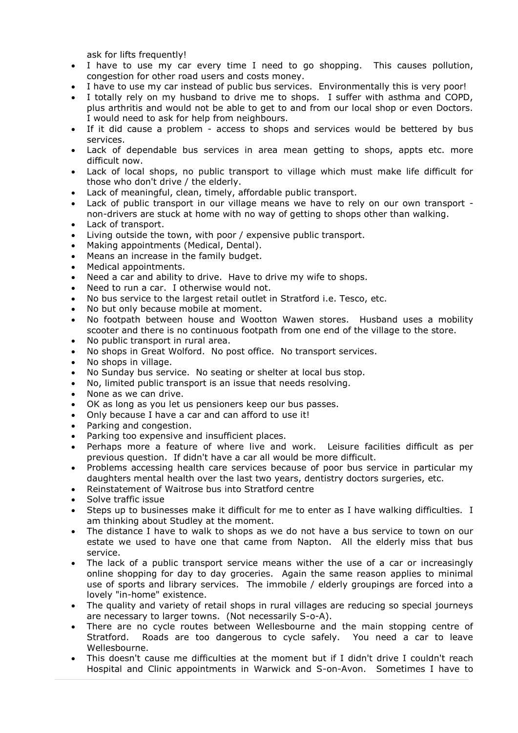ask for lifts frequently!

- I have to use my car every time I need to go shopping. This causes pollution, congestion for other road users and costs money.
- I have to use my car instead of public bus services. Environmentally this is very poor!
- I totally rely on my husband to drive me to shops. I suffer with asthma and COPD, plus arthritis and would not be able to get to and from our local shop or even Doctors. I would need to ask for help from neighbours.
- If it did cause a problem - access to shops and services would be bettered by bus services.
- Lack of dependable bus services in area mean getting to shops, appts etc. more difficult now.
- Lack of local shops, no public transport to village which must make life difficult for those who don't drive / the elderly.
- Lack of meaningful, clean, timely, affordable public transport.
- Lack of public transport in our village means we have to rely on our own transport - non-drivers are stuck at home with no way of getting to shops other than walking.
- Lack of transport.
- Living outside the town, with poor / expensive public transport.
- Making appointments (Medical, Dental).
- Means an increase in the family budget.
- Medical appointments.
- Need a car and ability to drive. Have to drive my wife to shops.
- Need to run a car. I otherwise would not.
- No bus service to the largest retail outlet in Stratford i.e. Tesco, etc.
- No but only because mobile at moment.
- No footpath between house and Wootton Wawen stores. Husband uses a mobility scooter and there is no continuous footpath from one end of the village to the store.
- No public transport in rural area.
- No shops in Great Wolford. No post office. No transport services.
- No shops in village.
- No Sunday bus service. No seating or shelter at local bus stop.
- No, limited public transport is an issue that needs resolving.
- None as we can drive.
- OK as long as you let us pensioners keep our bus passes.
- Only because I have a car and can afford to use it!
- Parking and congestion.
- Parking too expensive and insufficient places.
- Perhaps more a feature of where live and work. Leisure facilities difficult as per previous question. If didn't have a car all would be more difficult.
- Problems accessing health care services because of poor bus service in particular my daughters mental health over the last two years, dentistry doctors surgeries, etc.
- Reinstatement of Waitrose bus into Stratford centre
- Solve traffic issue
- Steps up to businesses make it difficult for me to enter as I have walking difficulties. I am thinking about Studley at the moment.
- The distance I have to walk to shops as we do not have a bus service to town on our estate we used to have one that came from Napton. All the elderly miss that bus service.
- The lack of a public transport service means wither the use of a car or increasingly online shopping for day to day groceries. Again the same reason applies to minimal use of sports and library services. The immobile / elderly groupings are forced into a lovely "in-home" existence.
- The quality and variety of retail shops in rural villages are reducing so special journeys are necessary to larger towns. (Not necessarily S-o-A).
- There are no cycle routes between Wellesbourne and the main stopping centre of Stratford. Roads are too dangerous to cycle safely. You need a car to leave Wellesbourne.
- This doesn't cause me difficulties at the moment but if I didn't drive I couldn't reach Hospital and Clinic appointments in Warwick and S-on-Avon. Sometimes I have to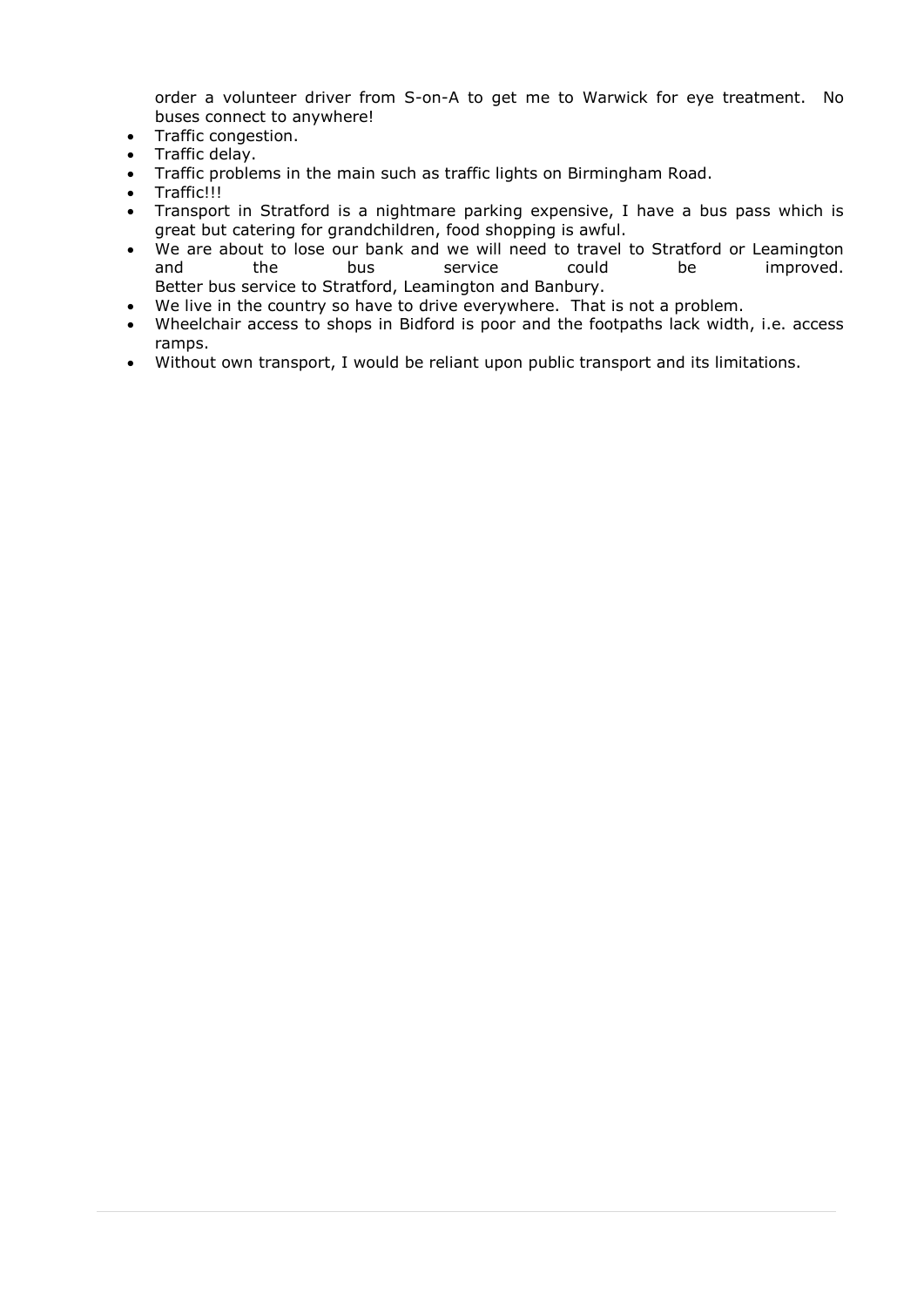order a volunteer driver from S-on-A to get me to Warwick for eye treatment. No buses connect to anywhere!

- Traffic congestion.
- Traffic delay.
- Traffic problems in the main such as traffic lights on Birmingham Road.
- Traffic!!!
- Transport in Stratford is a nightmare parking expensive, I have a bus pass which is great but catering for grandchildren, food shopping is awful.
- We are about to lose our bank and we will need to travel to Stratford or Leamington and the bus service could be improved.
  Better bus service to Stratford, Leamington and Banbury.
- We live in the country so have to drive everywhere. That is not a problem.
- Wheelchair access to shops in Bidford is poor and the footpaths lack width, i.e. access ramps.
- Without own transport, I would be reliant upon public transport and its limitations.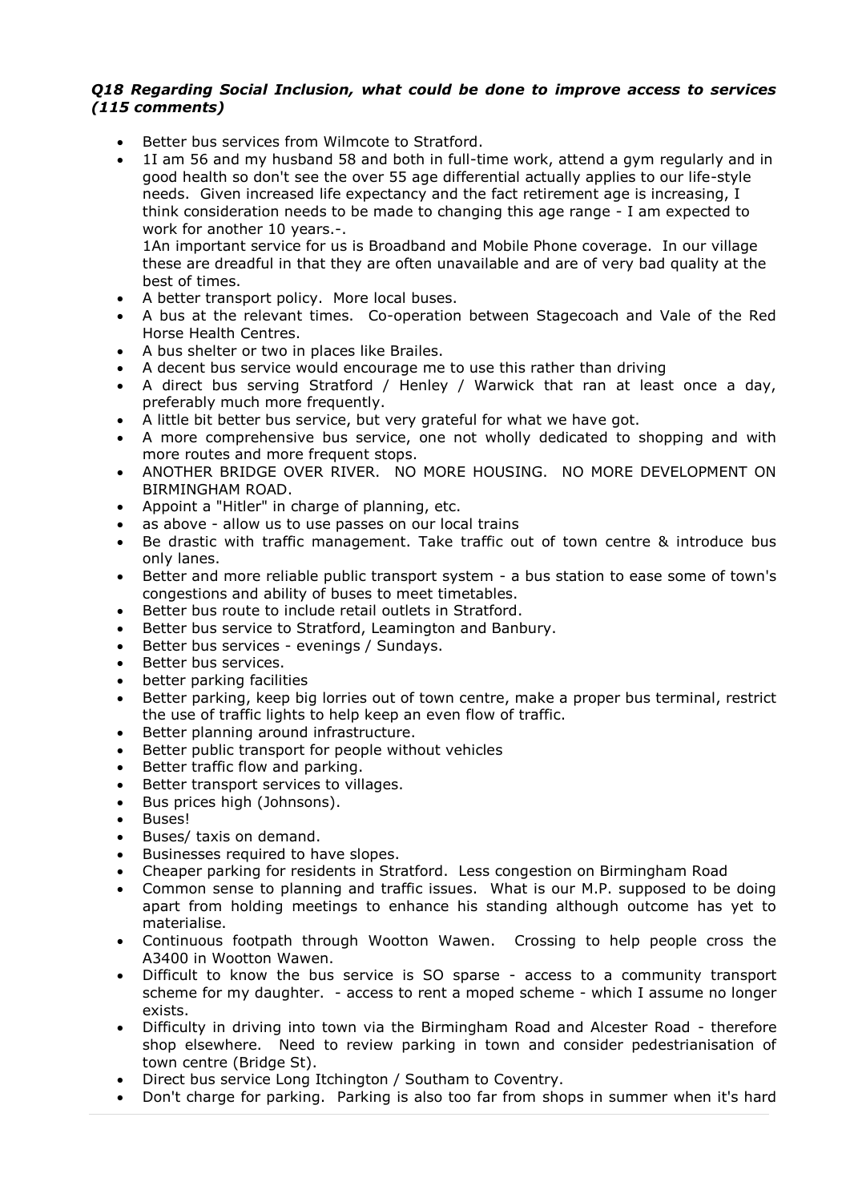### *Q18 Regarding Social Inclusion, what could be done to improve access to services (115 comments)*

- Better bus services from Wilmcote to Stratford.
- 1I am 56 and my husband 58 and both in full-time work, attend a gym regularly and in good health so don't see the over 55 age differential actually applies to our life-style needs. Given increased life expectancy and the fact retirement age is increasing, I think consideration needs to be made to changing this age range - I am expected to work for another 10 years.-.

  1An important service for us is Broadband and Mobile Phone coverage. In our village these are dreadful in that they are often unavailable and are of very bad quality at the best of times.
- A better transport policy. More local buses.
- A bus at the relevant times. Co-operation between Stagecoach and Vale of the Red Horse Health Centres.
- A bus shelter or two in places like Brailes.
- A decent bus service would encourage me to use this rather than driving
- A direct bus serving Stratford / Henley / Warwick that ran at least once a day, preferably much more frequently.
- A little bit better bus service, but very grateful for what we have got.
- A more comprehensive bus service, one not wholly dedicated to shopping and with more routes and more frequent stops.
- ANOTHER BRIDGE OVER RIVER. NO MORE HOUSING. NO MORE DEVELOPMENT ON BIRMINGHAM ROAD.
- Appoint a "Hitler" in charge of planning, etc.
- as above - allow us to use passes on our local trains
- Be drastic with traffic management. Take traffic out of town centre & introduce bus only lanes.
- Better and more reliable public transport system - a bus station to ease some of town's congestions and ability of buses to meet timetables.
- Better bus route to include retail outlets in Stratford.
- Better bus service to Stratford, Leamington and Banbury.
- Better bus services - evenings / Sundays.
- Better bus services.
- better parking facilities
- Better parking, keep big lorries out of town centre, make a proper bus terminal, restrict the use of traffic lights to help keep an even flow of traffic.
- Better planning around infrastructure.
- Better public transport for people without vehicles
- Better traffic flow and parking.
- Better transport services to villages.
- Bus prices high (Johnsons).
- Buses!
- Buses/ taxis on demand.
- Businesses required to have slopes.
- Cheaper parking for residents in Stratford. Less congestion on Birmingham Road
- Common sense to planning and traffic issues. What is our M.P. supposed to be doing apart from holding meetings to enhance his standing although outcome has yet to materialise.
- Continuous footpath through Wootton Wawen. Crossing to help people cross the A3400 in Wootton Wawen.
- Difficult to know the bus service is SO sparse - access to a community transport scheme for my daughter. - access to rent a moped scheme - which I assume no longer exists.
- Difficulty in driving into town via the Birmingham Road and Alcester Road - therefore shop elsewhere. Need to review parking in town and consider pedestrianisation of town centre (Bridge St).
- Direct bus service Long Itchington / Southam to Coventry.
- Don't charge for parking. Parking is also too far from shops in summer when it's hard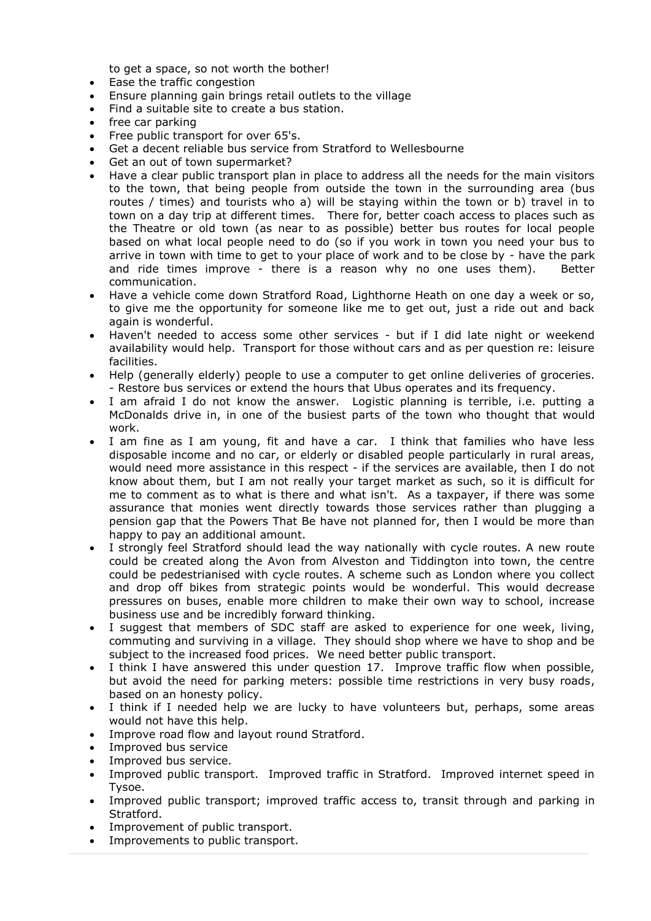to get a space, so not worth the bother!

- Ease the traffic congestion
- Ensure planning gain brings retail outlets to the village
- Find a suitable site to create a bus station.
- free car parking
- Free public transport for over 65's.
- Get a decent reliable bus service from Stratford to Wellesbourne
- Get an out of town supermarket?
- Have a clear public transport plan in place to address all the needs for the main visitors to the town, that being people from outside the town in the surrounding area (bus routes / times) and tourists who a) will be staying within the town or b) travel in to town on a day trip at different times. There for, better coach access to places such as the Theatre or old town (as near to as possible) better bus routes for local people based on what local people need to do (so if you work in town you need your bus to arrive in town with time to get to your place of work and to be close by - have the park and ride times improve - there is a reason why no one uses them). Better communication.
- Have a vehicle come down Stratford Road, Lighthorne Heath on one day a week or so, to give me the opportunity for someone like me to get out, just a ride out and back again is wonderful.
- Haven't needed to access some other services - but if I did late night or weekend availability would help. Transport for those without cars and as per question re: leisure facilities.
- Help (generally elderly) people to use a computer to get online deliveries of groceries. - Restore bus services or extend the hours that Ubus operates and its frequency.
- I am afraid I do not know the answer. Logistic planning is terrible, i.e. putting a McDonalds drive in, in one of the busiest parts of the town who thought that would work.
- I am fine as I am young, fit and have a car. I think that families who have less disposable income and no car, or elderly or disabled people particularly in rural areas, would need more assistance in this respect - if the services are available, then I do not know about them, but I am not really your target market as such, so it is difficult for me to comment as to what is there and what isn't. As a taxpayer, if there was some assurance that monies went directly towards those services rather than plugging a pension gap that the Powers That Be have not planned for, then I would be more than happy to pay an additional amount.
- I strongly feel Stratford should lead the way nationally with cycle routes. A new route could be created along the Avon from Alveston and Tiddington into town, the centre could be pedestrianised with cycle routes. A scheme such as London where you collect and drop off bikes from strategic points would be wonderful. This would decrease pressures on buses, enable more children to make their own way to school, increase business use and be incredibly forward thinking.
- I suggest that members of SDC staff are asked to experience for one week, living, commuting and surviving in a village. They should shop where we have to shop and be subject to the increased food prices. We need better public transport.
- I think I have answered this under question 17. Improve traffic flow when possible, but avoid the need for parking meters: possible time restrictions in very busy roads, based on an honesty policy.
- I think if I needed help we are lucky to have volunteers but, perhaps, some areas would not have this help.
- Improve road flow and layout round Stratford.
- Improved bus service
- Improved bus service.
- Improved public transport. Improved traffic in Stratford. Improved internet speed in Tysoe.
- Improved public transport; improved traffic access to, transit through and parking in Stratford.
- Improvement of public transport.
- Improvements to public transport.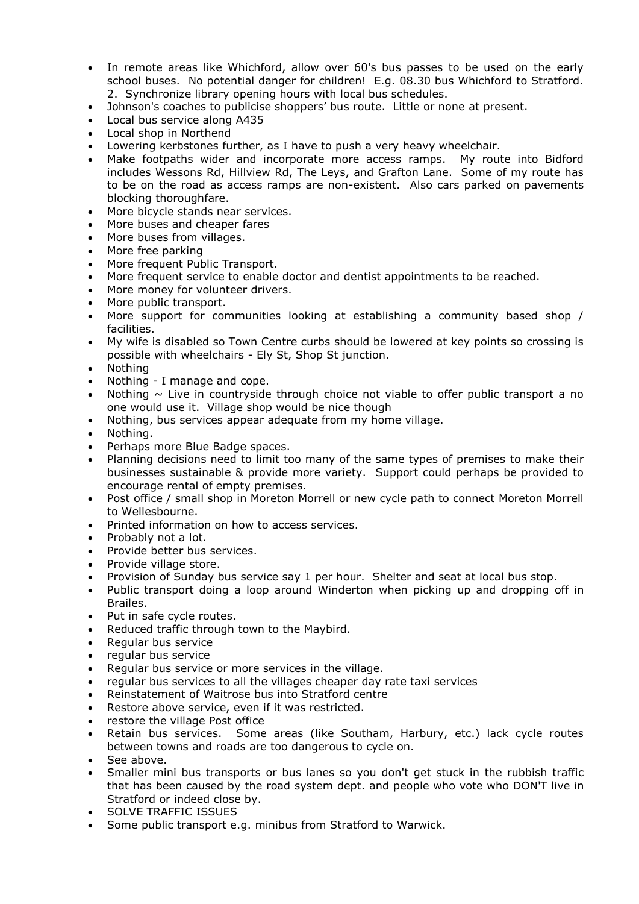- In remote areas like Whichford, allow over 60's bus passes to be used on the early school buses. No potential danger for children! E.g. 08.30 bus Whichford to Stratford. 2. Synchronize library opening hours with local bus schedules.
- Johnson's coaches to publicise shoppers' bus route. Little or none at present.
- Local bus service along A435
- Local shop in Northend
- Lowering kerbstones further, as I have to push a very heavy wheelchair.
- Make footpaths wider and incorporate more access ramps. My route into Bidford includes Wessons Rd, Hillview Rd, The Leys, and Grafton Lane. Some of my route has to be on the road as access ramps are non-existent. Also cars parked on pavements blocking thoroughfare.
- More bicycle stands near services.
- More buses and cheaper fares
- More buses from villages.
- More free parking
- More frequent Public Transport.
- More frequent service to enable doctor and dentist appointments to be reached.
- More money for volunteer drivers.
- More public transport.
- More support for communities looking at establishing a community based shop / facilities.
- My wife is disabled so Town Centre curbs should be lowered at key points so crossing is possible with wheelchairs - Ely St, Shop St junction.
- Nothing
- Nothing - I manage and cope.
- Nothing ~ Live in countryside through choice not viable to offer public transport a no one would use it. Village shop would be nice though
- Nothing, bus services appear adequate from my home village.
- Nothing.
- Perhaps more Blue Badge spaces.
- Planning decisions need to limit too many of the same types of premises to make their businesses sustainable & provide more variety. Support could perhaps be provided to encourage rental of empty premises.
- Post office / small shop in Moreton Morrell or new cycle path to connect Moreton Morrell to Wellesbourne.
- Printed information on how to access services.
- Probably not a lot.
- Provide better bus services.
- Provide village store.
- Provision of Sunday bus service say 1 per hour. Shelter and seat at local bus stop.
- Public transport doing a loop around Winderton when picking up and dropping off in Brailes.
- Put in safe cycle routes.
- Reduced traffic through town to the Maybird.
- Regular bus service
- regular bus service
- Regular bus service or more services in the village.
- regular bus services to all the villages cheaper day rate taxi services
- Reinstatement of Waitrose bus into Stratford centre
- Restore above service, even if it was restricted.
- restore the village Post office
- Retain bus services. Some areas (like Southam, Harbury, etc.) lack cycle routes between towns and roads are too dangerous to cycle on.
- See above.
- Smaller mini bus transports or bus lanes so you don't get stuck in the rubbish traffic that has been caused by the road system dept. and people who vote who DON'T live in Stratford or indeed close by.
- SOLVE TRAFFIC ISSUES
- Some public transport e.g. minibus from Stratford to Warwick.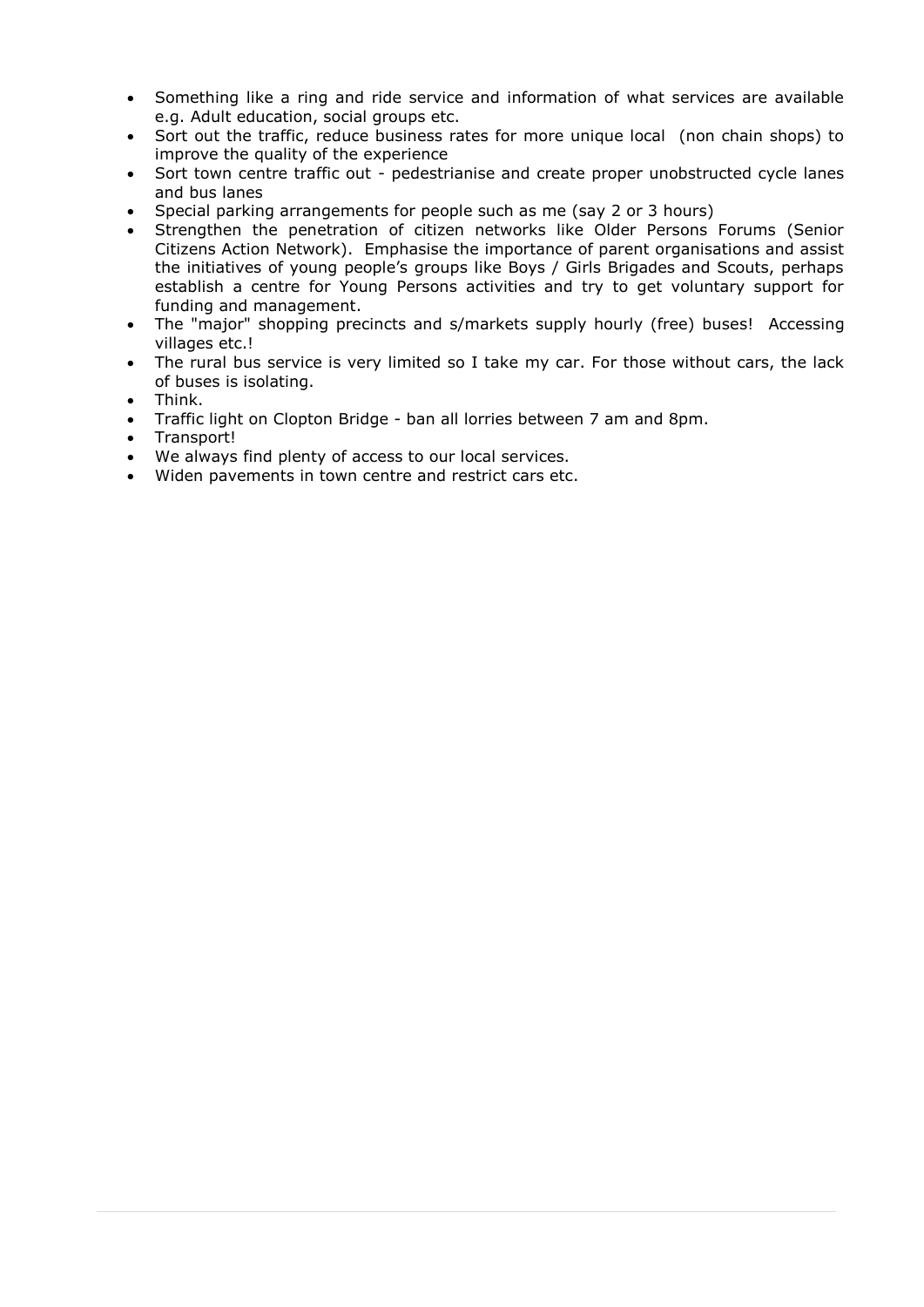- Something like a ring and ride service and information of what services are available e.g. Adult education, social groups etc.
- Sort out the traffic, reduce business rates for more unique local (non chain shops) to improve the quality of the experience
- Sort town centre traffic out - pedestrianise and create proper unobstructed cycle lanes and bus lanes
- Special parking arrangements for people such as me (say 2 or 3 hours)
- Strengthen the penetration of citizen networks like Older Persons Forums (Senior Citizens Action Network). Emphasise the importance of parent organisations and assist the initiatives of young people's groups like Boys / Girls Brigades and Scouts, perhaps establish a centre for Young Persons activities and try to get voluntary support for funding and management.
- The "major" shopping precincts and s/markets supply hourly (free) buses! Accessing villages etc.!
- The rural bus service is very limited so I take my car. For those without cars, the lack of buses is isolating.
- Think.
- Traffic light on Clopton Bridge - ban all lorries between 7 am and 8pm.
- Transport!
- We always find plenty of access to our local services.
- Widen pavements in town centre and restrict cars etc.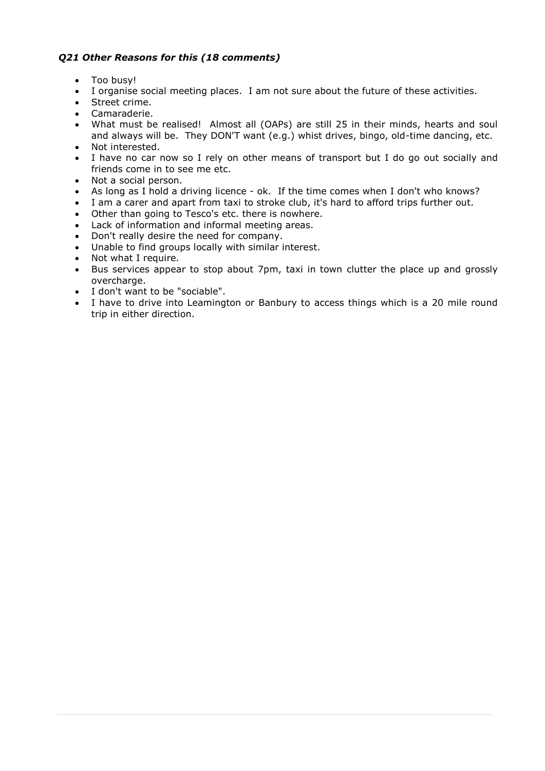### *Q21 Other Reasons for this (18 comments)*

- Too busy!
- I organise social meeting places. I am not sure about the future of these activities.
- Street crime.
- Camaraderie.
- What must be realised! Almost all (OAPs) are still 25 in their minds, hearts and soul and always will be. They DON'T want (e.g.) whist drives, bingo, old-time dancing, etc.
- Not interested.
- I have no car now so I rely on other means of transport but I do go out socially and friends come in to see me etc.
- Not a social person.
- As long as I hold a driving licence - ok. If the time comes when I don't who knows?
- I am a carer and apart from taxi to stroke club, it's hard to afford trips further out.
- Other than going to Tesco's etc. there is nowhere.
- Lack of information and informal meeting areas.
- Don't really desire the need for company.
- Unable to find groups locally with similar interest.
- Not what I require.
- Bus services appear to stop about 7pm, taxi in town clutter the place up and grossly overcharge.
- I don't want to be "sociable".
- I have to drive into Leamington or Banbury to access things which is a 20 mile round trip in either direction.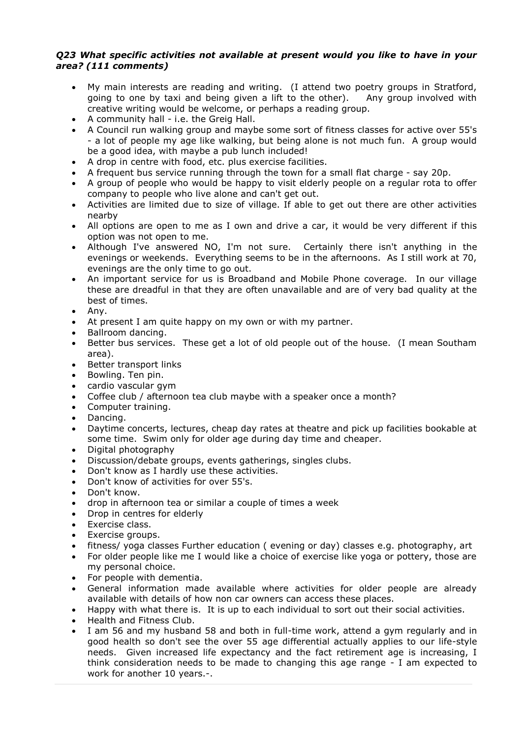***Q23 What specific activities not available at present would you like to have in your area? (111 comments)***

- My main interests are reading and writing. (I attend two poetry groups in Stratford, going to one by taxi and being given a lift to the other). Any group involved with creative writing would be welcome, or perhaps a reading group.
- A community hall - i.e. the Greig Hall.
- A Council run walking group and maybe some sort of fitness classes for active over 55's - a lot of people my age like walking, but being alone is not much fun. A group would be a good idea, with maybe a pub lunch included!
- A drop in centre with food, etc. plus exercise facilities.
- A frequent bus service running through the town for a small flat charge - say 20p.
- A group of people who would be happy to visit elderly people on a regular rota to offer company to people who live alone and can't get out.
- Activities are limited due to size of village. If able to get out there are other activities nearby
- All options are open to me as I own and drive a car, it would be very different if this option was not open to me.
- Although I've answered NO, I'm not sure. Certainly there isn't anything in the evenings or weekends. Everything seems to be in the afternoons. As I still work at 70, evenings are the only time to go out.
- An important service for us is Broadband and Mobile Phone coverage. In our village these are dreadful in that they are often unavailable and are of very bad quality at the best of times.
- Any.
- At present I am quite happy on my own or with my partner.
- Ballroom dancing.
- Better bus services. These get a lot of old people out of the house. (I mean Southam area).
- Better transport links
- Bowling. Ten pin.
- cardio vascular gym
- Coffee club / afternoon tea club maybe with a speaker once a month?
- Computer training.
- Dancing.
- Daytime concerts, lectures, cheap day rates at theatre and pick up facilities bookable at some time. Swim only for older age during day time and cheaper.
- Digital photography
- Discussion/debate groups, events gatherings, singles clubs.
- Don't know as I hardly use these activities.
- Don't know of activities for over 55's.
- Don't know.
- drop in afternoon tea or similar a couple of times a week
- Drop in centres for elderly
- Exercise class.
- Exercise groups.
- fitness/ yoga classes Further education ( evening or day) classes e.g. photography, art
- For older people like me I would like a choice of exercise like yoga or pottery, those are my personal choice.
- For people with dementia.
- General information made available where activities for older people are already available with details of how non car owners can access these places.
- Happy with what there is. It is up to each individual to sort out their social activities.
- Health and Fitness Club.
- I am 56 and my husband 58 and both in full-time work, attend a gym regularly and in good health so don't see the over 55 age differential actually applies to our life-style needs. Given increased life expectancy and the fact retirement age is increasing, I think consideration needs to be made to changing this age range - I am expected to work for another 10 years.-.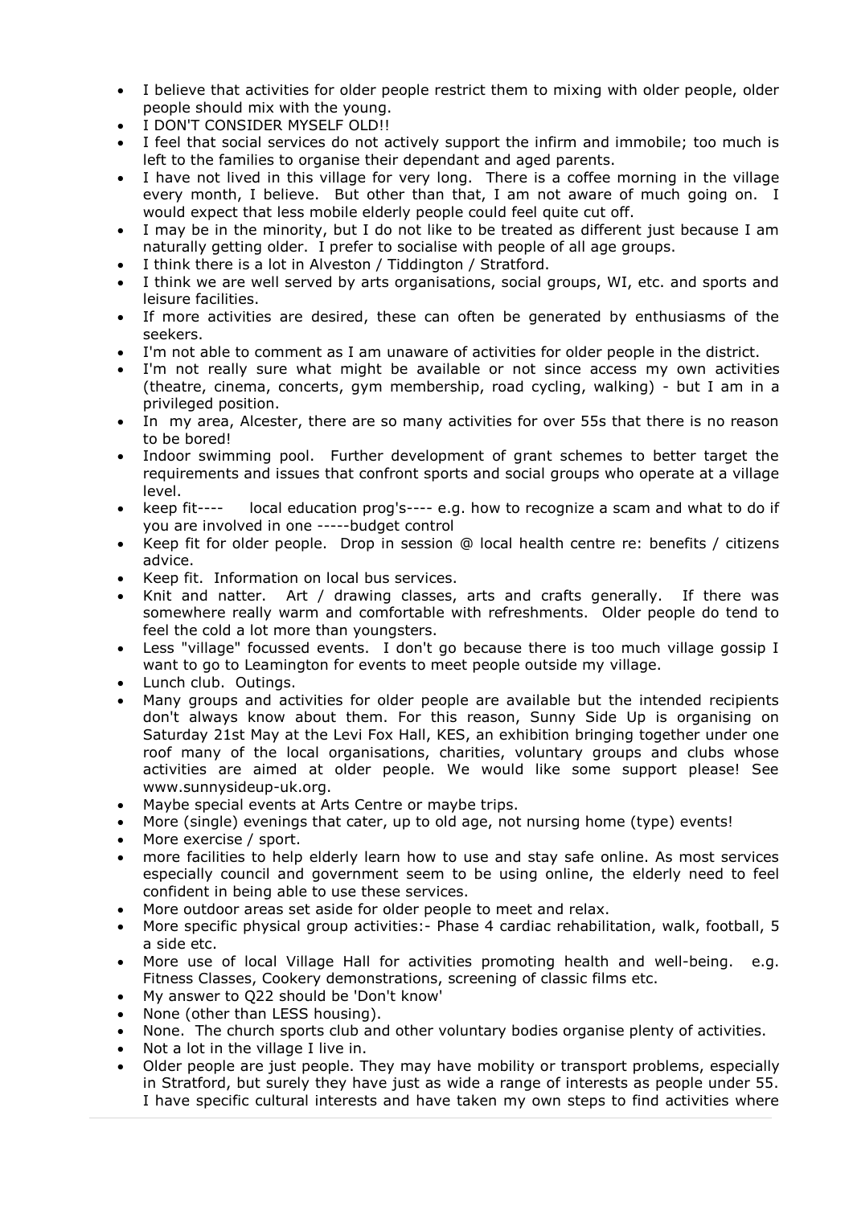- I believe that activities for older people restrict them to mixing with older people, older people should mix with the young.
- I DON'T CONSIDER MYSELF OLD!!
- I feel that social services do not actively support the infirm and immobile; too much is left to the families to organise their dependant and aged parents.
- I have not lived in this village for very long. There is a coffee morning in the village every month, I believe. But other than that, I am not aware of much going on. I would expect that less mobile elderly people could feel quite cut off.
- I may be in the minority, but I do not like to be treated as different just because I am naturally getting older. I prefer to socialise with people of all age groups.
- I think there is a lot in Alveston / Tiddington / Stratford.
- I think we are well served by arts organisations, social groups, WI, etc. and sports and leisure facilities.
- If more activities are desired, these can often be generated by enthusiasms of the seekers.
- I'm not able to comment as I am unaware of activities for older people in the district.
- I'm not really sure what might be available or not since access my own activities (theatre, cinema, concerts, gym membership, road cycling, walking) - but I am in a privileged position.
- In my area, Alcester, there are so many activities for over 55s that there is no reason to be bored!
- Indoor swimming pool. Further development of grant schemes to better target the requirements and issues that confront sports and social groups who operate at a village level.
- keep fit---- local education prog's---- e.g. how to recognize a scam and what to do if you are involved in one -----budget control
- Keep fit for older people. Drop in session @ local health centre re: benefits / citizens advice.
- Keep fit. Information on local bus services.
- Knit and natter. Art / drawing classes, arts and crafts generally. If there was somewhere really warm and comfortable with refreshments. Older people do tend to feel the cold a lot more than youngsters.
- Less "village" focussed events. I don't go because there is too much village gossip I want to go to Leamington for events to meet people outside my village.
- Lunch club. Outings.
- Many groups and activities for older people are available but the intended recipients don't always know about them. For this reason, Sunny Side Up is organising on Saturday 21st May at the Levi Fox Hall, KES, an exhibition bringing together under one roof many of the local organisations, charities, voluntary groups and clubs whose activities are aimed at older people. We would like some support please! See www.sunnysideup-uk.org.
- Maybe special events at Arts Centre or maybe trips.
- More (single) evenings that cater, up to old age, not nursing home (type) events!
- More exercise / sport.
- more facilities to help elderly learn how to use and stay safe online. As most services especially council and government seem to be using online, the elderly need to feel confident in being able to use these services.
- More outdoor areas set aside for older people to meet and relax.
- More specific physical group activities:- Phase 4 cardiac rehabilitation, walk, football, 5 a side etc.
- More use of local Village Hall for activities promoting health and well-being. e.g. Fitness Classes, Cookery demonstrations, screening of classic films etc.
- My answer to Q22 should be 'Don't know'
- None (other than LESS housing).
- None. The church sports club and other voluntary bodies organise plenty of activities.
- Not a lot in the village I live in.
- Older people are just people. They may have mobility or transport problems, especially in Stratford, but surely they have just as wide a range of interests as people under 55. I have specific cultural interests and have taken my own steps to find activities where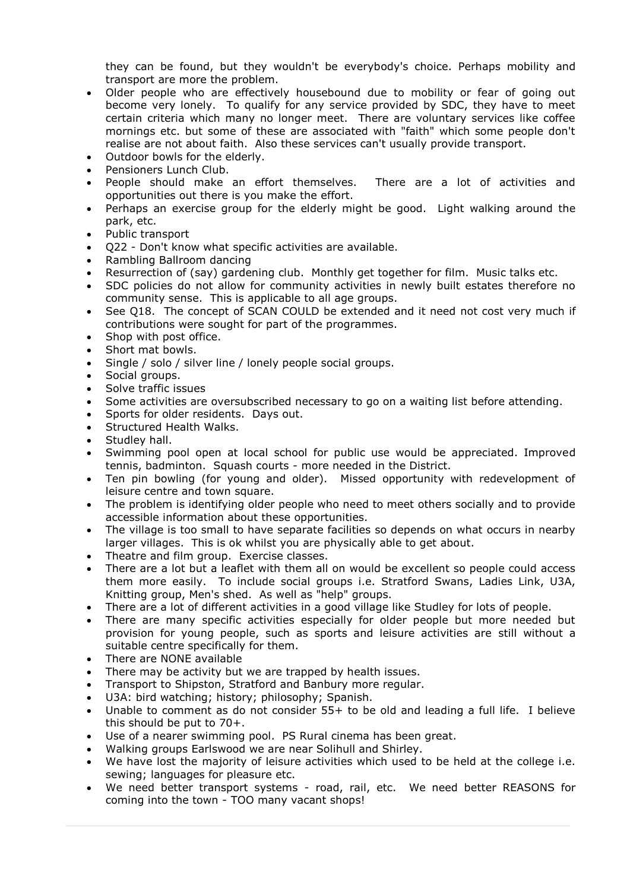they can be found, but they wouldn't be everybody's choice. Perhaps mobility and transport are more the problem.

- Older people who are effectively housebound due to mobility or fear of going out become very lonely. To qualify for any service provided by SDC, they have to meet certain criteria which many no longer meet. There are voluntary services like coffee mornings etc. but some of these are associated with "faith" which some people don't realise are not about faith. Also these services can't usually provide transport.
- Outdoor bowls for the elderly.
- Pensioners Lunch Club.
- People should make an effort themselves. There are a lot of activities and opportunities out there is you make the effort.
- Perhaps an exercise group for the elderly might be good. Light walking around the park, etc.
- Public transport
- Q22 - Don't know what specific activities are available.
- Rambling Ballroom dancing
- Resurrection of (say) gardening club. Monthly get together for film. Music talks etc.
- SDC policies do not allow for community activities in newly built estates therefore no community sense. This is applicable to all age groups.
- See Q18. The concept of SCAN COULD be extended and it need not cost very much if contributions were sought for part of the programmes.
- Shop with post office.
- Short mat bowls.
- Single / solo / silver line / lonely people social groups.
- Social groups.
- Solve traffic issues
- Some activities are oversubscribed necessary to go on a waiting list before attending.
- Sports for older residents. Days out.
- Structured Health Walks.
- Studley hall.
- Swimming pool open at local school for public use would be appreciated. Improved tennis, badminton. Squash courts - more needed in the District.
- Ten pin bowling (for young and older). Missed opportunity with redevelopment of leisure centre and town square.
- The problem is identifying older people who need to meet others socially and to provide accessible information about these opportunities.
- The village is too small to have separate facilities so depends on what occurs in nearby larger villages. This is ok whilst you are physically able to get about.
- Theatre and film group. Exercise classes.
- There are a lot but a leaflet with them all on would be excellent so people could access them more easily. To include social groups i.e. Stratford Swans, Ladies Link, U3A, Knitting group, Men's shed. As well as "help" groups.
- There are a lot of different activities in a good village like Studley for lots of people.
- There are many specific activities especially for older people but more needed but provision for young people, such as sports and leisure activities are still without a suitable centre specifically for them.
- There are NONE available
- There may be activity but we are trapped by health issues.
- Transport to Shipston, Stratford and Banbury more regular.
- U3A: bird watching; history; philosophy; Spanish.
- Unable to comment as do not consider 55+ to be old and leading a full life. I believe this should be put to 70+.
- Use of a nearer swimming pool. PS Rural cinema has been great.
- Walking groups Earlswood we are near Solihull and Shirley.
- We have lost the majority of leisure activities which used to be held at the college i.e. sewing; languages for pleasure etc.
- We need better transport systems - road, rail, etc. We need better REASONS for coming into the town - TOO many vacant shops!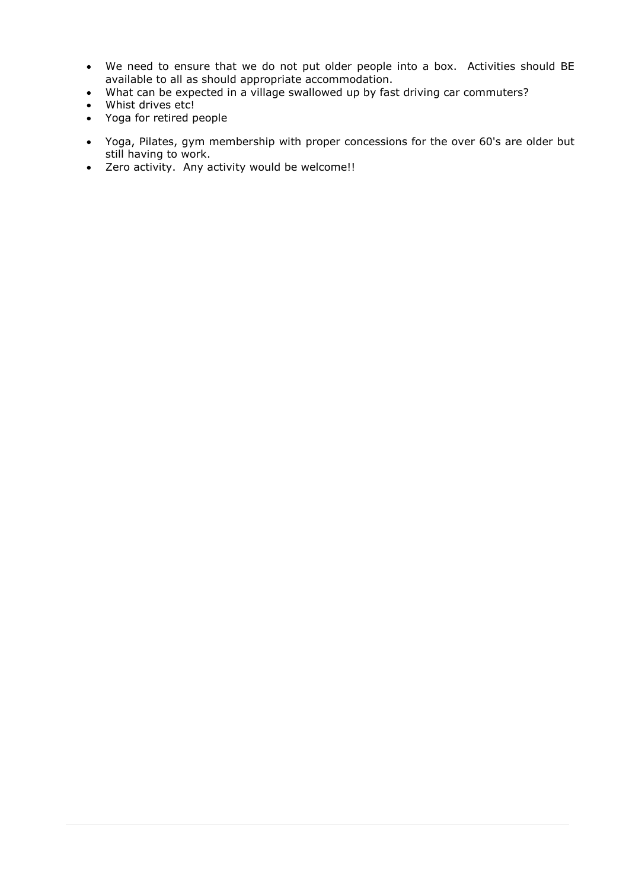- We need to ensure that we do not put older people into a box. Activities should BE available to all as should appropriate accommodation.
- What can be expected in a village swallowed up by fast driving car commuters?
- Whist drives etc!
- Yoga for retired people
- Yoga, Pilates, gym membership with proper concessions for the over 60's are older but still having to work.
- Zero activity. Any activity would be welcome!!